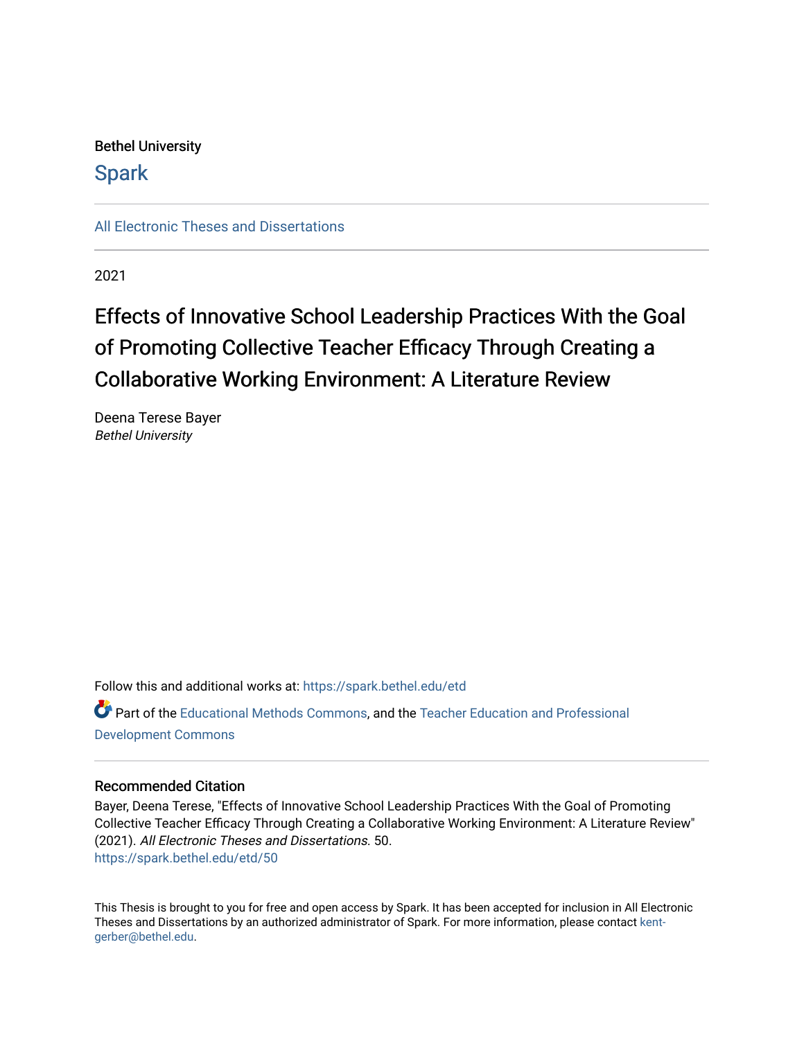Bethel University

# Spark

All Electronic Theses and Dissertations

2021

# Effects of Innovative School Leadership Practices With the Goal of Promoting Collective Teacher Efficacy Through Creating a Collaborative Working Environment: A Literature Review

Deena Terese Bayer
*Bethel University*

Follow this and additional works at: https://spark.bethel.edu/etd

Part of the Educational Methods Commons, and the Teacher Education and Professional Development Commons

## Recommended Citation

Bayer, Deena Terese, "Effects of Innovative School Leadership Practices With the Goal of Promoting Collective Teacher Efficacy Through Creating a Collaborative Working Environment: A Literature Review" (2021). *All Electronic Theses and Dissertations*. 50.
https://spark.bethel.edu/etd/50

This Thesis is brought to you for free and open access by Spark. It has been accepted for inclusion in All Electronic Theses and Dissertations by an authorized administrator of Spark. For more information, please contact kent-gerber@bethel.edu.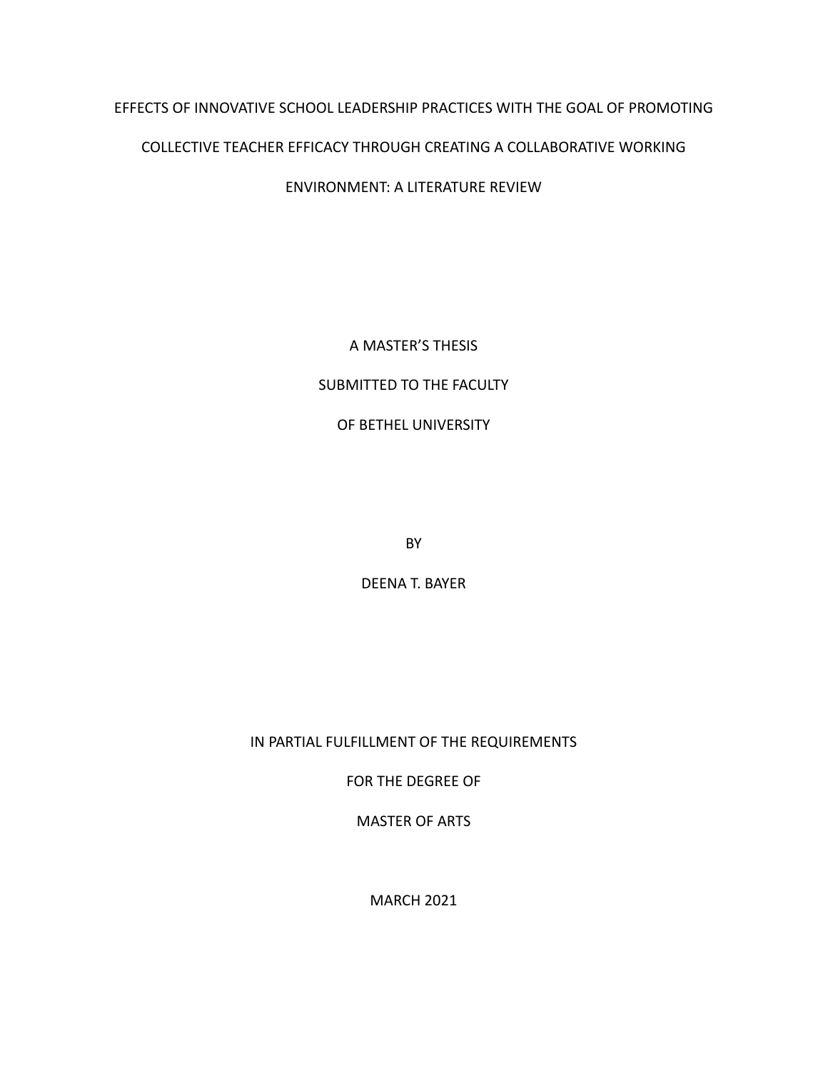# EFFECTS OF INNOVATIVE SCHOOL LEADERSHIP PRACTICES WITH THE GOAL OF PROMOTING COLLECTIVE TEACHER EFFICACY THROUGH CREATING A COLLABORATIVE WORKING ENVIRONMENT: A LITERATURE REVIEW

A MASTER'S THESIS

SUBMITTED TO THE FACULTY

OF BETHEL UNIVERSITY

BY

DEENA T. BAYER

IN PARTIAL FULFILLMENT OF THE REQUIREMENTS

FOR THE DEGREE OF

MASTER OF ARTS

MARCH 2021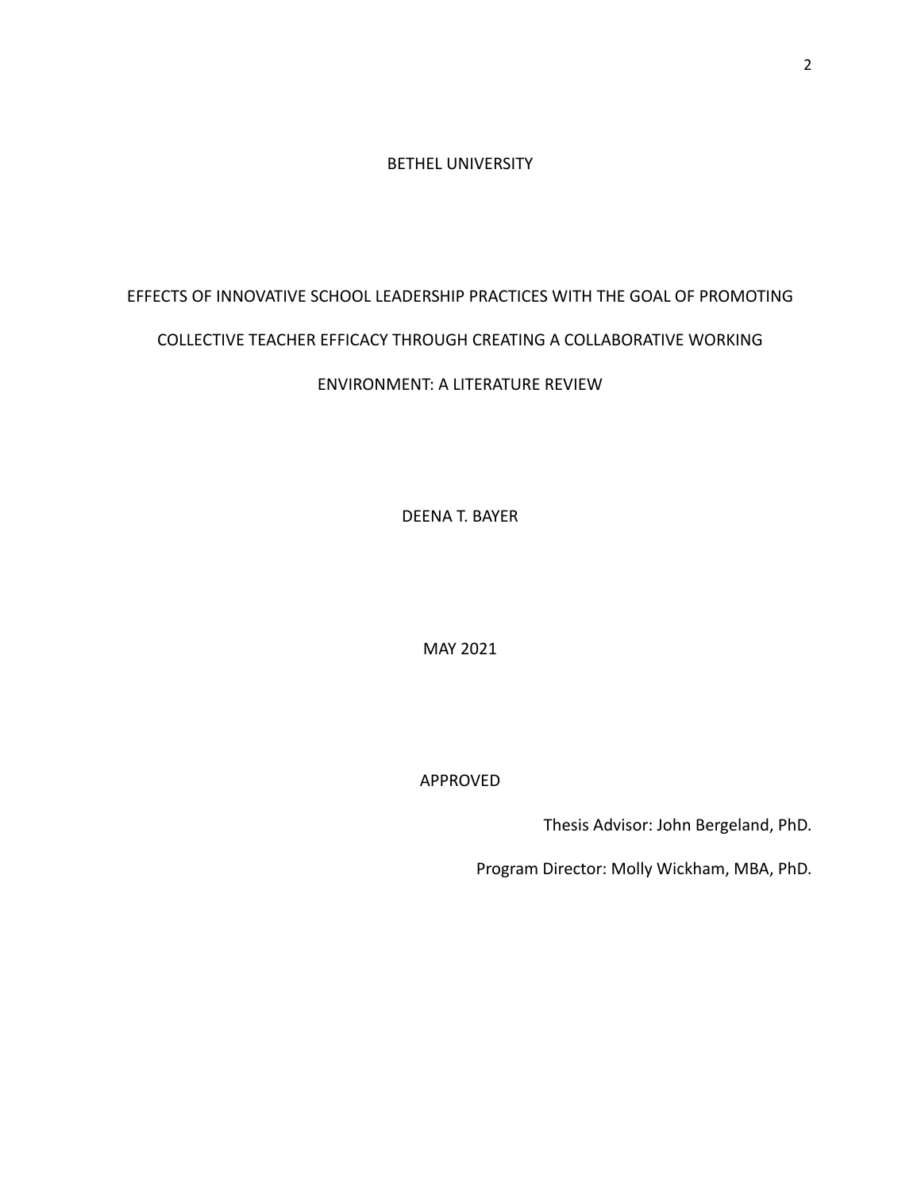BETHEL UNIVERSITY

# EFFECTS OF INNOVATIVE SCHOOL LEADERSHIP PRACTICES WITH THE GOAL OF PROMOTING COLLECTIVE TEACHER EFFICACY THROUGH CREATING A COLLABORATIVE WORKING ENVIRONMENT: A LITERATURE REVIEW

DEENA T. BAYER

MAY 2021

APPROVED

Thesis Advisor: John Bergeland, PhD.

Program Director: Molly Wickham, MBA, PhD.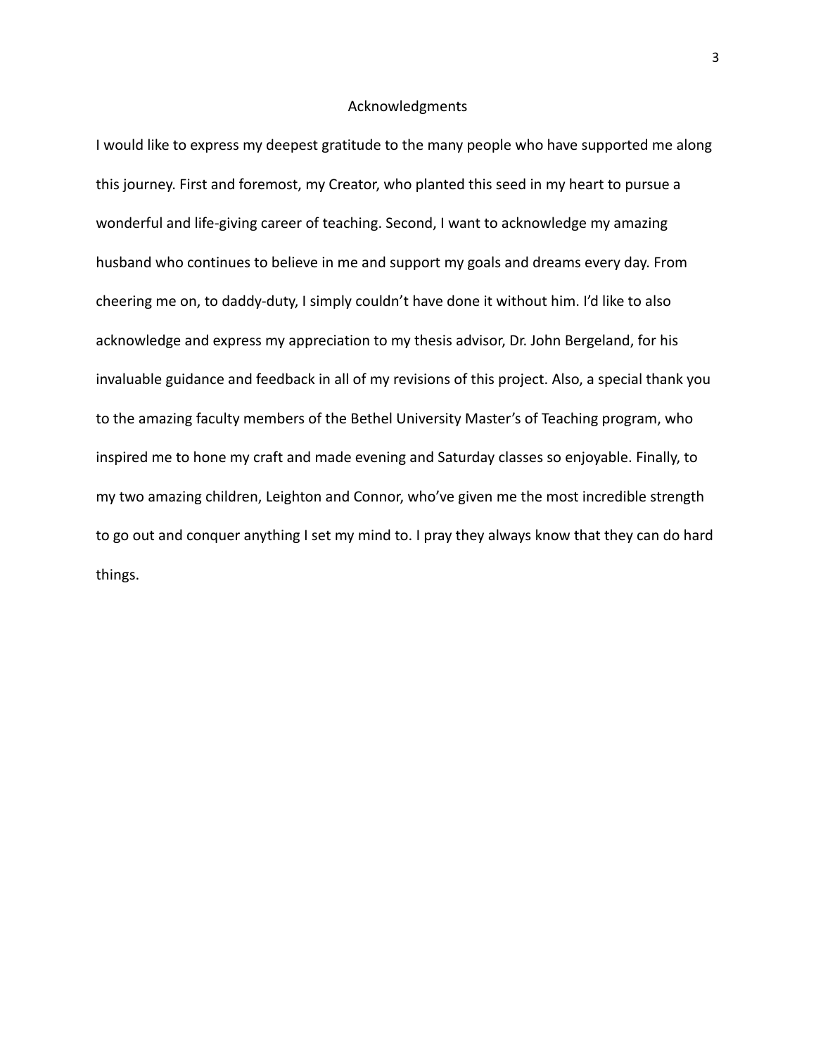# Acknowledgments

I would like to express my deepest gratitude to the many people who have supported me along this journey. First and foremost, my Creator, who planted this seed in my heart to pursue a wonderful and life-giving career of teaching. Second, I want to acknowledge my amazing husband who continues to believe in me and support my goals and dreams every day. From cheering me on, to daddy-duty, I simply couldn't have done it without him. I'd like to also acknowledge and express my appreciation to my thesis advisor, Dr. John Bergeland, for his invaluable guidance and feedback in all of my revisions of this project. Also, a special thank you to the amazing faculty members of the Bethel University Master's of Teaching program, who inspired me to hone my craft and made evening and Saturday classes so enjoyable. Finally, to my two amazing children, Leighton and Connor, who've given me the most incredible strength to go out and conquer anything I set my mind to. I pray they always know that they can do hard things.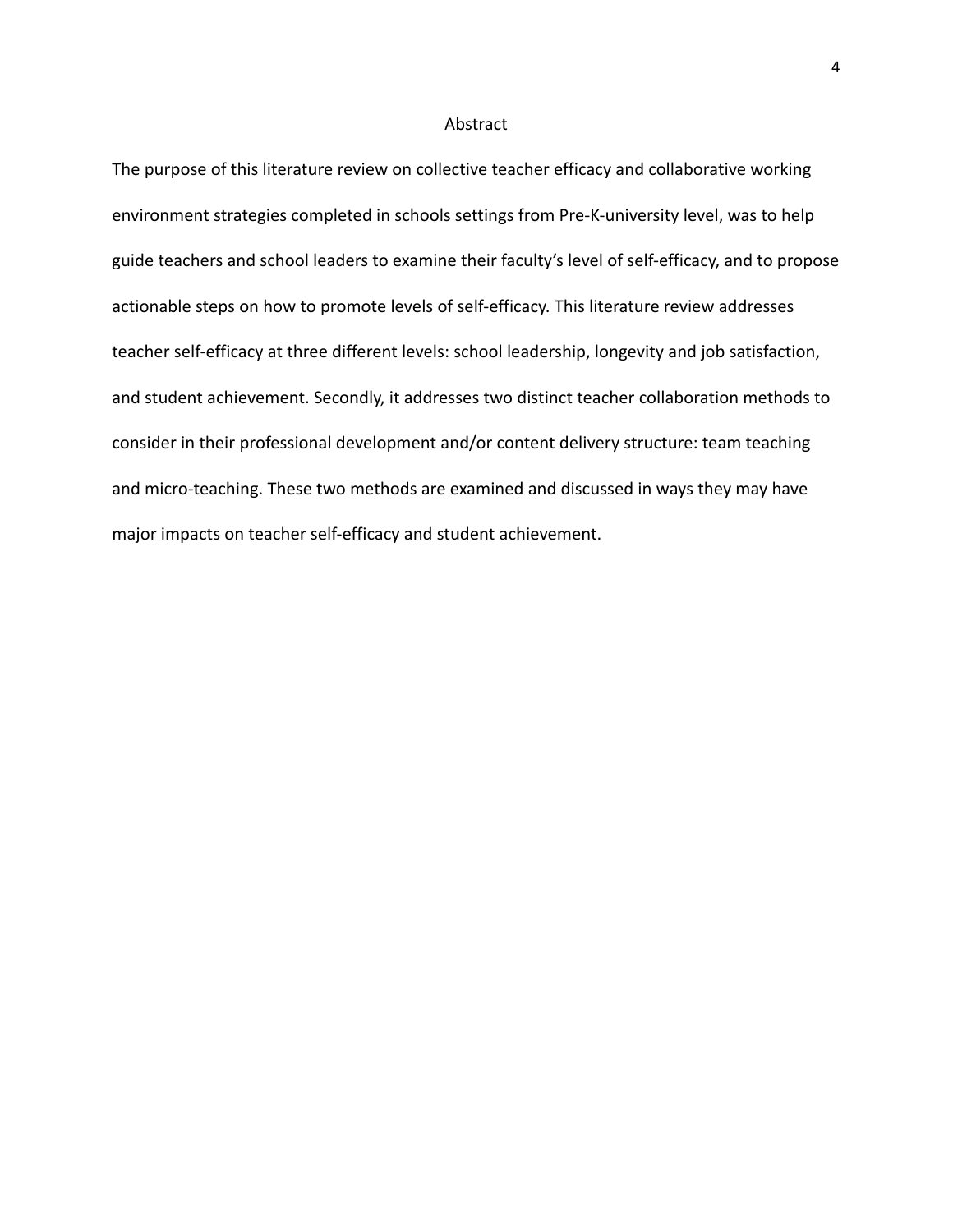# Abstract

The purpose of this literature review on collective teacher efficacy and collaborative working environment strategies completed in schools settings from Pre-K-university level, was to help guide teachers and school leaders to examine their faculty's level of self-efficacy, and to propose actionable steps on how to promote levels of self-efficacy. This literature review addresses teacher self-efficacy at three different levels: school leadership, longevity and job satisfaction, and student achievement. Secondly, it addresses two distinct teacher collaboration methods to consider in their professional development and/or content delivery structure: team teaching and micro-teaching. These two methods are examined and discussed in ways they may have major impacts on teacher self-efficacy and student achievement.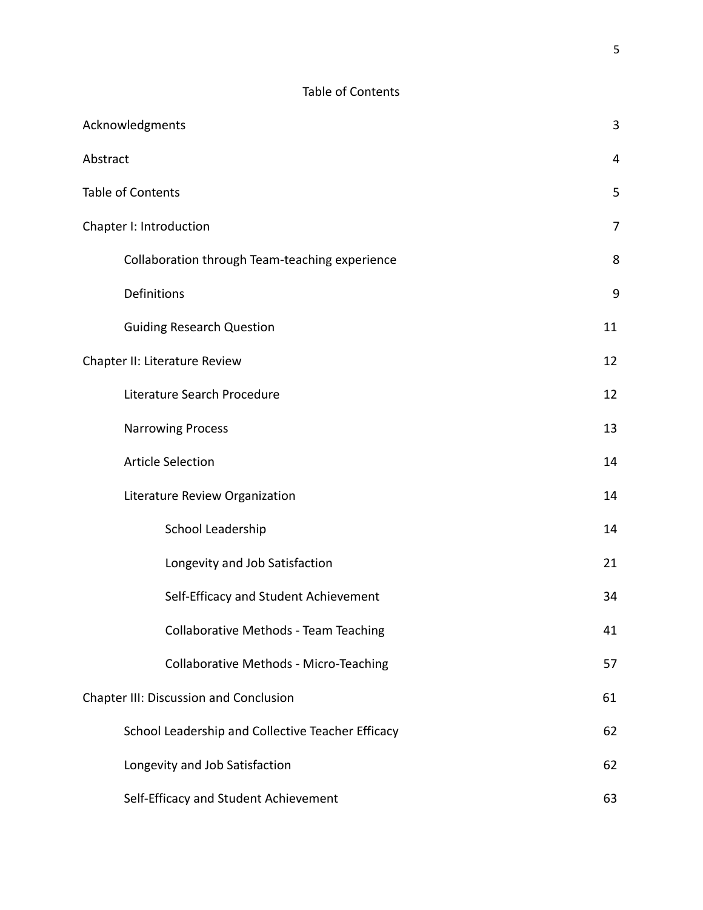# Table of Contents

| | |
|---|---|
| Acknowledgments | 3 |
| Abstract | 4 |
| Table of Contents | 5 |
| Chapter I: Introduction | 7 |
| Collaboration through Team-teaching experience | 8 |
| Definitions | 9 |
| Guiding Research Question | 11 |
| Chapter II: Literature Review | 12 |
| Literature Search Procedure | 12 |
| Narrowing Process | 13 |
| Article Selection | 14 |
| Literature Review Organization | 14 |
| School Leadership | 14 |
| Longevity and Job Satisfaction | 21 |
| Self-Efficacy and Student Achievement | 34 |
| Collaborative Methods - Team Teaching | 41 |
| Collaborative Methods - Micro-Teaching | 57 |
| Chapter III: Discussion and Conclusion | 61 |
| School Leadership and Collective Teacher Efficacy | 62 |
| Longevity and Job Satisfaction | 62 |
| Self-Efficacy and Student Achievement | 63 |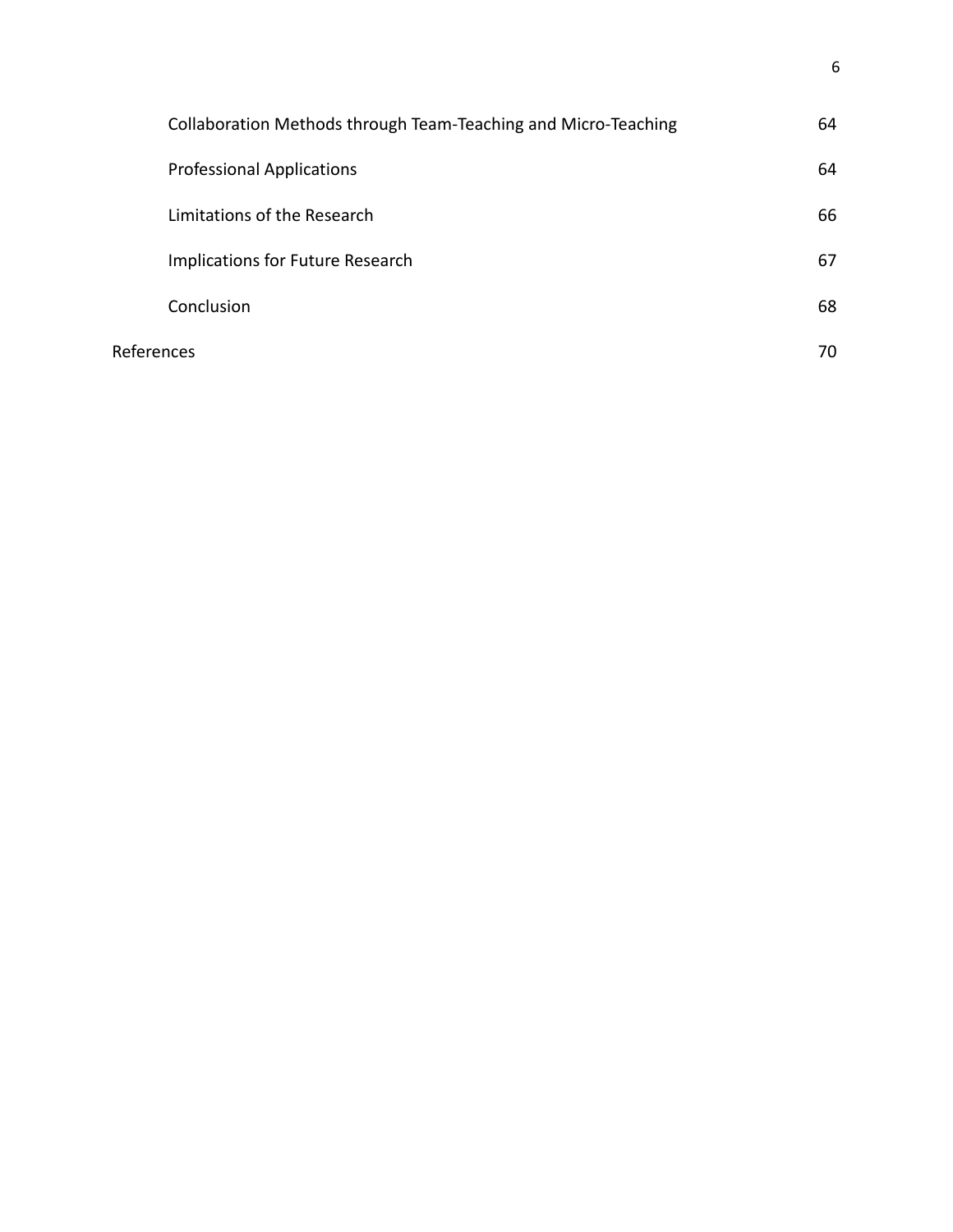| | |
|---|---|
| Collaboration Methods through Team-Teaching and Micro-Teaching | 64 |
| Professional Applications | 64 |
| Limitations of the Research | 66 |
| Implications for Future Research | 67 |
| Conclusion | 68 |
| References | 70 |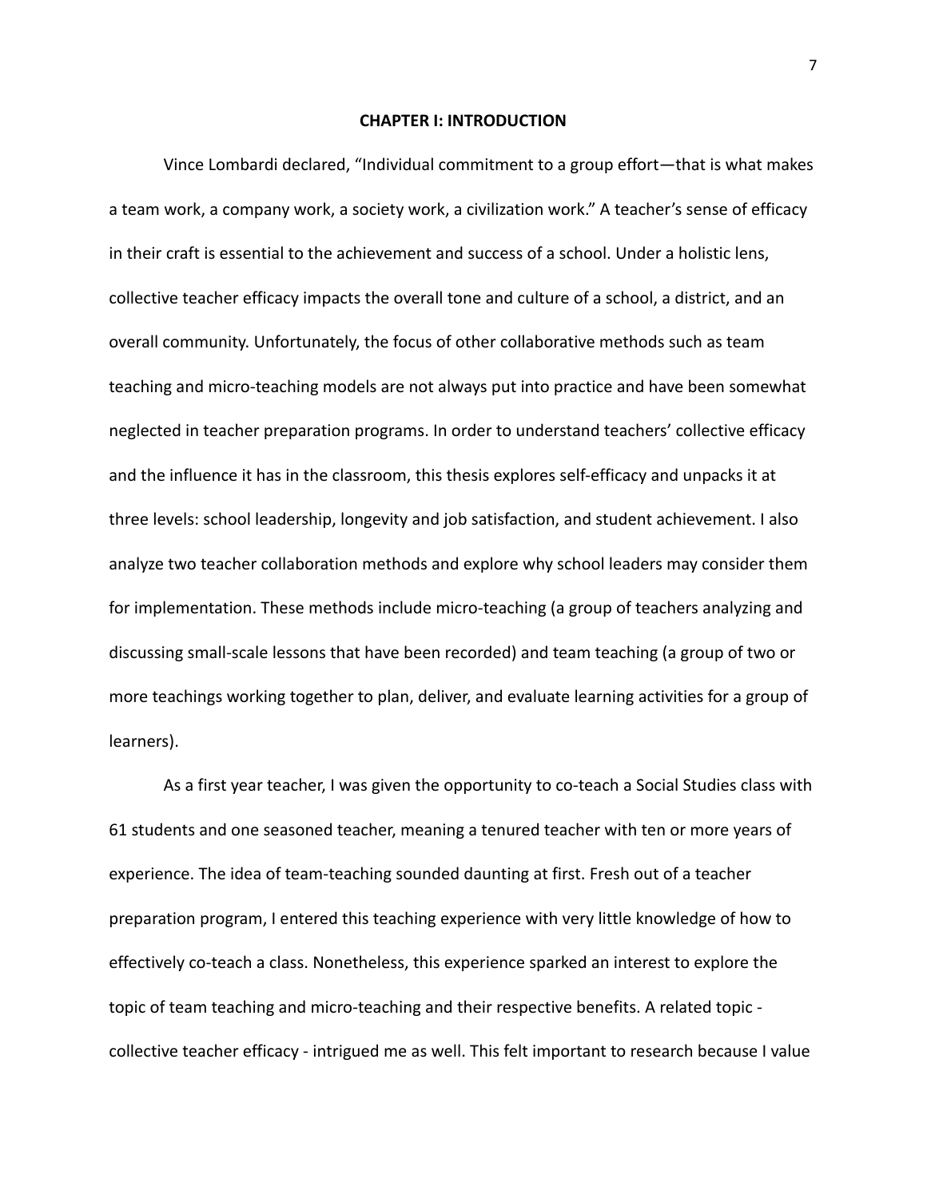# CHAPTER I: INTRODUCTION

Vince Lombardi declared, "Individual commitment to a group effort—that is what makes a team work, a company work, a society work, a civilization work." A teacher's sense of efficacy in their craft is essential to the achievement and success of a school. Under a holistic lens, collective teacher efficacy impacts the overall tone and culture of a school, a district, and an overall community. Unfortunately, the focus of other collaborative methods such as team teaching and micro-teaching models are not always put into practice and have been somewhat neglected in teacher preparation programs. In order to understand teachers' collective efficacy and the influence it has in the classroom, this thesis explores self-efficacy and unpacks it at three levels: school leadership, longevity and job satisfaction, and student achievement. I also analyze two teacher collaboration methods and explore why school leaders may consider them for implementation. These methods include micro-teaching (a group of teachers analyzing and discussing small-scale lessons that have been recorded) and team teaching (a group of two or more teachings working together to plan, deliver, and evaluate learning activities for a group of learners).

As a first year teacher, I was given the opportunity to co-teach a Social Studies class with 61 students and one seasoned teacher, meaning a tenured teacher with ten or more years of experience. The idea of team-teaching sounded daunting at first. Fresh out of a teacher preparation program, I entered this teaching experience with very little knowledge of how to effectively co-teach a class. Nonetheless, this experience sparked an interest to explore the topic of team teaching and micro-teaching and their respective benefits. A related topic - collective teacher efficacy - intrigued me as well. This felt important to research because I value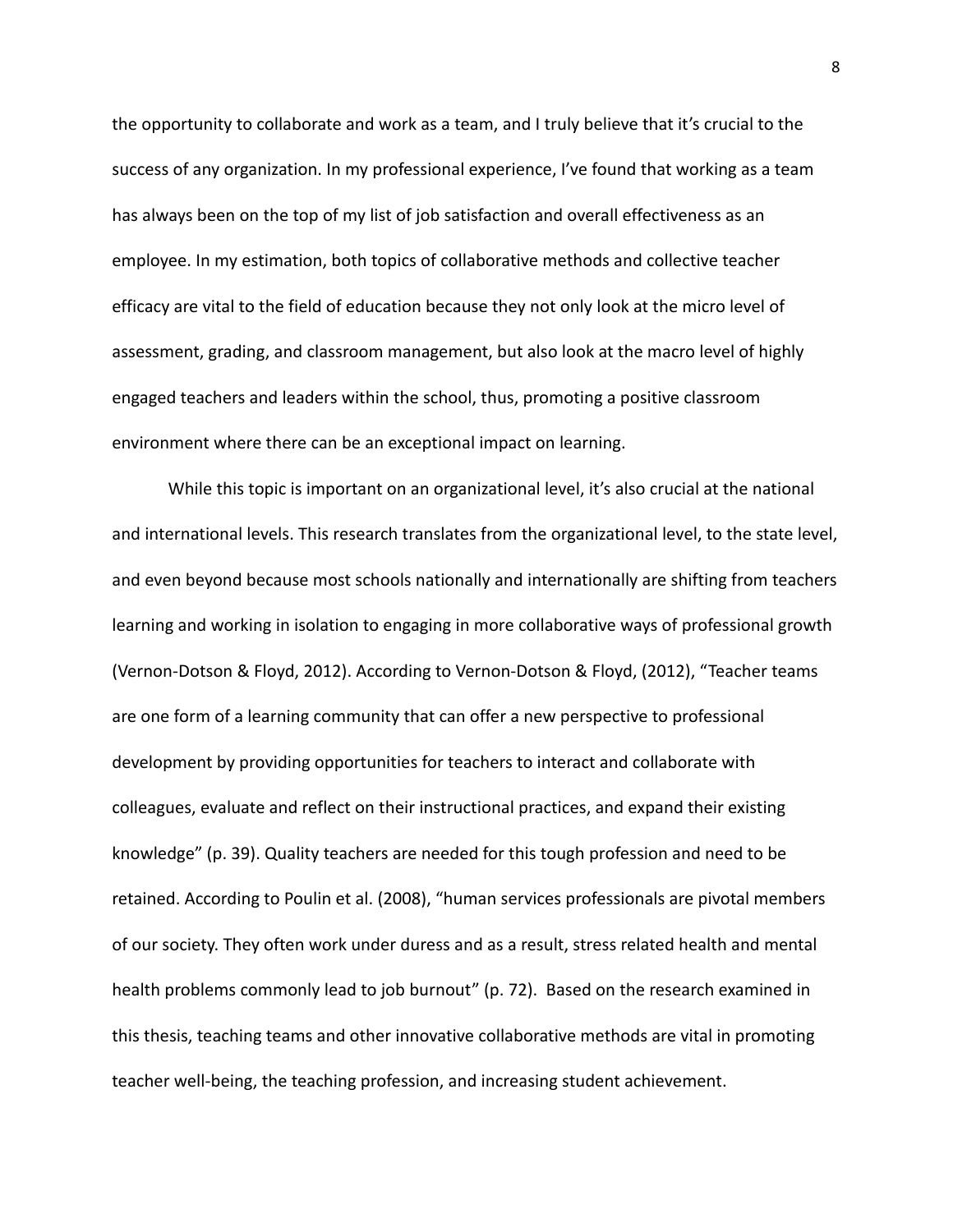the opportunity to collaborate and work as a team, and I truly believe that it's crucial to the success of any organization. In my professional experience, I've found that working as a team has always been on the top of my list of job satisfaction and overall effectiveness as an employee. In my estimation, both topics of collaborative methods and collective teacher efficacy are vital to the field of education because they not only look at the micro level of assessment, grading, and classroom management, but also look at the macro level of highly engaged teachers and leaders within the school, thus, promoting a positive classroom environment where there can be an exceptional impact on learning.

While this topic is important on an organizational level, it's also crucial at the national and international levels. This research translates from the organizational level, to the state level, and even beyond because most schools nationally and internationally are shifting from teachers learning and working in isolation to engaging in more collaborative ways of professional growth (Vernon-Dotson & Floyd, 2012). According to Vernon-Dotson & Floyd, (2012), "Teacher teams are one form of a learning community that can offer a new perspective to professional development by providing opportunities for teachers to interact and collaborate with colleagues, evaluate and reflect on their instructional practices, and expand their existing knowledge" (p. 39). Quality teachers are needed for this tough profession and need to be retained. According to Poulin et al. (2008), "human services professionals are pivotal members of our society. They often work under duress and as a result, stress related health and mental health problems commonly lead to job burnout" (p. 72). Based on the research examined in this thesis, teaching teams and other innovative collaborative methods are vital in promoting teacher well-being, the teaching profession, and increasing student achievement.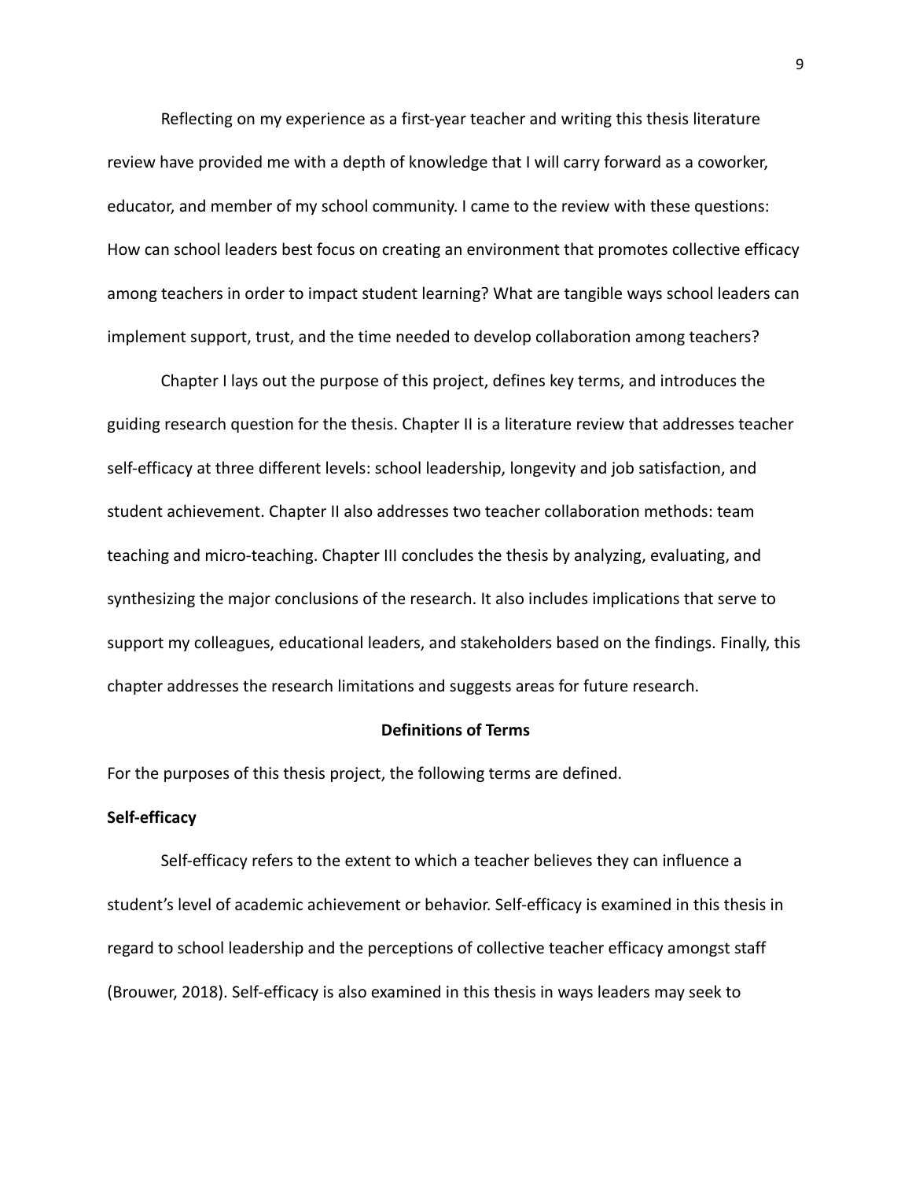Reflecting on my experience as a first-year teacher and writing this thesis literature review have provided me with a depth of knowledge that I will carry forward as a coworker, educator, and member of my school community. I came to the review with these questions: How can school leaders best focus on creating an environment that promotes collective efficacy among teachers in order to impact student learning? What are tangible ways school leaders can implement support, trust, and the time needed to develop collaboration among teachers?

Chapter I lays out the purpose of this project, defines key terms, and introduces the guiding research question for the thesis. Chapter II is a literature review that addresses teacher self-efficacy at three different levels: school leadership, longevity and job satisfaction, and student achievement. Chapter II also addresses two teacher collaboration methods: team teaching and micro-teaching. Chapter III concludes the thesis by analyzing, evaluating, and synthesizing the major conclusions of the research. It also includes implications that serve to support my colleagues, educational leaders, and stakeholders based on the findings. Finally, this chapter addresses the research limitations and suggests areas for future research.

## Definitions of Terms

For the purposes of this thesis project, the following terms are defined.

### Self-efficacy

Self-efficacy refers to the extent to which a teacher believes they can influence a student's level of academic achievement or behavior. Self-efficacy is examined in this thesis in regard to school leadership and the perceptions of collective teacher efficacy amongst staff (Brouwer, 2018). Self-efficacy is also examined in this thesis in ways leaders may seek to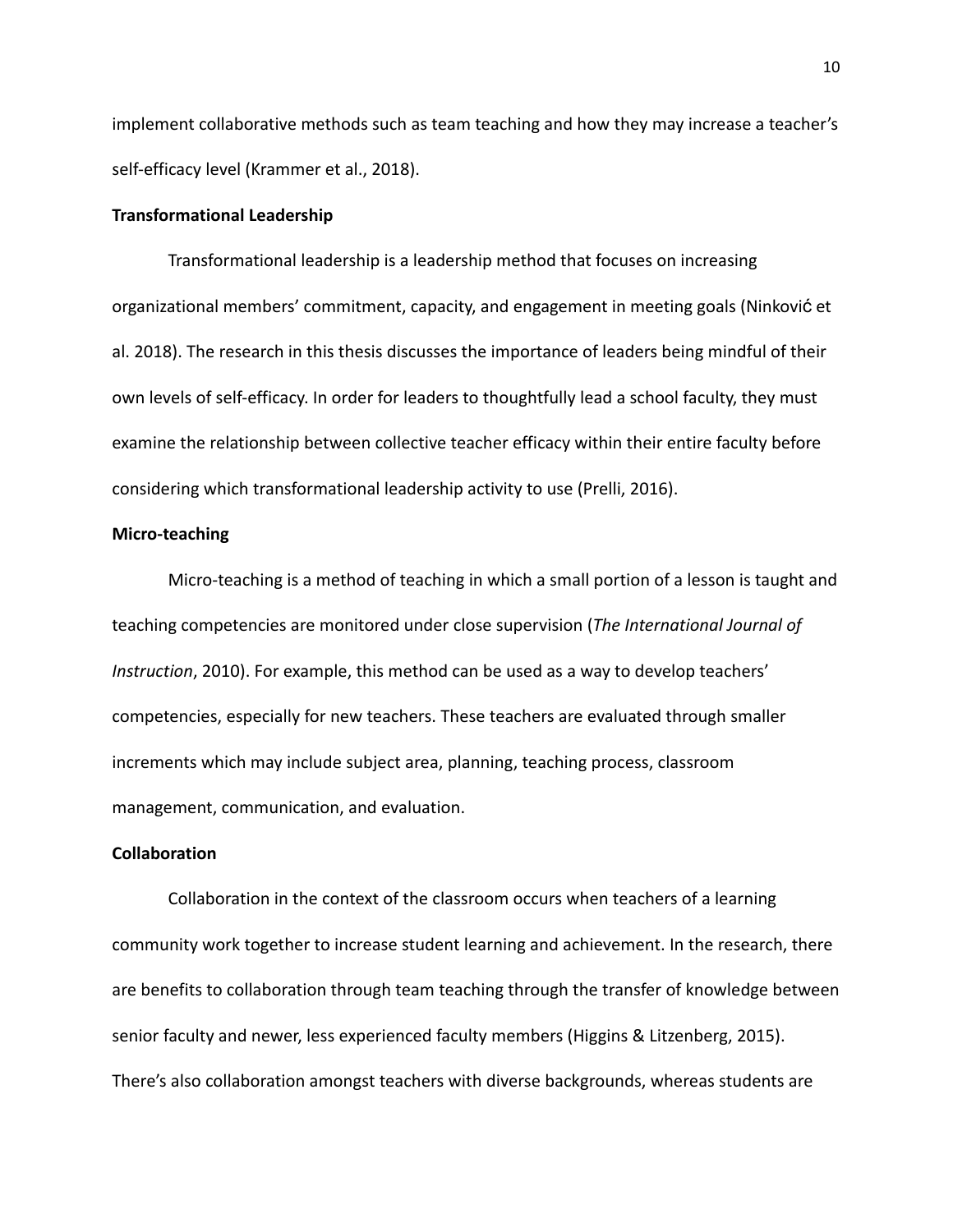implement collaborative methods such as team teaching and how they may increase a teacher's self-efficacy level (Krammer et al., 2018).

**Transformational Leadership**

Transformational leadership is a leadership method that focuses on increasing organizational members' commitment, capacity, and engagement in meeting goals (Ninković et al. 2018). The research in this thesis discusses the importance of leaders being mindful of their own levels of self-efficacy. In order for leaders to thoughtfully lead a school faculty, they must examine the relationship between collective teacher efficacy within their entire faculty before considering which transformational leadership activity to use (Prelli, 2016).

**Micro-teaching**

Micro-teaching is a method of teaching in which a small portion of a lesson is taught and teaching competencies are monitored under close supervision (*The International Journal of Instruction*, 2010). For example, this method can be used as a way to develop teachers' competencies, especially for new teachers. These teachers are evaluated through smaller increments which may include subject area, planning, teaching process, classroom management, communication, and evaluation.

**Collaboration**

Collaboration in the context of the classroom occurs when teachers of a learning community work together to increase student learning and achievement. In the research, there are benefits to collaboration through team teaching through the transfer of knowledge between senior faculty and newer, less experienced faculty members (Higgins & Litzenberg, 2015). There's also collaboration amongst teachers with diverse backgrounds, whereas students are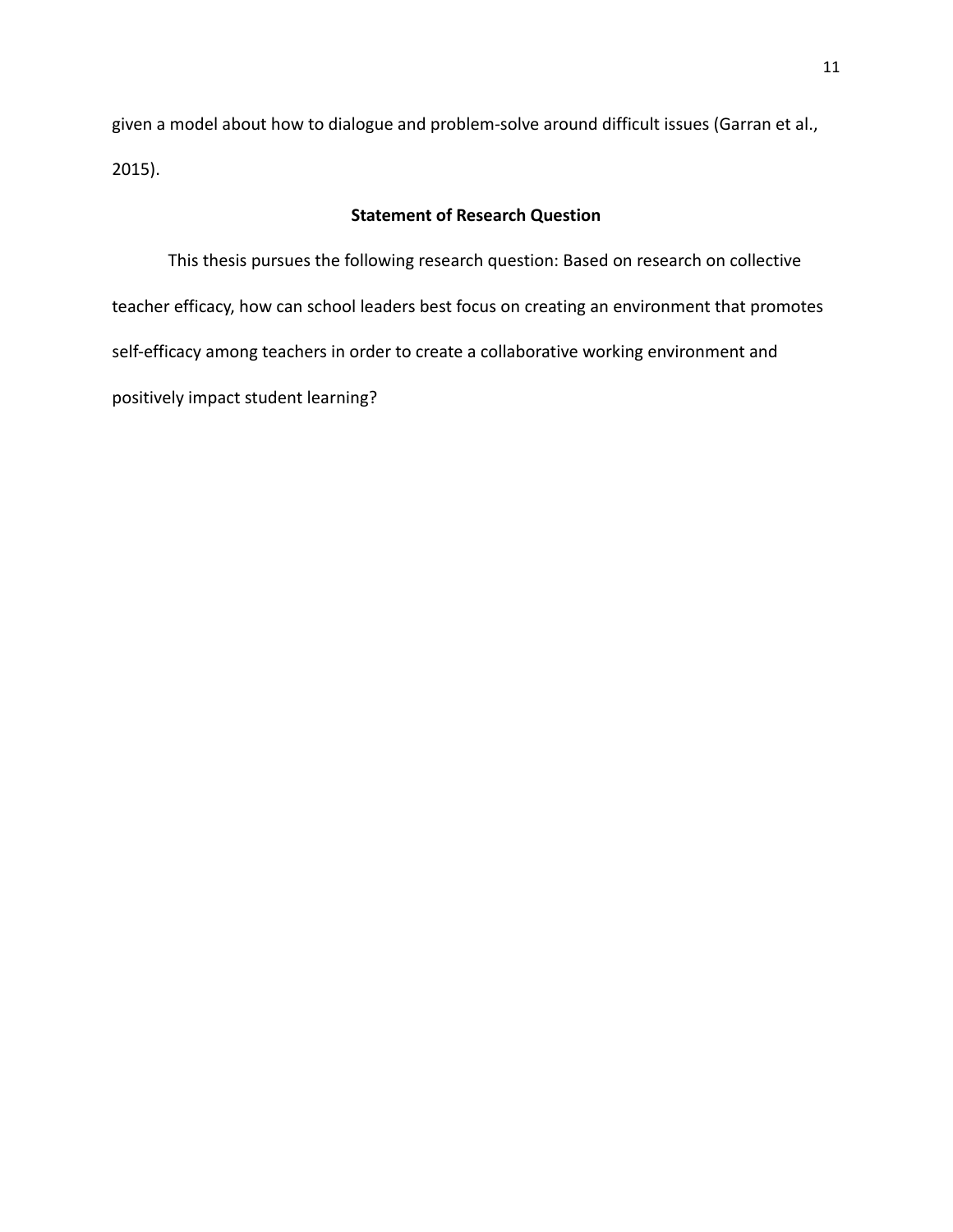given a model about how to dialogue and problem-solve around difficult issues (Garran et al., 2015).

## Statement of Research Question

This thesis pursues the following research question: Based on research on collective teacher efficacy, how can school leaders best focus on creating an environment that promotes self-efficacy among teachers in order to create a collaborative working environment and positively impact student learning?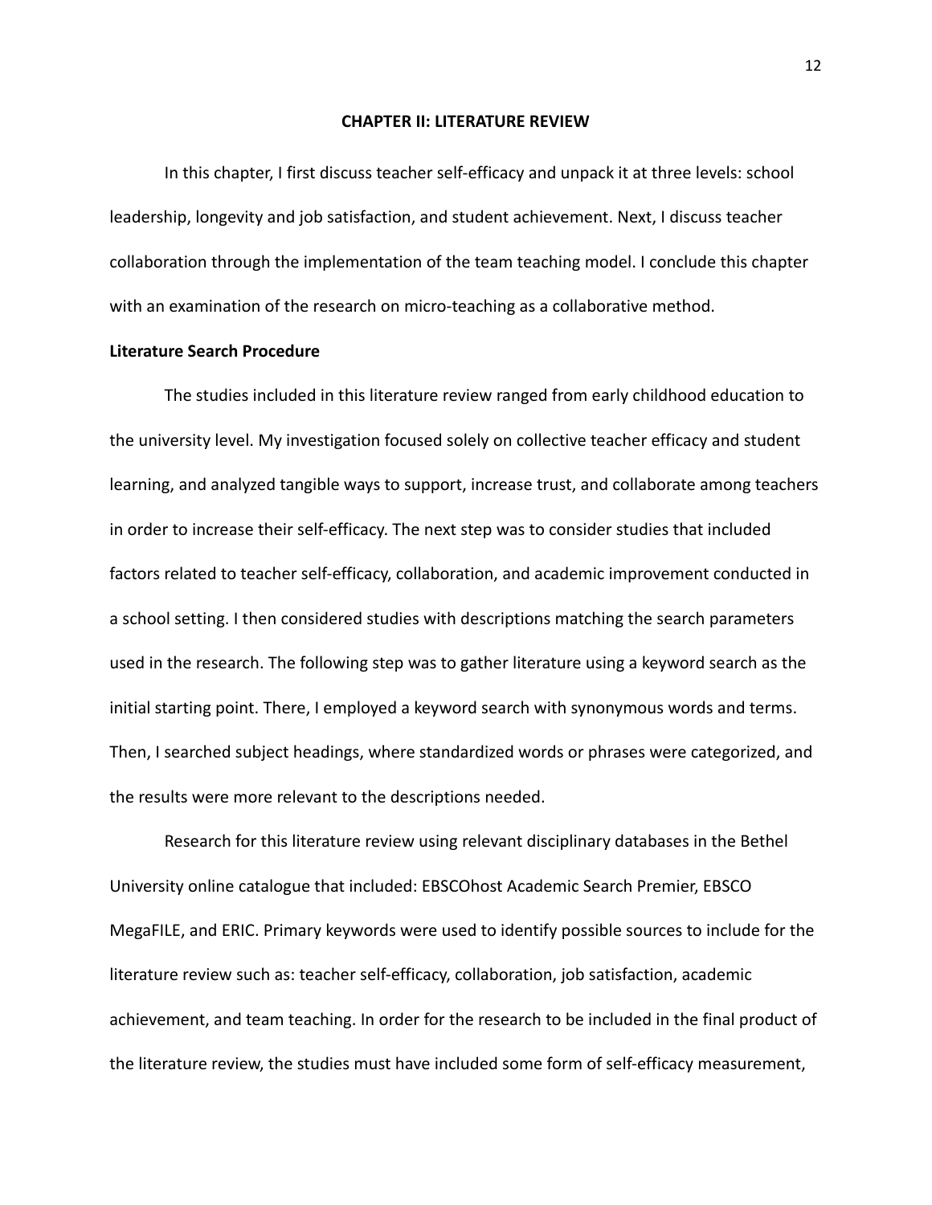# CHAPTER II: LITERATURE REVIEW

In this chapter, I first discuss teacher self-efficacy and unpack it at three levels: school leadership, longevity and job satisfaction, and student achievement. Next, I discuss teacher collaboration through the implementation of the team teaching model. I conclude this chapter with an examination of the research on micro-teaching as a collaborative method.

## Literature Search Procedure

The studies included in this literature review ranged from early childhood education to the university level. My investigation focused solely on collective teacher efficacy and student learning, and analyzed tangible ways to support, increase trust, and collaborate among teachers in order to increase their self-efficacy. The next step was to consider studies that included factors related to teacher self-efficacy, collaboration, and academic improvement conducted in a school setting. I then considered studies with descriptions matching the search parameters used in the research. The following step was to gather literature using a keyword search as the initial starting point. There, I employed a keyword search with synonymous words and terms. Then, I searched subject headings, where standardized words or phrases were categorized, and the results were more relevant to the descriptions needed.

Research for this literature review using relevant disciplinary databases in the Bethel University online catalogue that included: EBSCOhost Academic Search Premier, EBSCO MegaFILE, and ERIC. Primary keywords were used to identify possible sources to include for the literature review such as: teacher self-efficacy, collaboration, job satisfaction, academic achievement, and team teaching. In order for the research to be included in the final product of the literature review, the studies must have included some form of self-efficacy measurement,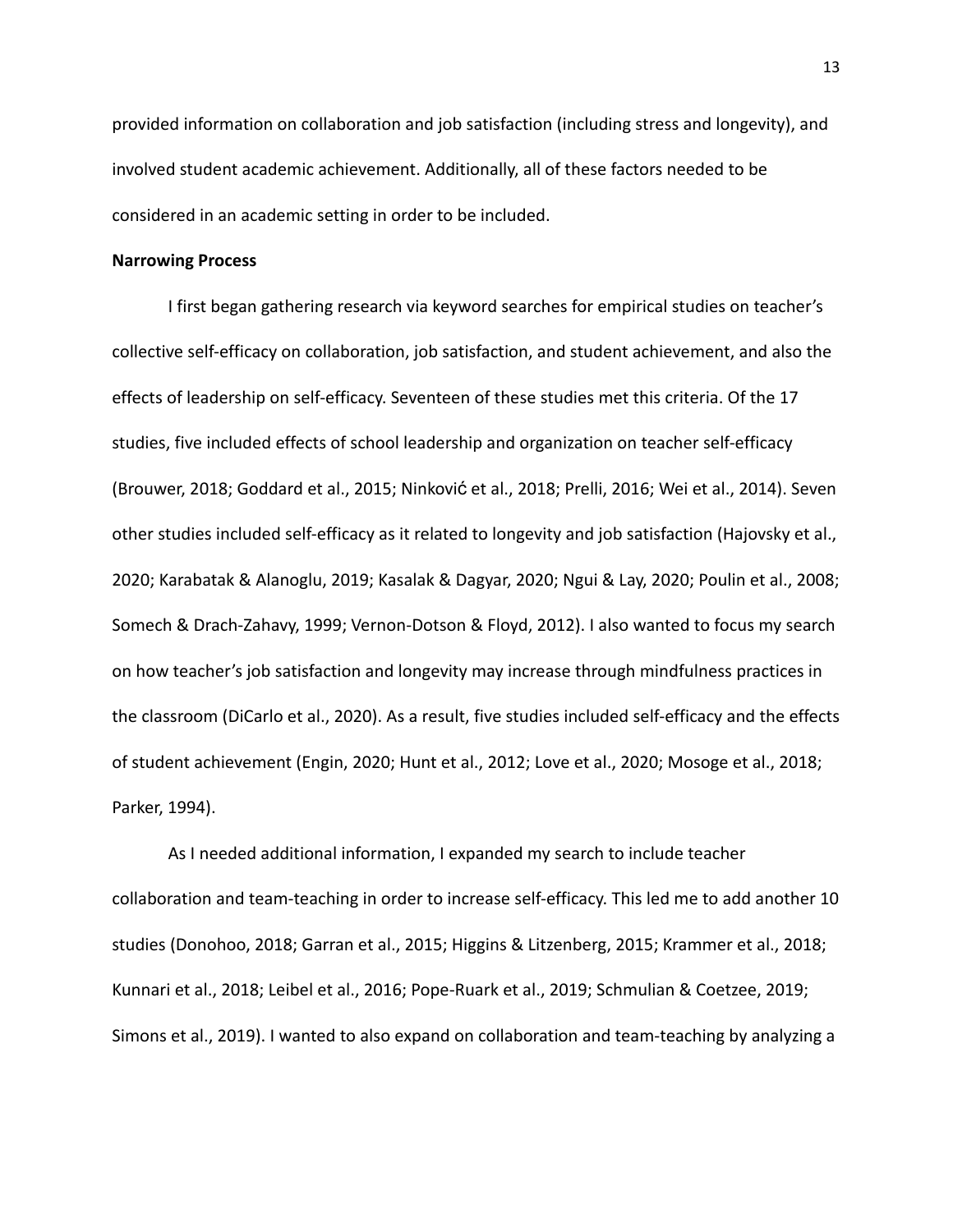provided information on collaboration and job satisfaction (including stress and longevity), and involved student academic achievement. Additionally, all of these factors needed to be considered in an academic setting in order to be included.

**Narrowing Process**

I first began gathering research via keyword searches for empirical studies on teacher's collective self-efficacy on collaboration, job satisfaction, and student achievement, and also the effects of leadership on self-efficacy. Seventeen of these studies met this criteria. Of the 17 studies, five included effects of school leadership and organization on teacher self-efficacy (Brouwer, 2018; Goddard et al., 2015; Ninković et al., 2018; Prelli, 2016; Wei et al., 2014). Seven other studies included self-efficacy as it related to longevity and job satisfaction (Hajovsky et al., 2020; Karabatak & Alanoglu, 2019; Kasalak & Dagyar, 2020; Ngui & Lay, 2020; Poulin et al., 2008; Somech & Drach-Zahavy, 1999; Vernon-Dotson & Floyd, 2012). I also wanted to focus my search on how teacher's job satisfaction and longevity may increase through mindfulness practices in the classroom (DiCarlo et al., 2020). As a result, five studies included self-efficacy and the effects of student achievement (Engin, 2020; Hunt et al., 2012; Love et al., 2020; Mosoge et al., 2018; Parker, 1994).

As I needed additional information, I expanded my search to include teacher collaboration and team-teaching in order to increase self-efficacy. This led me to add another 10 studies (Donohoo, 2018; Garran et al., 2015; Higgins & Litzenberg, 2015; Krammer et al., 2018; Kunnari et al., 2018; Leibel et al., 2016; Pope-Ruark et al., 2019; Schmulian & Coetzee, 2019; Simons et al., 2019). I wanted to also expand on collaboration and team-teaching by analyzing a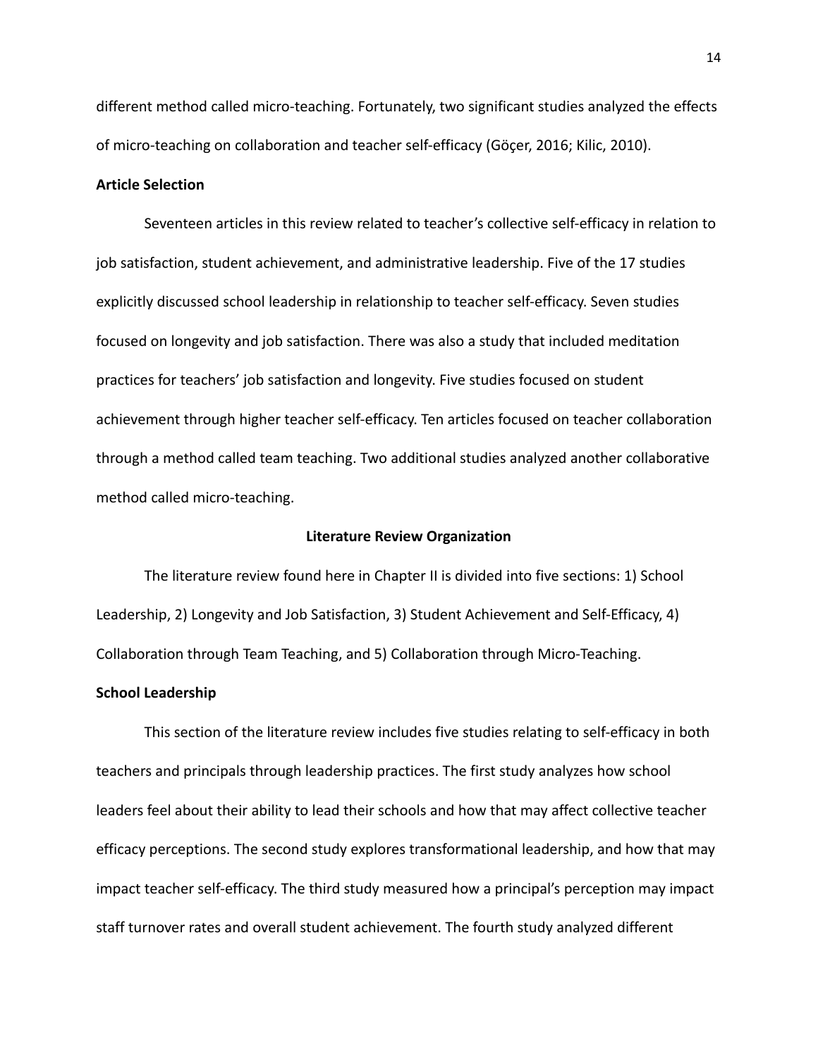different method called micro-teaching. Fortunately, two significant studies analyzed the effects of micro-teaching on collaboration and teacher self-efficacy (Göçer, 2016; Kilic, 2010).

### Article Selection

Seventeen articles in this review related to teacher's collective self-efficacy in relation to job satisfaction, student achievement, and administrative leadership. Five of the 17 studies explicitly discussed school leadership in relationship to teacher self-efficacy. Seven studies focused on longevity and job satisfaction. There was also a study that included meditation practices for teachers' job satisfaction and longevity. Five studies focused on student achievement through higher teacher self-efficacy. Ten articles focused on teacher collaboration through a method called team teaching. Two additional studies analyzed another collaborative method called micro-teaching.

## Literature Review Organization

The literature review found here in Chapter II is divided into five sections: 1) School Leadership, 2) Longevity and Job Satisfaction, 3) Student Achievement and Self-Efficacy, 4) Collaboration through Team Teaching, and 5) Collaboration through Micro-Teaching.

### School Leadership

This section of the literature review includes five studies relating to self-efficacy in both teachers and principals through leadership practices. The first study analyzes how school leaders feel about their ability to lead their schools and how that may affect collective teacher efficacy perceptions. The second study explores transformational leadership, and how that may impact teacher self-efficacy. The third study measured how a principal's perception may impact staff turnover rates and overall student achievement. The fourth study analyzed different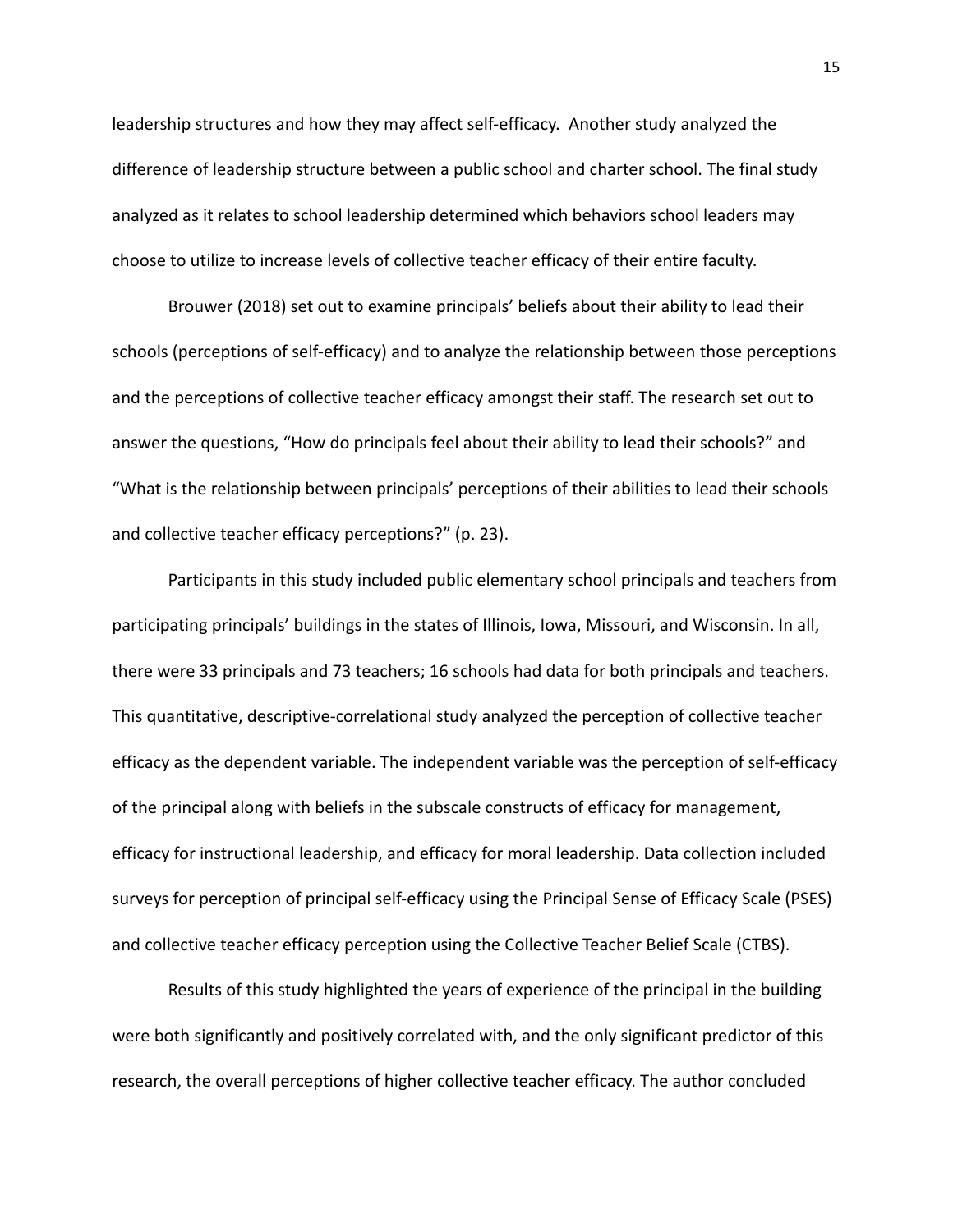leadership structures and how they may affect self-efficacy. Another study analyzed the difference of leadership structure between a public school and charter school. The final study analyzed as it relates to school leadership determined which behaviors school leaders may choose to utilize to increase levels of collective teacher efficacy of their entire faculty.

Brouwer (2018) set out to examine principals' beliefs about their ability to lead their schools (perceptions of self-efficacy) and to analyze the relationship between those perceptions and the perceptions of collective teacher efficacy amongst their staff. The research set out to answer the questions, "How do principals feel about their ability to lead their schools?" and "What is the relationship between principals' perceptions of their abilities to lead their schools and collective teacher efficacy perceptions?" (p. 23).

Participants in this study included public elementary school principals and teachers from participating principals' buildings in the states of Illinois, Iowa, Missouri, and Wisconsin. In all, there were 33 principals and 73 teachers; 16 schools had data for both principals and teachers. This quantitative, descriptive-correlational study analyzed the perception of collective teacher efficacy as the dependent variable. The independent variable was the perception of self-efficacy of the principal along with beliefs in the subscale constructs of efficacy for management, efficacy for instructional leadership, and efficacy for moral leadership. Data collection included surveys for perception of principal self-efficacy using the Principal Sense of Efficacy Scale (PSES) and collective teacher efficacy perception using the Collective Teacher Belief Scale (CTBS).

Results of this study highlighted the years of experience of the principal in the building were both significantly and positively correlated with, and the only significant predictor of this research, the overall perceptions of higher collective teacher efficacy. The author concluded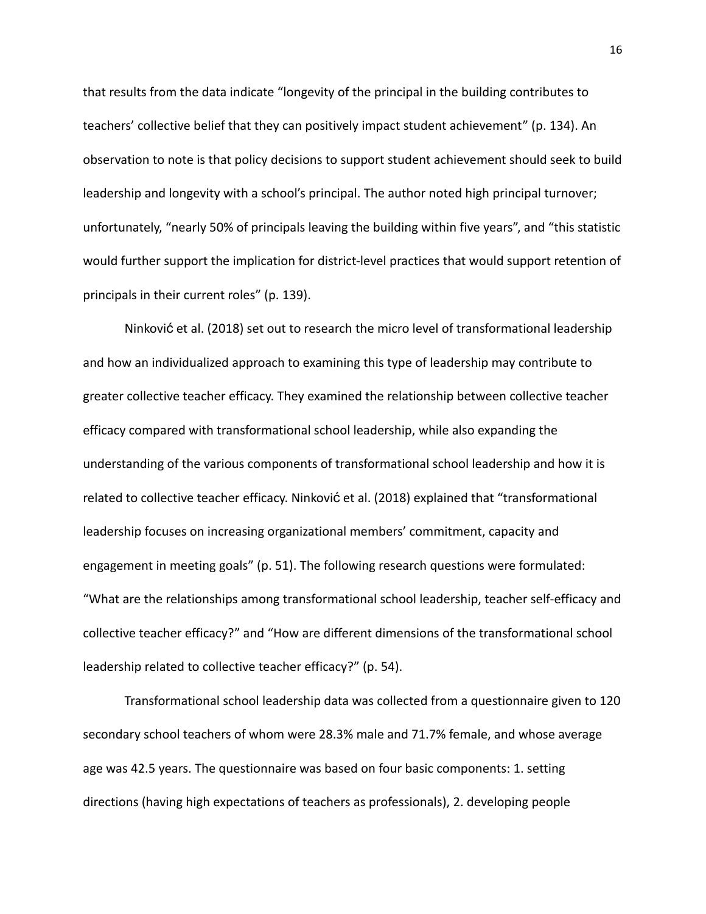that results from the data indicate “longevity of the principal in the building contributes to teachers’ collective belief that they can positively impact student achievement” (p. 134). An observation to note is that policy decisions to support student achievement should seek to build leadership and longevity with a school’s principal. The author noted high principal turnover; unfortunately, “nearly 50% of principals leaving the building within five years”, and “this statistic would further support the implication for district-level practices that would support retention of principals in their current roles” (p. 139).

Ninković et al. (2018) set out to research the micro level of transformational leadership and how an individualized approach to examining this type of leadership may contribute to greater collective teacher efficacy. They examined the relationship between collective teacher efficacy compared with transformational school leadership, while also expanding the understanding of the various components of transformational school leadership and how it is related to collective teacher efficacy. Ninković et al. (2018) explained that “transformational leadership focuses on increasing organizational members’ commitment, capacity and engagement in meeting goals” (p. 51). The following research questions were formulated: “What are the relationships among transformational school leadership, teacher self-efficacy and collective teacher efficacy?” and “How are different dimensions of the transformational school leadership related to collective teacher efficacy?” (p. 54).

Transformational school leadership data was collected from a questionnaire given to 120 secondary school teachers of whom were 28.3% male and 71.7% female, and whose average age was 42.5 years. The questionnaire was based on four basic components: 1. setting directions (having high expectations of teachers as professionals), 2. developing people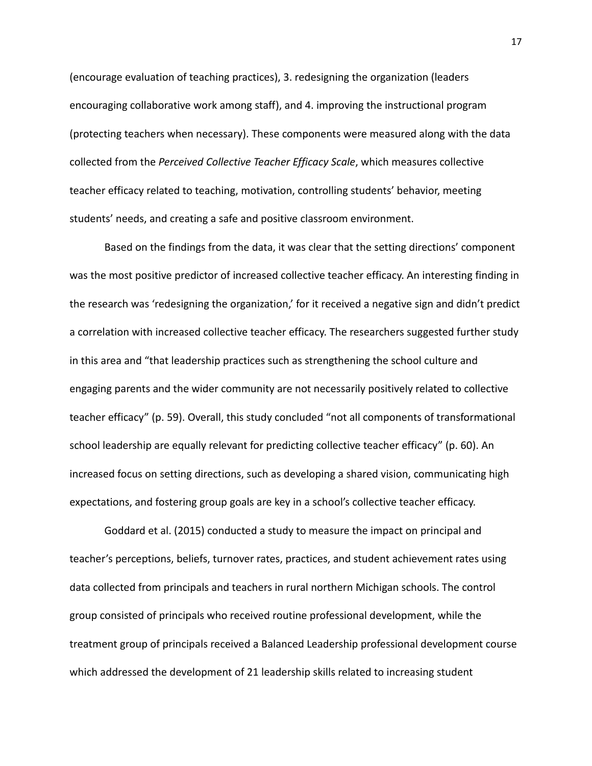(encourage evaluation of teaching practices), 3. redesigning the organization (leaders encouraging collaborative work among staff), and 4. improving the instructional program (protecting teachers when necessary). These components were measured along with the data collected from the *Perceived Collective Teacher Efficacy Scale*, which measures collective teacher efficacy related to teaching, motivation, controlling students' behavior, meeting students' needs, and creating a safe and positive classroom environment.

Based on the findings from the data, it was clear that the setting directions' component was the most positive predictor of increased collective teacher efficacy. An interesting finding in the research was 'redesigning the organization,' for it received a negative sign and didn't predict a correlation with increased collective teacher efficacy. The researchers suggested further study in this area and "that leadership practices such as strengthening the school culture and engaging parents and the wider community are not necessarily positively related to collective teacher efficacy" (p. 59). Overall, this study concluded "not all components of transformational school leadership are equally relevant for predicting collective teacher efficacy" (p. 60). An increased focus on setting directions, such as developing a shared vision, communicating high expectations, and fostering group goals are key in a school's collective teacher efficacy.

Goddard et al. (2015) conducted a study to measure the impact on principal and teacher's perceptions, beliefs, turnover rates, practices, and student achievement rates using data collected from principals and teachers in rural northern Michigan schools. The control group consisted of principals who received routine professional development, while the treatment group of principals received a Balanced Leadership professional development course which addressed the development of 21 leadership skills related to increasing student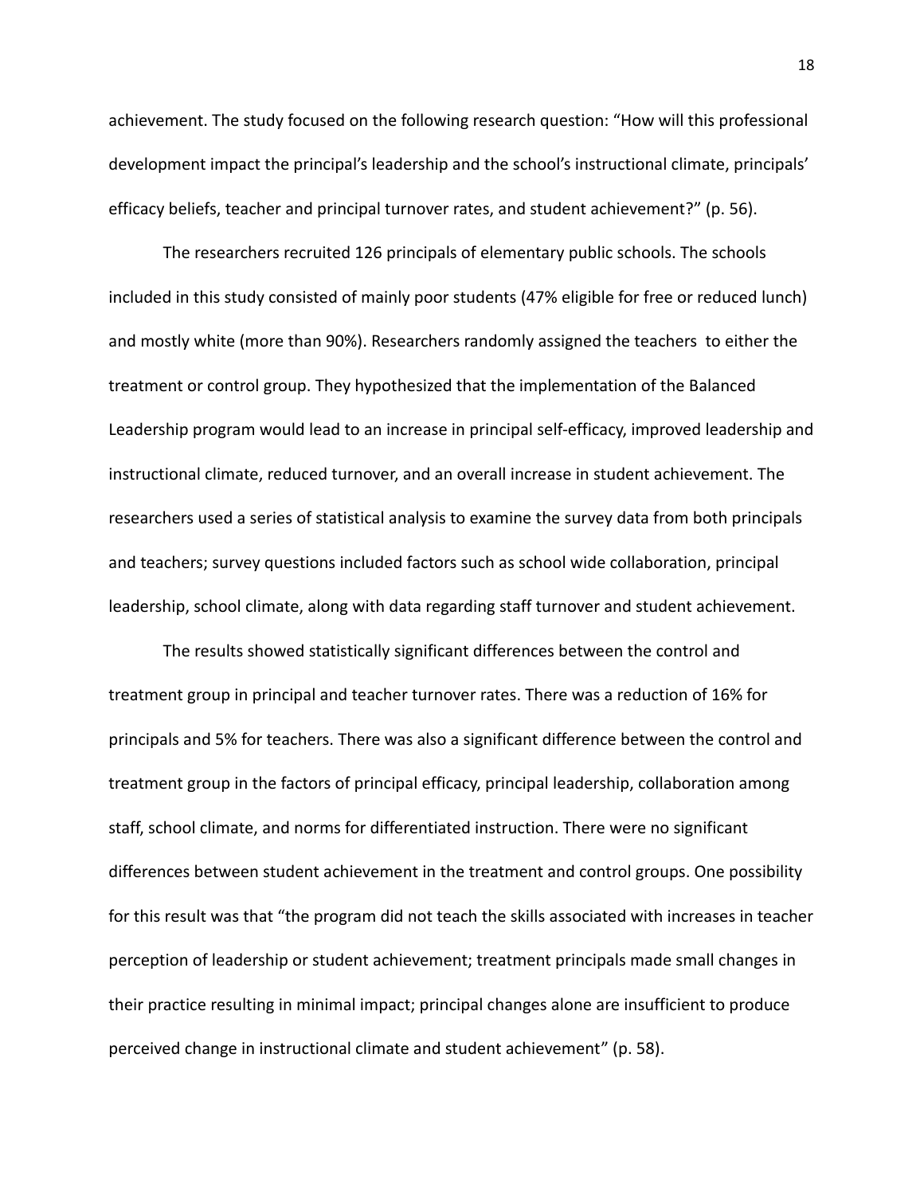achievement. The study focused on the following research question: "How will this professional development impact the principal's leadership and the school's instructional climate, principals' efficacy beliefs, teacher and principal turnover rates, and student achievement?" (p. 56).

The researchers recruited 126 principals of elementary public schools. The schools included in this study consisted of mainly poor students (47% eligible for free or reduced lunch) and mostly white (more than 90%). Researchers randomly assigned the teachers  to either the treatment or control group. They hypothesized that the implementation of the Balanced Leadership program would lead to an increase in principal self-efficacy, improved leadership and instructional climate, reduced turnover, and an overall increase in student achievement. The researchers used a series of statistical analysis to examine the survey data from both principals and teachers; survey questions included factors such as school wide collaboration, principal leadership, school climate, along with data regarding staff turnover and student achievement.

The results showed statistically significant differences between the control and treatment group in principal and teacher turnover rates. There was a reduction of 16% for principals and 5% for teachers. There was also a significant difference between the control and treatment group in the factors of principal efficacy, principal leadership, collaboration among staff, school climate, and norms for differentiated instruction. There were no significant differences between student achievement in the treatment and control groups. One possibility for this result was that "the program did not teach the skills associated with increases in teacher perception of leadership or student achievement; treatment principals made small changes in their practice resulting in minimal impact; principal changes alone are insufficient to produce perceived change in instructional climate and student achievement" (p. 58).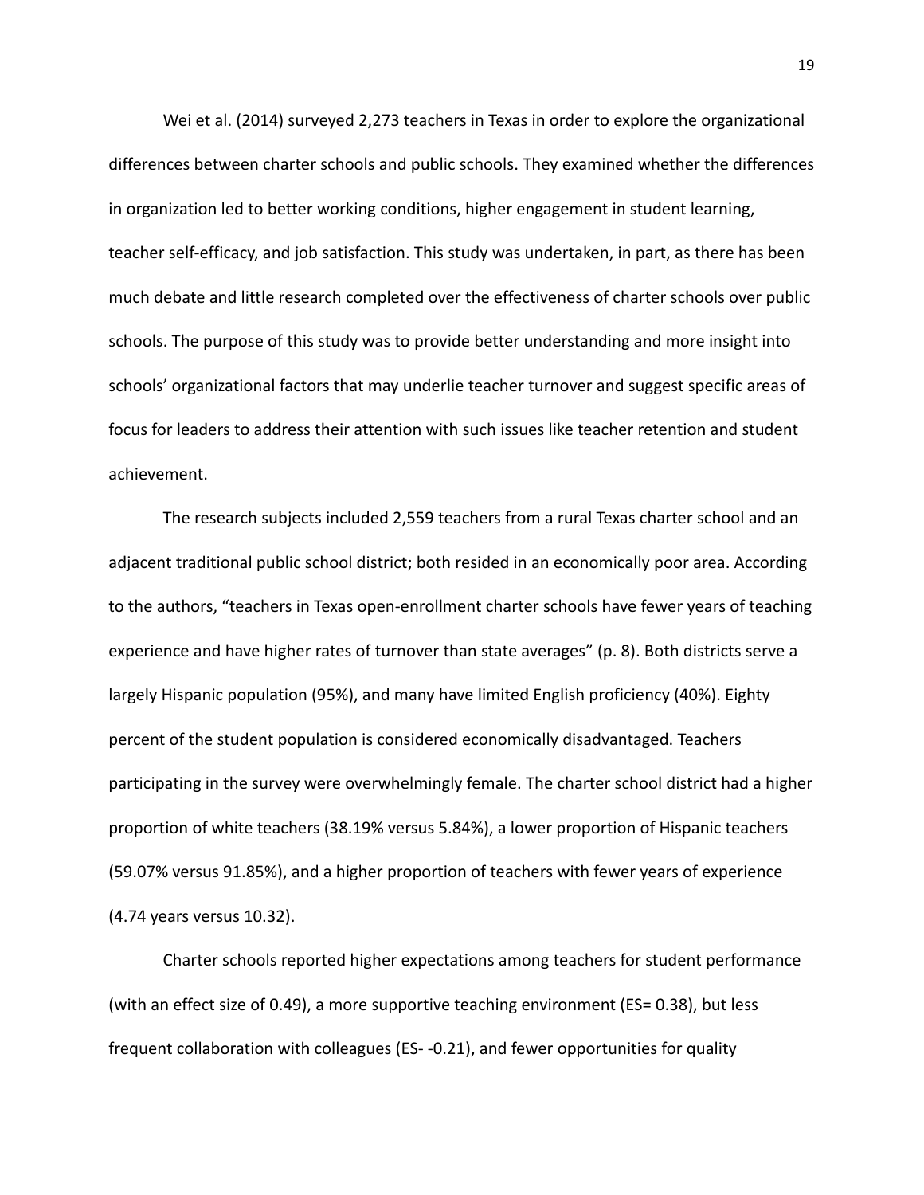Wei et al. (2014) surveyed 2,273 teachers in Texas in order to explore the organizational differences between charter schools and public schools. They examined whether the differences in organization led to better working conditions, higher engagement in student learning, teacher self-efficacy, and job satisfaction. This study was undertaken, in part, as there has been much debate and little research completed over the effectiveness of charter schools over public schools. The purpose of this study was to provide better understanding and more insight into schools' organizational factors that may underlie teacher turnover and suggest specific areas of focus for leaders to address their attention with such issues like teacher retention and student achievement.

The research subjects included 2,559 teachers from a rural Texas charter school and an adjacent traditional public school district; both resided in an economically poor area. According to the authors, "teachers in Texas open-enrollment charter schools have fewer years of teaching experience and have higher rates of turnover than state averages" (p. 8). Both districts serve a largely Hispanic population (95%), and many have limited English proficiency (40%). Eighty percent of the student population is considered economically disadvantaged. Teachers participating in the survey were overwhelmingly female. The charter school district had a higher proportion of white teachers (38.19% versus 5.84%), a lower proportion of Hispanic teachers (59.07% versus 91.85%), and a higher proportion of teachers with fewer years of experience (4.74 years versus 10.32).

Charter schools reported higher expectations among teachers for student performance (with an effect size of 0.49), a more supportive teaching environment (ES= 0.38), but less frequent collaboration with colleagues (ES- -0.21), and fewer opportunities for quality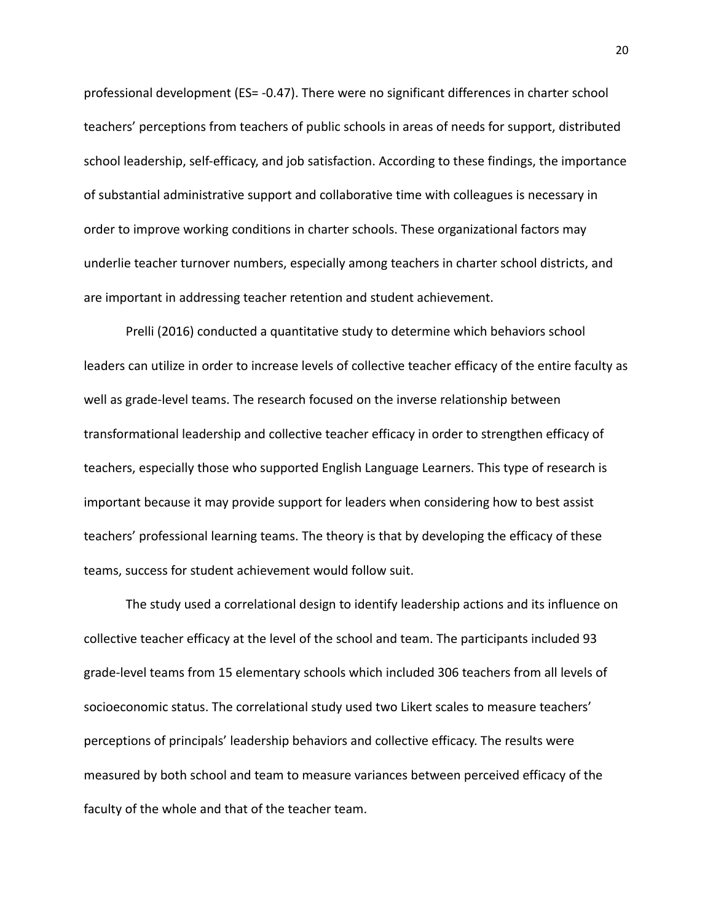professional development (ES= -0.47). There were no significant differences in charter school teachers' perceptions from teachers of public schools in areas of needs for support, distributed school leadership, self-efficacy, and job satisfaction. According to these findings, the importance of substantial administrative support and collaborative time with colleagues is necessary in order to improve working conditions in charter schools. These organizational factors may underlie teacher turnover numbers, especially among teachers in charter school districts, and are important in addressing teacher retention and student achievement.

Prelli (2016) conducted a quantitative study to determine which behaviors school leaders can utilize in order to increase levels of collective teacher efficacy of the entire faculty as well as grade-level teams. The research focused on the inverse relationship between transformational leadership and collective teacher efficacy in order to strengthen efficacy of teachers, especially those who supported English Language Learners. This type of research is important because it may provide support for leaders when considering how to best assist teachers' professional learning teams. The theory is that by developing the efficacy of these teams, success for student achievement would follow suit.

The study used a correlational design to identify leadership actions and its influence on collective teacher efficacy at the level of the school and team. The participants included 93 grade-level teams from 15 elementary schools which included 306 teachers from all levels of socioeconomic status. The correlational study used two Likert scales to measure teachers' perceptions of principals' leadership behaviors and collective efficacy. The results were measured by both school and team to measure variances between perceived efficacy of the faculty of the whole and that of the teacher team.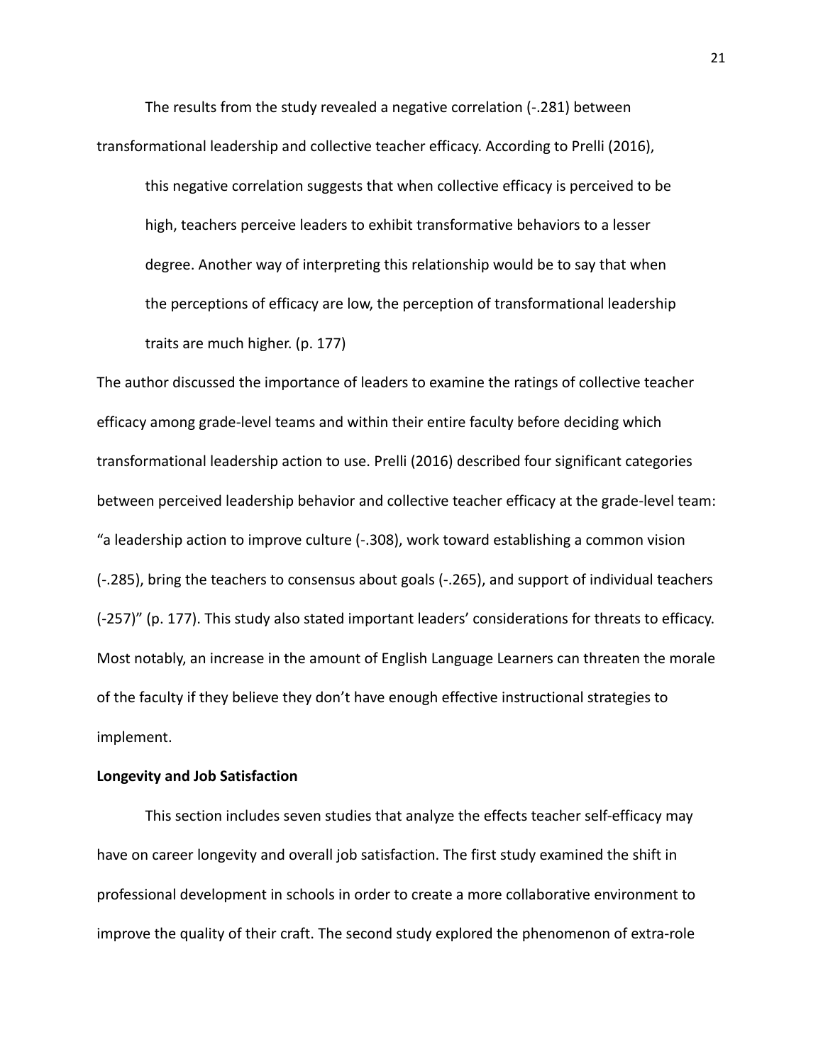The results from the study revealed a negative correlation (-.281) between transformational leadership and collective teacher efficacy. According to Prelli (2016),

> this negative correlation suggests that when collective efficacy is perceived to be high, teachers perceive leaders to exhibit transformative behaviors to a lesser degree. Another way of interpreting this relationship would be to say that when the perceptions of efficacy are low, the perception of transformational leadership traits are much higher. (p. 177)

The author discussed the importance of leaders to examine the ratings of collective teacher efficacy among grade-level teams and within their entire faculty before deciding which transformational leadership action to use. Prelli (2016) described four significant categories between perceived leadership behavior and collective teacher efficacy at the grade-level team: "a leadership action to improve culture (-.308), work toward establishing a common vision (-.285), bring the teachers to consensus about goals (-.265), and support of individual teachers (-257)" (p. 177). This study also stated important leaders' considerations for threats to efficacy. Most notably, an increase in the amount of English Language Learners can threaten the morale of the faculty if they believe they don't have enough effective instructional strategies to implement.

**Longevity and Job Satisfaction**

This section includes seven studies that analyze the effects teacher self-efficacy may have on career longevity and overall job satisfaction. The first study examined the shift in professional development in schools in order to create a more collaborative environment to improve the quality of their craft. The second study explored the phenomenon of extra-role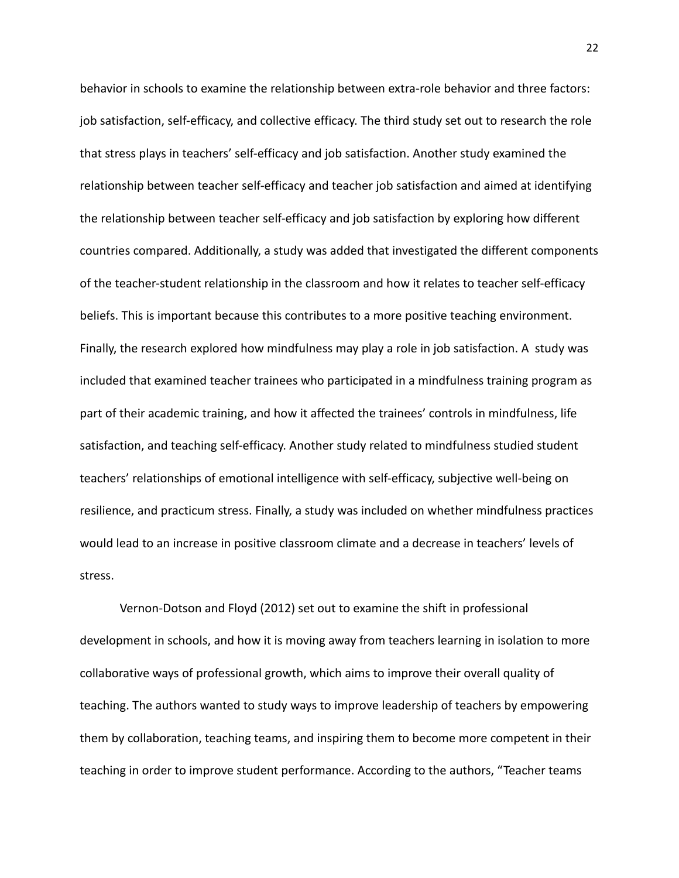behavior in schools to examine the relationship between extra-role behavior and three factors: job satisfaction, self-efficacy, and collective efficacy. The third study set out to research the role that stress plays in teachers' self-efficacy and job satisfaction. Another study examined the relationship between teacher self-efficacy and teacher job satisfaction and aimed at identifying the relationship between teacher self-efficacy and job satisfaction by exploring how different countries compared. Additionally, a study was added that investigated the different components of the teacher-student relationship in the classroom and how it relates to teacher self-efficacy beliefs. This is important because this contributes to a more positive teaching environment. Finally, the research explored how mindfulness may play a role in job satisfaction. A study was included that examined teacher trainees who participated in a mindfulness training program as part of their academic training, and how it affected the trainees' controls in mindfulness, life satisfaction, and teaching self-efficacy. Another study related to mindfulness studied student teachers' relationships of emotional intelligence with self-efficacy, subjective well-being on resilience, and practicum stress. Finally, a study was included on whether mindfulness practices would lead to an increase in positive classroom climate and a decrease in teachers' levels of stress.

Vernon-Dotson and Floyd (2012) set out to examine the shift in professional development in schools, and how it is moving away from teachers learning in isolation to more collaborative ways of professional growth, which aims to improve their overall quality of teaching. The authors wanted to study ways to improve leadership of teachers by empowering them by collaboration, teaching teams, and inspiring them to become more competent in their teaching in order to improve student performance. According to the authors, "Teacher teams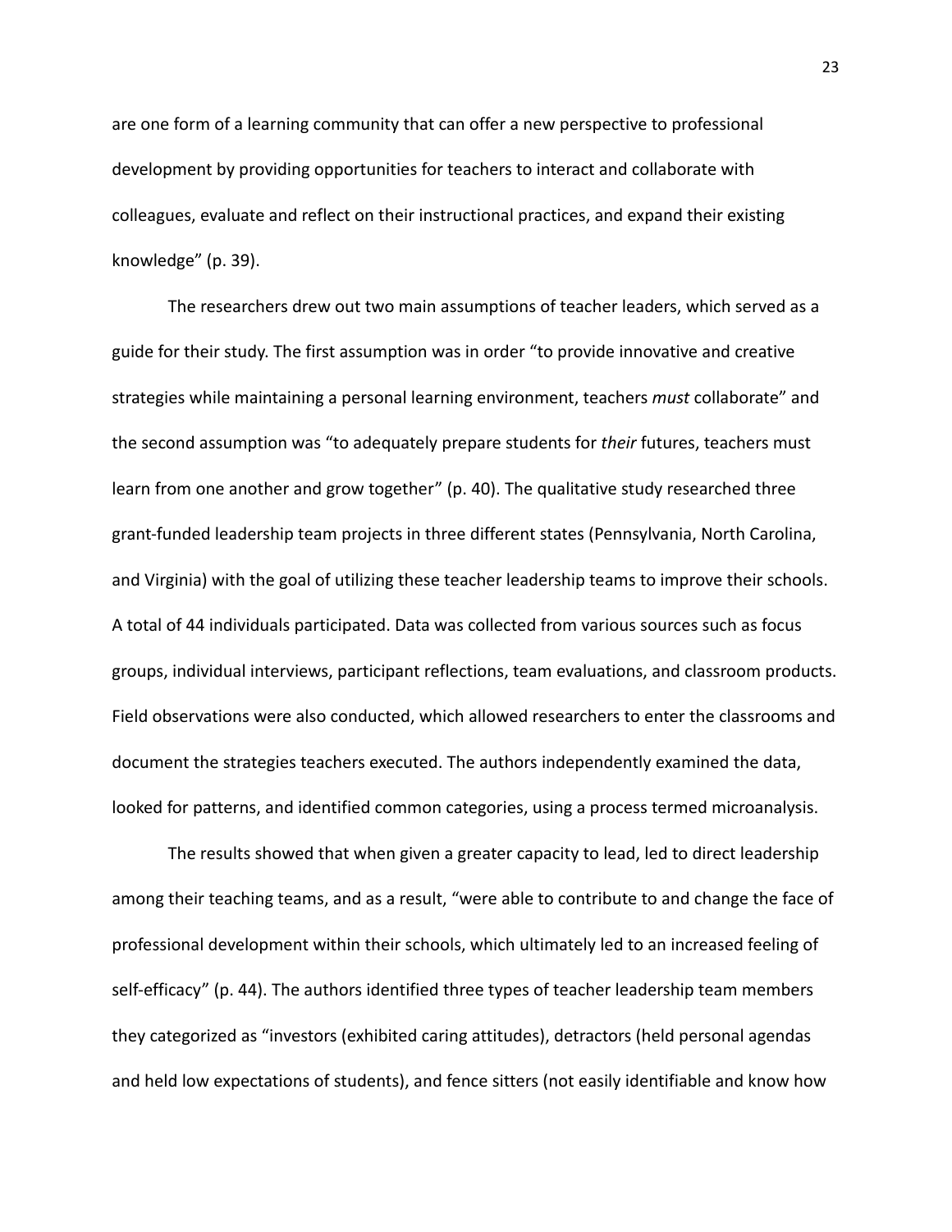are one form of a learning community that can offer a new perspective to professional development by providing opportunities for teachers to interact and collaborate with colleagues, evaluate and reflect on their instructional practices, and expand their existing knowledge" (p. 39).

The researchers drew out two main assumptions of teacher leaders, which served as a guide for their study. The first assumption was in order "to provide innovative and creative strategies while maintaining a personal learning environment, teachers *must* collaborate" and the second assumption was "to adequately prepare students for *their* futures, teachers must learn from one another and grow together" (p. 40). The qualitative study researched three grant-funded leadership team projects in three different states (Pennsylvania, North Carolina, and Virginia) with the goal of utilizing these teacher leadership teams to improve their schools. A total of 44 individuals participated. Data was collected from various sources such as focus groups, individual interviews, participant reflections, team evaluations, and classroom products. Field observations were also conducted, which allowed researchers to enter the classrooms and document the strategies teachers executed. The authors independently examined the data, looked for patterns, and identified common categories, using a process termed microanalysis.

The results showed that when given a greater capacity to lead, led to direct leadership among their teaching teams, and as a result, "were able to contribute to and change the face of professional development within their schools, which ultimately led to an increased feeling of self-efficacy" (p. 44). The authors identified three types of teacher leadership team members they categorized as "investors (exhibited caring attitudes), detractors (held personal agendas and held low expectations of students), and fence sitters (not easily identifiable and know how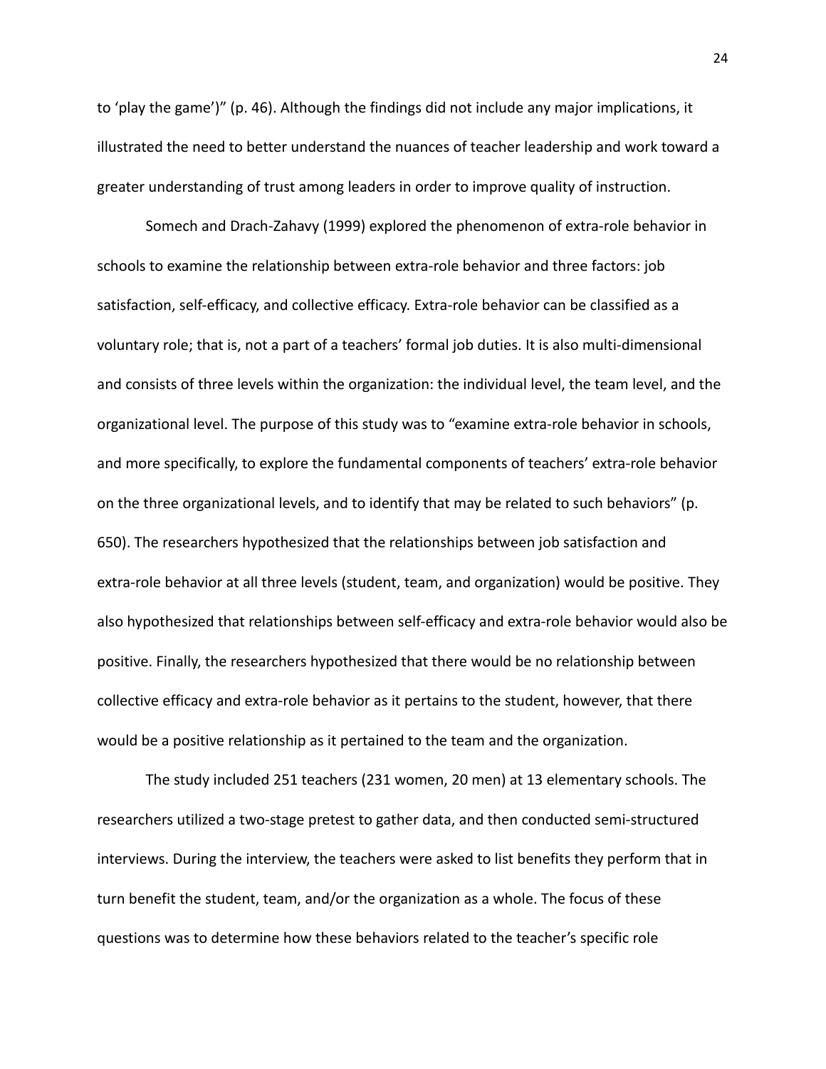to 'play the game')" (p. 46). Although the findings did not include any major implications, it illustrated the need to better understand the nuances of teacher leadership and work toward a greater understanding of trust among leaders in order to improve quality of instruction.

Somech and Drach-Zahavy (1999) explored the phenomenon of extra-role behavior in schools to examine the relationship between extra-role behavior and three factors: job satisfaction, self-efficacy, and collective efficacy. Extra-role behavior can be classified as a voluntary role; that is, not a part of a teachers' formal job duties. It is also multi-dimensional and consists of three levels within the organization: the individual level, the team level, and the organizational level. The purpose of this study was to "examine extra-role behavior in schools, and more specifically, to explore the fundamental components of teachers' extra-role behavior on the three organizational levels, and to identify that may be related to such behaviors" (p. 650). The researchers hypothesized that the relationships between job satisfaction and extra-role behavior at all three levels (student, team, and organization) would be positive. They also hypothesized that relationships between self-efficacy and extra-role behavior would also be positive. Finally, the researchers hypothesized that there would be no relationship between collective efficacy and extra-role behavior as it pertains to the student, however, that there would be a positive relationship as it pertained to the team and the organization.

The study included 251 teachers (231 women, 20 men) at 13 elementary schools. The researchers utilized a two-stage pretest to gather data, and then conducted semi-structured interviews. During the interview, the teachers were asked to list benefits they perform that in turn benefit the student, team, and/or the organization as a whole. The focus of these questions was to determine how these behaviors related to the teacher's specific role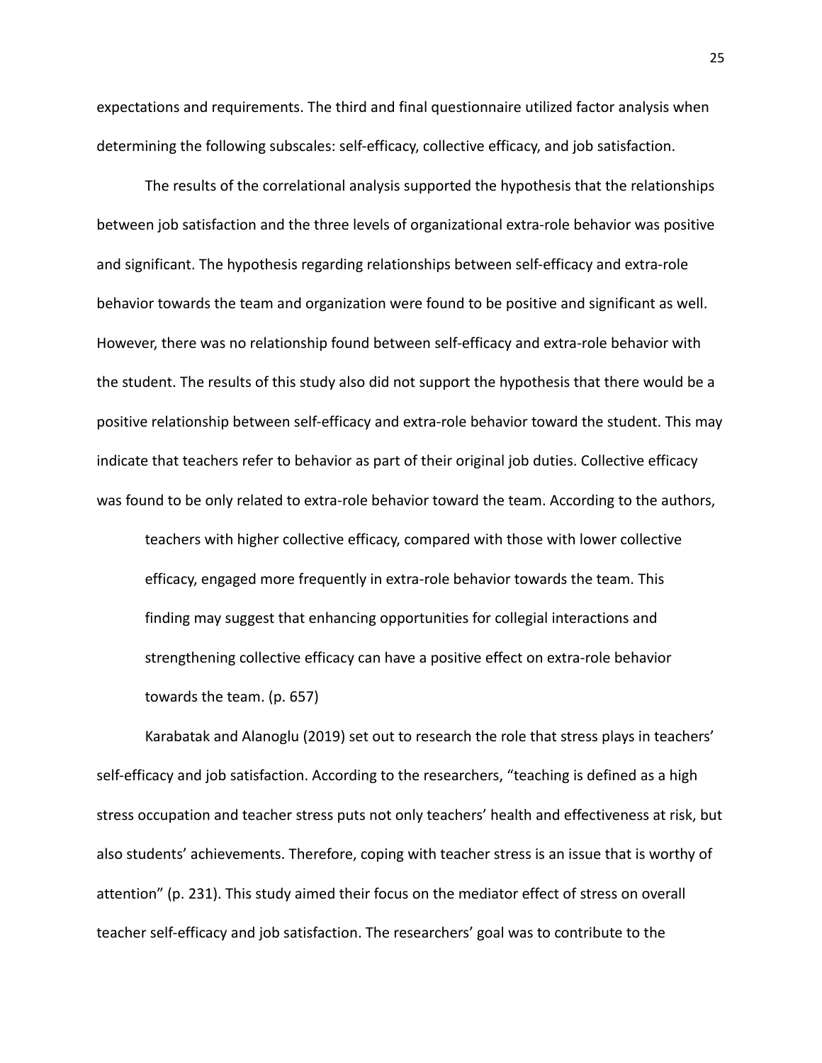expectations and requirements. The third and final questionnaire utilized factor analysis when determining the following subscales: self-efficacy, collective efficacy, and job satisfaction.

The results of the correlational analysis supported the hypothesis that the relationships between job satisfaction and the three levels of organizational extra-role behavior was positive and significant. The hypothesis regarding relationships between self-efficacy and extra-role behavior towards the team and organization were found to be positive and significant as well. However, there was no relationship found between self-efficacy and extra-role behavior with the student. The results of this study also did not support the hypothesis that there would be a positive relationship between self-efficacy and extra-role behavior toward the student. This may indicate that teachers refer to behavior as part of their original job duties. Collective efficacy was found to be only related to extra-role behavior toward the team. According to the authors,

> teachers with higher collective efficacy, compared with those with lower collective efficacy, engaged more frequently in extra-role behavior towards the team. This finding may suggest that enhancing opportunities for collegial interactions and strengthening collective efficacy can have a positive effect on extra-role behavior towards the team. (p. 657)

Karabatak and Alanoglu (2019) set out to research the role that stress plays in teachers' self-efficacy and job satisfaction. According to the researchers, "teaching is defined as a high stress occupation and teacher stress puts not only teachers' health and effectiveness at risk, but also students' achievements. Therefore, coping with teacher stress is an issue that is worthy of attention" (p. 231). This study aimed their focus on the mediator effect of stress on overall teacher self-efficacy and job satisfaction. The researchers' goal was to contribute to the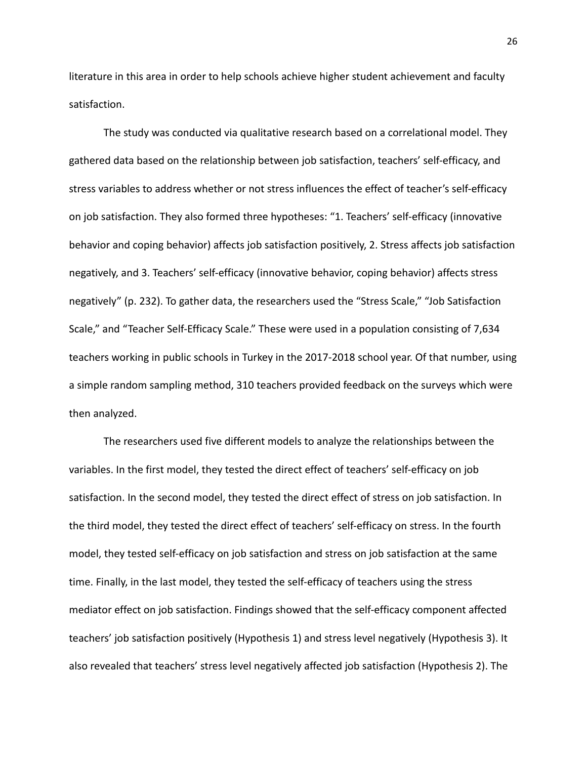literature in this area in order to help schools achieve higher student achievement and faculty satisfaction.

The study was conducted via qualitative research based on a correlational model. They gathered data based on the relationship between job satisfaction, teachers' self-efficacy, and stress variables to address whether or not stress influences the effect of teacher's self-efficacy on job satisfaction. They also formed three hypotheses: "1. Teachers' self-efficacy (innovative behavior and coping behavior) affects job satisfaction positively, 2. Stress affects job satisfaction negatively, and 3. Teachers' self-efficacy (innovative behavior, coping behavior) affects stress negatively" (p. 232). To gather data, the researchers used the "Stress Scale," "Job Satisfaction Scale," and "Teacher Self-Efficacy Scale." These were used in a population consisting of 7,634 teachers working in public schools in Turkey in the 2017-2018 school year. Of that number, using a simple random sampling method, 310 teachers provided feedback on the surveys which were then analyzed.

The researchers used five different models to analyze the relationships between the variables. In the first model, they tested the direct effect of teachers' self-efficacy on job satisfaction. In the second model, they tested the direct effect of stress on job satisfaction. In the third model, they tested the direct effect of teachers' self-efficacy on stress. In the fourth model, they tested self-efficacy on job satisfaction and stress on job satisfaction at the same time. Finally, in the last model, they tested the self-efficacy of teachers using the stress mediator effect on job satisfaction. Findings showed that the self-efficacy component affected teachers' job satisfaction positively (Hypothesis 1) and stress level negatively (Hypothesis 3). It also revealed that teachers' stress level negatively affected job satisfaction (Hypothesis 2). The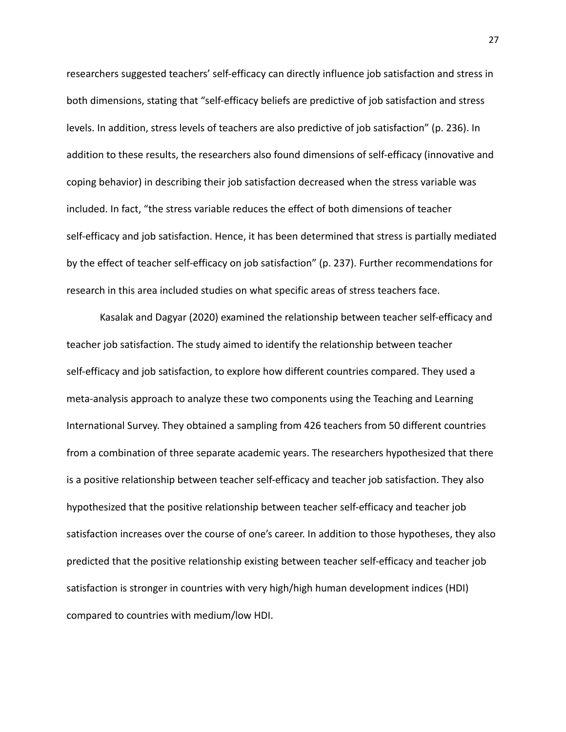researchers suggested teachers' self-efficacy can directly influence job satisfaction and stress in both dimensions, stating that "self-efficacy beliefs are predictive of job satisfaction and stress levels. In addition, stress levels of teachers are also predictive of job satisfaction" (p. 236). In addition to these results, the researchers also found dimensions of self-efficacy (innovative and coping behavior) in describing their job satisfaction decreased when the stress variable was included. In fact, "the stress variable reduces the effect of both dimensions of teacher self-efficacy and job satisfaction. Hence, it has been determined that stress is partially mediated by the effect of teacher self-efficacy on job satisfaction" (p. 237). Further recommendations for research in this area included studies on what specific areas of stress teachers face.

Kasalak and Dagyar (2020) examined the relationship between teacher self-efficacy and teacher job satisfaction. The study aimed to identify the relationship between teacher self-efficacy and job satisfaction, to explore how different countries compared. They used a meta-analysis approach to analyze these two components using the Teaching and Learning International Survey. They obtained a sampling from 426 teachers from 50 different countries from a combination of three separate academic years. The researchers hypothesized that there is a positive relationship between teacher self-efficacy and teacher job satisfaction. They also hypothesized that the positive relationship between teacher self-efficacy and teacher job satisfaction increases over the course of one's career. In addition to those hypotheses, they also predicted that the positive relationship existing between teacher self-efficacy and teacher job satisfaction is stronger in countries with very high/high human development indices (HDI) compared to countries with medium/low HDI.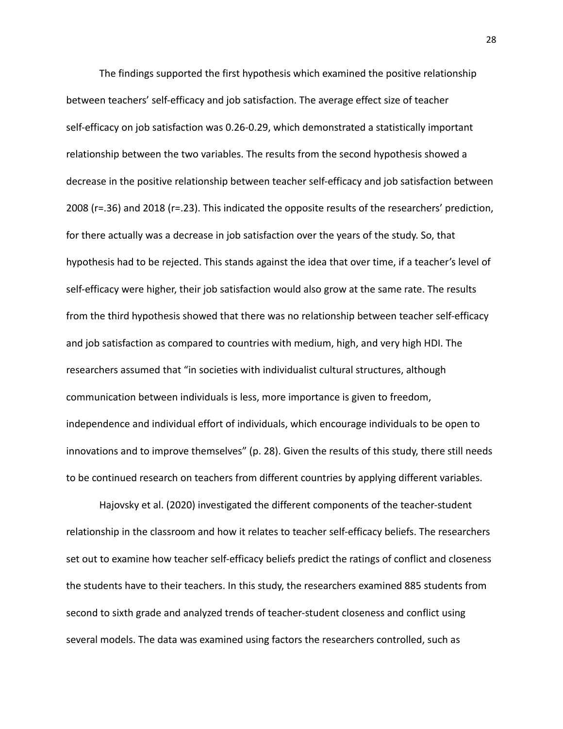The findings supported the first hypothesis which examined the positive relationship between teachers' self-efficacy and job satisfaction. The average effect size of teacher self-efficacy on job satisfaction was 0.26-0.29, which demonstrated a statistically important relationship between the two variables. The results from the second hypothesis showed a decrease in the positive relationship between teacher self-efficacy and job satisfaction between 2008 ($r=.36$) and 2018 ($r=.23$). This indicated the opposite results of the researchers' prediction, for there actually was a decrease in job satisfaction over the years of the study. So, that hypothesis had to be rejected. This stands against the idea that over time, if a teacher's level of self-efficacy were higher, their job satisfaction would also grow at the same rate. The results from the third hypothesis showed that there was no relationship between teacher self-efficacy and job satisfaction as compared to countries with medium, high, and very high HDI. The researchers assumed that "in societies with individualist cultural structures, although communication between individuals is less, more importance is given to freedom, independence and individual effort of individuals, which encourage individuals to be open to innovations and to improve themselves" (p. 28). Given the results of this study, there still needs to be continued research on teachers from different countries by applying different variables.

Hajovsky et al. (2020) investigated the different components of the teacher-student relationship in the classroom and how it relates to teacher self-efficacy beliefs. The researchers set out to examine how teacher self-efficacy beliefs predict the ratings of conflict and closeness the students have to their teachers. In this study, the researchers examined 885 students from second to sixth grade and analyzed trends of teacher-student closeness and conflict using several models. The data was examined using factors the researchers controlled, such as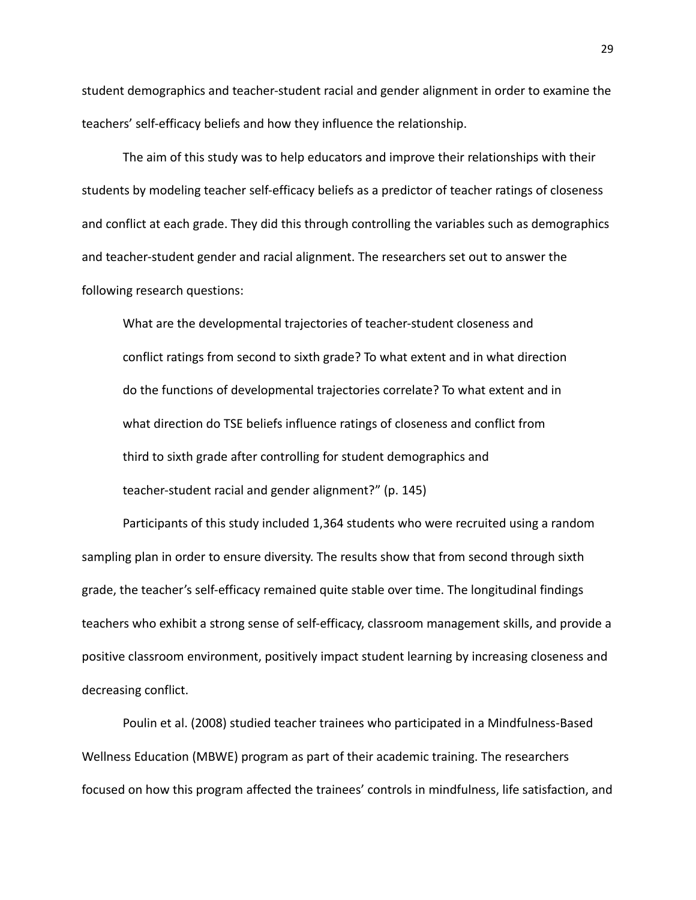student demographics and teacher-student racial and gender alignment in order to examine the teachers' self-efficacy beliefs and how they influence the relationship.

The aim of this study was to help educators and improve their relationships with their students by modeling teacher self-efficacy beliefs as a predictor of teacher ratings of closeness and conflict at each grade. They did this through controlling the variables such as demographics and teacher-student gender and racial alignment. The researchers set out to answer the following research questions:

> What are the developmental trajectories of teacher-student closeness and conflict ratings from second to sixth grade? To what extent and in what direction do the functions of developmental trajectories correlate? To what extent and in what direction do TSE beliefs influence ratings of closeness and conflict from third to sixth grade after controlling for student demographics and teacher-student racial and gender alignment?" (p. 145)

Participants of this study included 1,364 students who were recruited using a random sampling plan in order to ensure diversity. The results show that from second through sixth grade, the teacher's self-efficacy remained quite stable over time. The longitudinal findings teachers who exhibit a strong sense of self-efficacy, classroom management skills, and provide a positive classroom environment, positively impact student learning by increasing closeness and decreasing conflict.

Poulin et al. (2008) studied teacher trainees who participated in a Mindfulness-Based Wellness Education (MBWE) program as part of their academic training. The researchers focused on how this program affected the trainees' controls in mindfulness, life satisfaction, and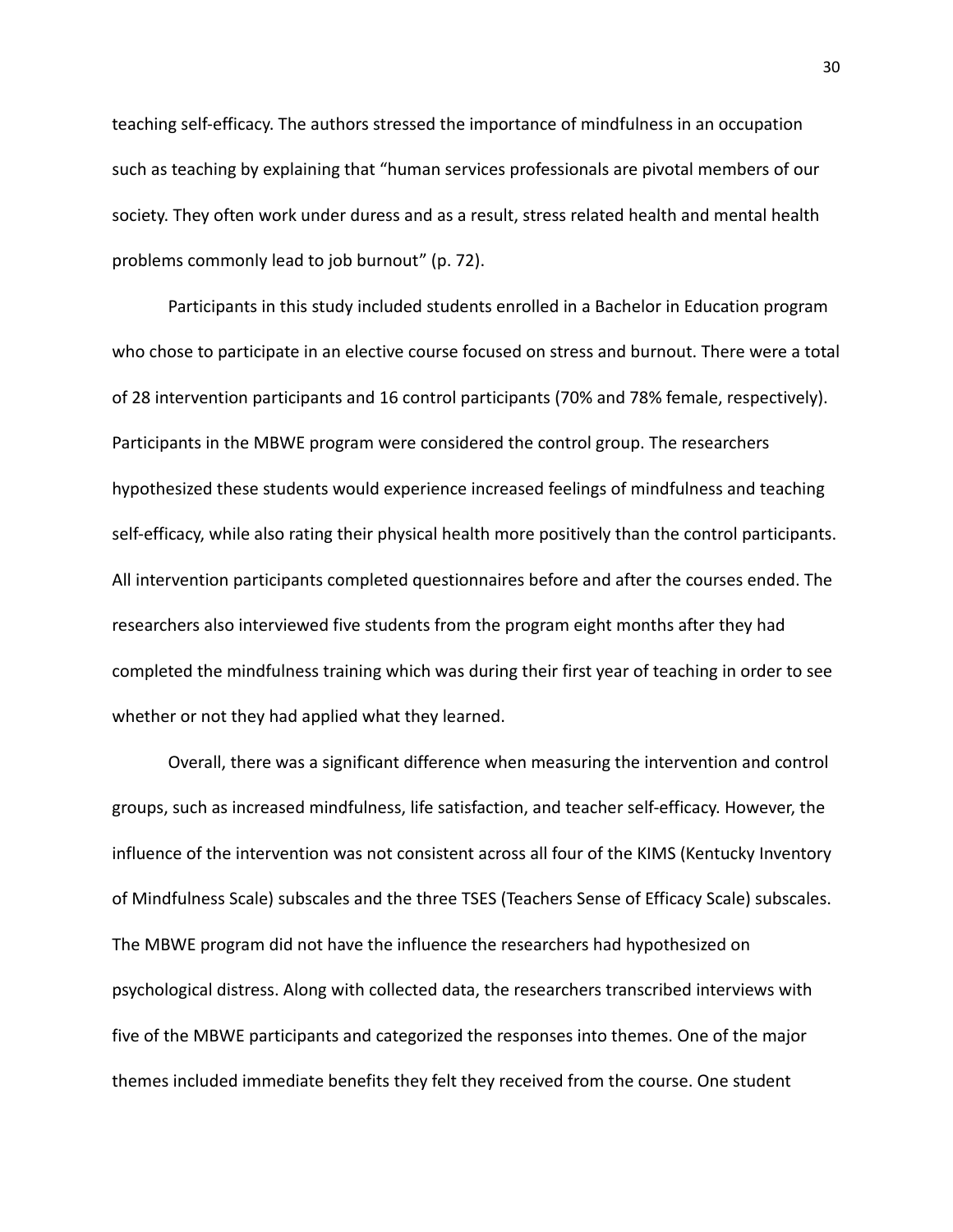teaching self-efficacy. The authors stressed the importance of mindfulness in an occupation such as teaching by explaining that "human services professionals are pivotal members of our society. They often work under duress and as a result, stress related health and mental health problems commonly lead to job burnout" (p. 72).

Participants in this study included students enrolled in a Bachelor in Education program who chose to participate in an elective course focused on stress and burnout. There were a total of 28 intervention participants and 16 control participants (70% and 78% female, respectively). Participants in the MBWE program were considered the control group. The researchers hypothesized these students would experience increased feelings of mindfulness and teaching self-efficacy, while also rating their physical health more positively than the control participants. All intervention participants completed questionnaires before and after the courses ended. The researchers also interviewed five students from the program eight months after they had completed the mindfulness training which was during their first year of teaching in order to see whether or not they had applied what they learned.

Overall, there was a significant difference when measuring the intervention and control groups, such as increased mindfulness, life satisfaction, and teacher self-efficacy. However, the influence of the intervention was not consistent across all four of the KIMS (Kentucky Inventory of Mindfulness Scale) subscales and the three TSES (Teachers Sense of Efficacy Scale) subscales. The MBWE program did not have the influence the researchers had hypothesized on psychological distress. Along with collected data, the researchers transcribed interviews with five of the MBWE participants and categorized the responses into themes. One of the major themes included immediate benefits they felt they received from the course. One student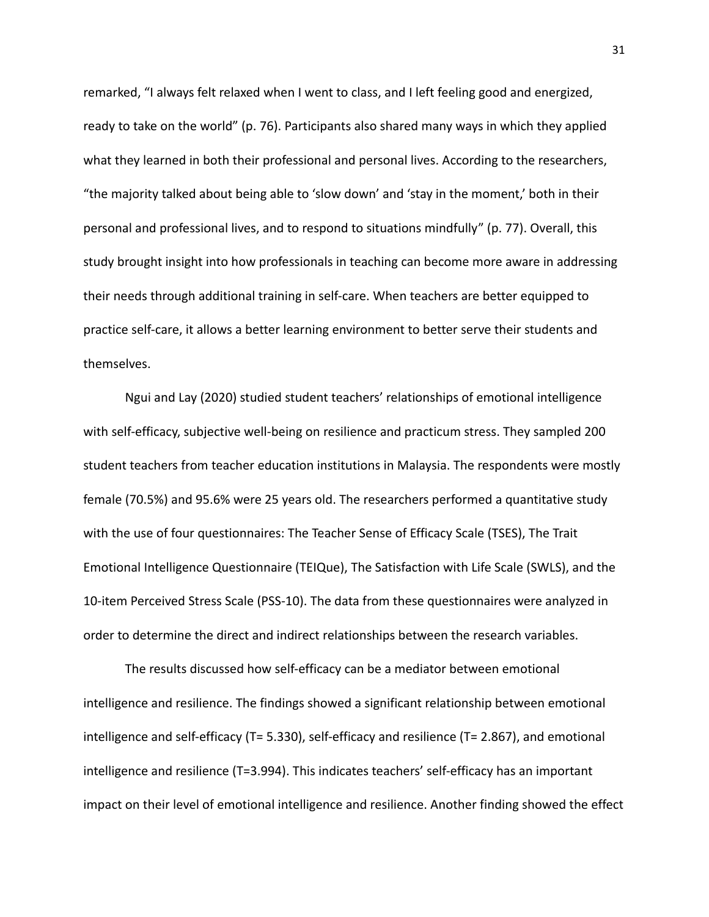remarked, "I always felt relaxed when I went to class, and I left feeling good and energized, ready to take on the world" (p. 76). Participants also shared many ways in which they applied what they learned in both their professional and personal lives. According to the researchers, "the majority talked about being able to 'slow down' and 'stay in the moment,' both in their personal and professional lives, and to respond to situations mindfully" (p. 77). Overall, this study brought insight into how professionals in teaching can become more aware in addressing their needs through additional training in self-care. When teachers are better equipped to practice self-care, it allows a better learning environment to better serve their students and themselves.

Ngui and Lay (2020) studied student teachers' relationships of emotional intelligence with self-efficacy, subjective well-being on resilience and practicum stress. They sampled 200 student teachers from teacher education institutions in Malaysia. The respondents were mostly female (70.5%) and 95.6% were 25 years old. The researchers performed a quantitative study with the use of four questionnaires: The Teacher Sense of Efficacy Scale (TSES), The Trait Emotional Intelligence Questionnaire (TEIQue), The Satisfaction with Life Scale (SWLS), and the 10-item Perceived Stress Scale (PSS-10). The data from these questionnaires were analyzed in order to determine the direct and indirect relationships between the research variables.

The results discussed how self-efficacy can be a mediator between emotional intelligence and resilience. The findings showed a significant relationship between emotional intelligence and self-efficacy ($T = 5.330$), self-efficacy and resilience ($T = 2.867$), and emotional intelligence and resilience ($T = 3.994$). This indicates teachers' self-efficacy has an important impact on their level of emotional intelligence and resilience. Another finding showed the effect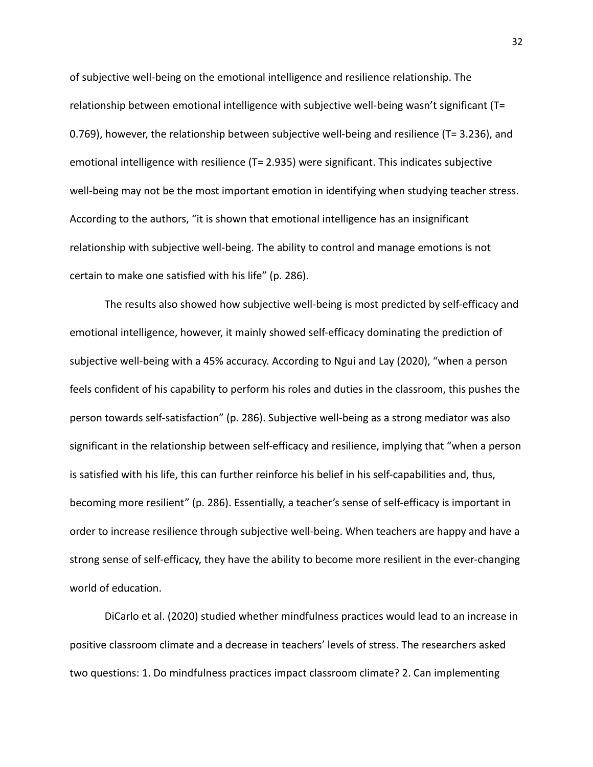of subjective well-being on the emotional intelligence and resilience relationship. The relationship between emotional intelligence with subjective well-being wasn't significant ($T = 0.769$), however, the relationship between subjective well-being and resilience ($T = 3.236$), and emotional intelligence with resilience ($T = 2.935$) were significant. This indicates subjective well-being may not be the most important emotion in identifying when studying teacher stress. According to the authors, "it is shown that emotional intelligence has an insignificant relationship with subjective well-being. The ability to control and manage emotions is not certain to make one satisfied with his life" (p. 286).

The results also showed how subjective well-being is most predicted by self-efficacy and emotional intelligence, however, it mainly showed self-efficacy dominating the prediction of subjective well-being with a 45% accuracy. According to Ngui and Lay (2020), "when a person feels confident of his capability to perform his roles and duties in the classroom, this pushes the person towards self-satisfaction" (p. 286). Subjective well-being as a strong mediator was also significant in the relationship between self-efficacy and resilience, implying that "when a person is satisfied with his life, this can further reinforce his belief in his self-capabilities and, thus, becoming more resilient" (p. 286). Essentially, a teacher's sense of self-efficacy is important in order to increase resilience through subjective well-being. When teachers are happy and have a strong sense of self-efficacy, they have the ability to become more resilient in the ever-changing world of education.

DiCarlo et al. (2020) studied whether mindfulness practices would lead to an increase in positive classroom climate and a decrease in teachers' levels of stress. The researchers asked two questions: 1. Do mindfulness practices impact classroom climate? 2. Can implementing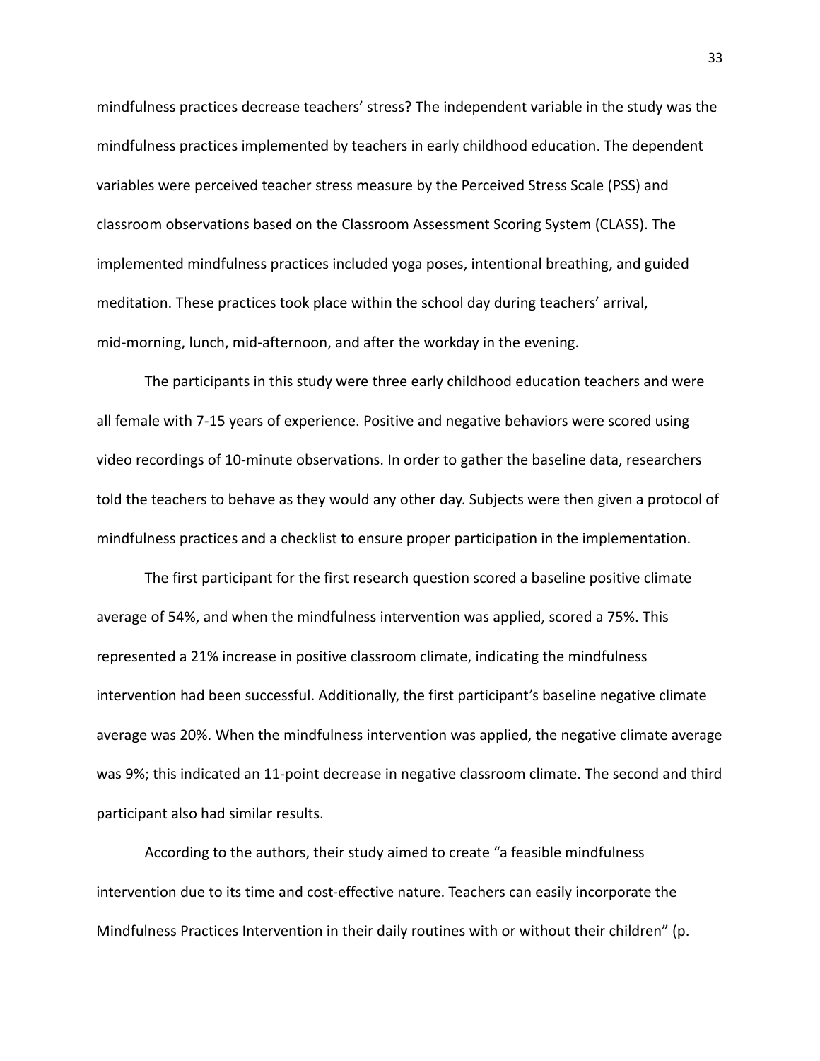mindfulness practices decrease teachers' stress? The independent variable in the study was the mindfulness practices implemented by teachers in early childhood education. The dependent variables were perceived teacher stress measure by the Perceived Stress Scale (PSS) and classroom observations based on the Classroom Assessment Scoring System (CLASS). The implemented mindfulness practices included yoga poses, intentional breathing, and guided meditation. These practices took place within the school day during teachers' arrival, mid-morning, lunch, mid-afternoon, and after the workday in the evening.

The participants in this study were three early childhood education teachers and were all female with 7-15 years of experience. Positive and negative behaviors were scored using video recordings of 10-minute observations. In order to gather the baseline data, researchers told the teachers to behave as they would any other day. Subjects were then given a protocol of mindfulness practices and a checklist to ensure proper participation in the implementation.

The first participant for the first research question scored a baseline positive climate average of 54%, and when the mindfulness intervention was applied, scored a 75%. This represented a 21% increase in positive classroom climate, indicating the mindfulness intervention had been successful. Additionally, the first participant's baseline negative climate average was 20%. When the mindfulness intervention was applied, the negative climate average was 9%; this indicated an 11-point decrease in negative classroom climate. The second and third participant also had similar results.

According to the authors, their study aimed to create "a feasible mindfulness intervention due to its time and cost-effective nature. Teachers can easily incorporate the Mindfulness Practices Intervention in their daily routines with or without their children" (p.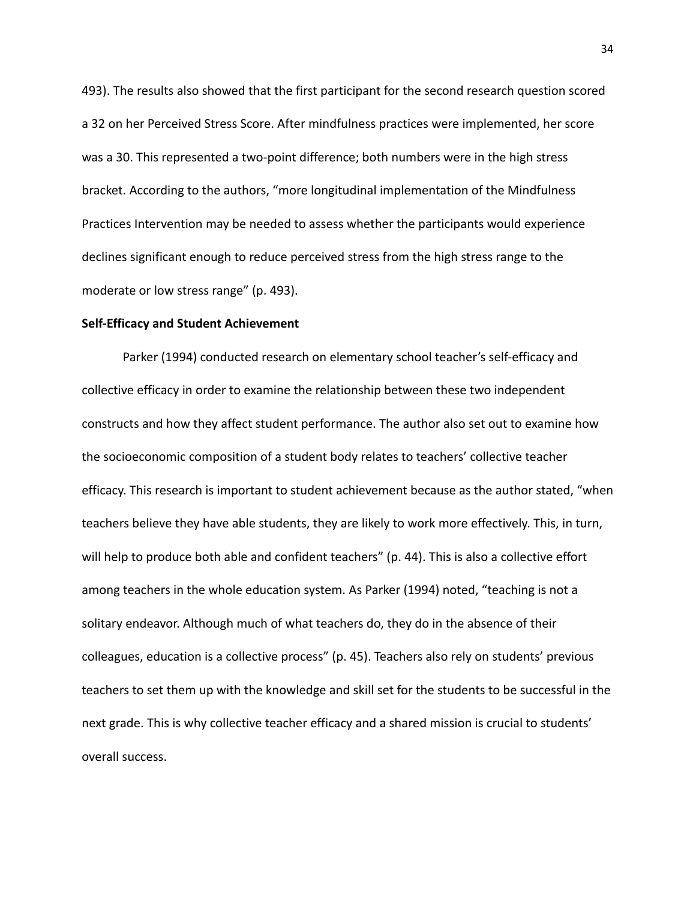493). The results also showed that the first participant for the second research question scored a 32 on her Perceived Stress Score. After mindfulness practices were implemented, her score was a 30. This represented a two-point difference; both numbers were in the high stress bracket. According to the authors, "more longitudinal implementation of the Mindfulness Practices Intervention may be needed to assess whether the participants would experience declines significant enough to reduce perceived stress from the high stress range to the moderate or low stress range" (p. 493).

**Self-Efficacy and Student Achievement**

Parker (1994) conducted research on elementary school teacher's self-efficacy and collective efficacy in order to examine the relationship between these two independent constructs and how they affect student performance. The author also set out to examine how the socioeconomic composition of a student body relates to teachers' collective teacher efficacy. This research is important to student achievement because as the author stated, "when teachers believe they have able students, they are likely to work more effectively. This, in turn, will help to produce both able and confident teachers" (p. 44). This is also a collective effort among teachers in the whole education system. As Parker (1994) noted, "teaching is not a solitary endeavor. Although much of what teachers do, they do in the absence of their colleagues, education is a collective process" (p. 45). Teachers also rely on students' previous teachers to set them up with the knowledge and skill set for the students to be successful in the next grade. This is why collective teacher efficacy and a shared mission is crucial to students' overall success.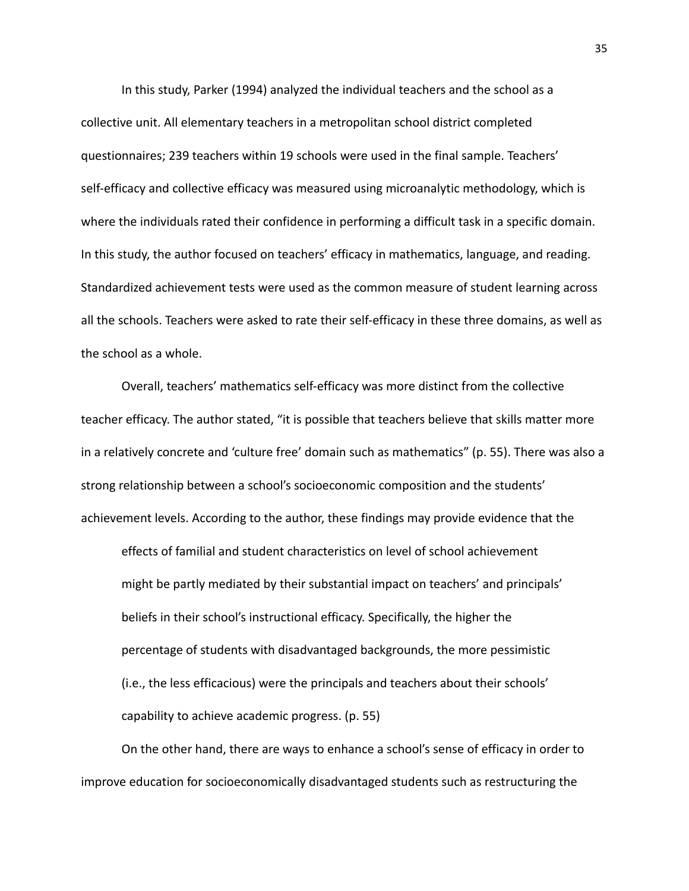In this study, Parker (1994) analyzed the individual teachers and the school as a collective unit. All elementary teachers in a metropolitan school district completed questionnaires; 239 teachers within 19 schools were used in the final sample. Teachers' self-efficacy and collective efficacy was measured using microanalytic methodology, which is where the individuals rated their confidence in performing a difficult task in a specific domain. In this study, the author focused on teachers' efficacy in mathematics, language, and reading. Standardized achievement tests were used as the common measure of student learning across all the schools. Teachers were asked to rate their self-efficacy in these three domains, as well as the school as a whole.

Overall, teachers' mathematics self-efficacy was more distinct from the collective teacher efficacy. The author stated, "it is possible that teachers believe that skills matter more in a relatively concrete and 'culture free' domain such as mathematics" (p. 55). There was also a strong relationship between a school's socioeconomic composition and the students' achievement levels. According to the author, these findings may provide evidence that the

> effects of familial and student characteristics on level of school achievement might be partly mediated by their substantial impact on teachers' and principals' beliefs in their school's instructional efficacy. Specifically, the higher the percentage of students with disadvantaged backgrounds, the more pessimistic (i.e., the less efficacious) were the principals and teachers about their schools' capability to achieve academic progress. (p. 55)

On the other hand, there are ways to enhance a school's sense of efficacy in order to improve education for socioeconomically disadvantaged students such as restructuring the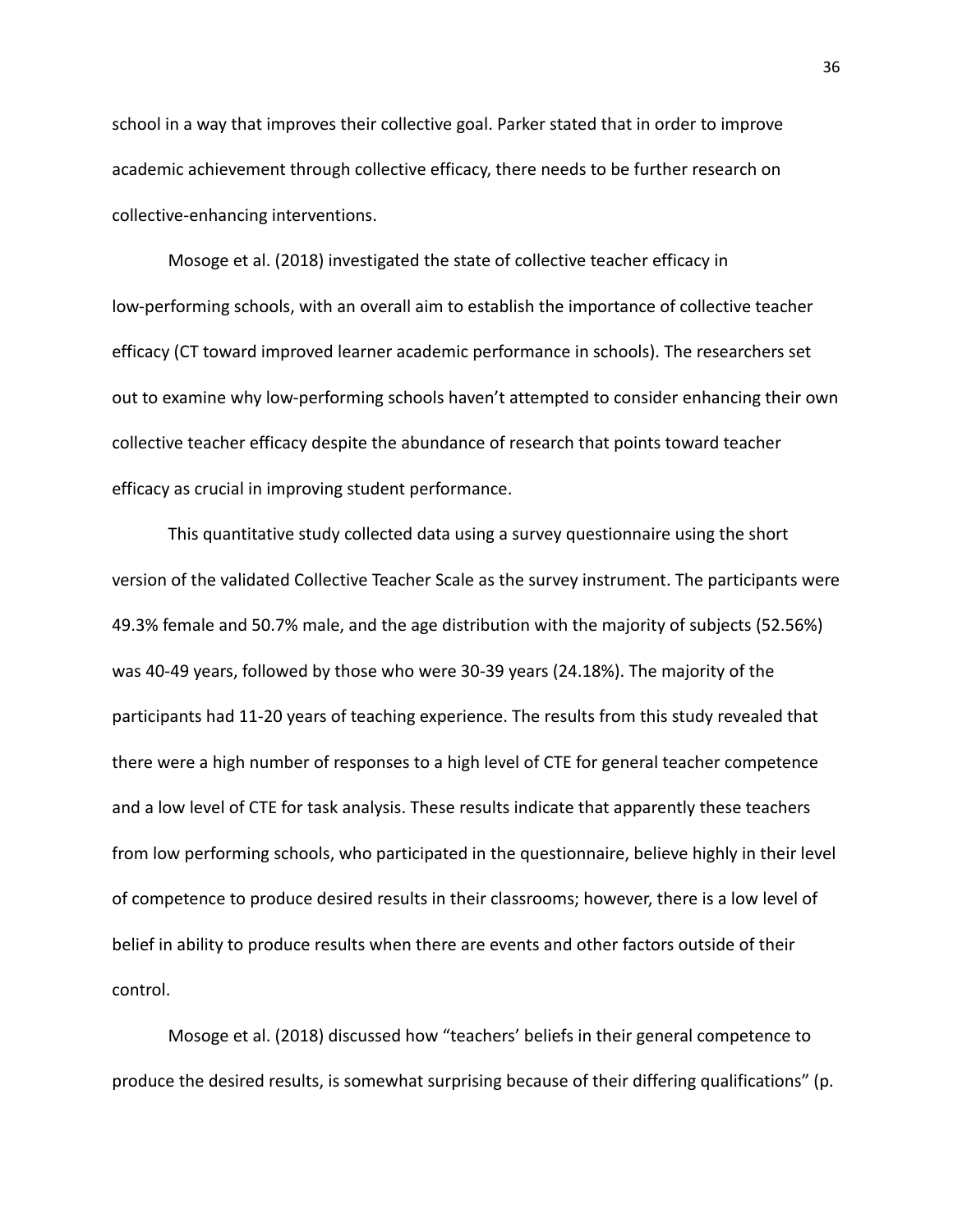school in a way that improves their collective goal. Parker stated that in order to improve academic achievement through collective efficacy, there needs to be further research on collective-enhancing interventions.

Mosoge et al. (2018) investigated the state of collective teacher efficacy in low-performing schools, with an overall aim to establish the importance of collective teacher efficacy (CT toward improved learner academic performance in schools). The researchers set out to examine why low-performing schools haven't attempted to consider enhancing their own collective teacher efficacy despite the abundance of research that points toward teacher efficacy as crucial in improving student performance.

This quantitative study collected data using a survey questionnaire using the short version of the validated Collective Teacher Scale as the survey instrument. The participants were 49.3% female and 50.7% male, and the age distribution with the majority of subjects (52.56%) was 40-49 years, followed by those who were 30-39 years (24.18%). The majority of the participants had 11-20 years of teaching experience. The results from this study revealed that there were a high number of responses to a high level of CTE for general teacher competence and a low level of CTE for task analysis. These results indicate that apparently these teachers from low performing schools, who participated in the questionnaire, believe highly in their level of competence to produce desired results in their classrooms; however, there is a low level of belief in ability to produce results when there are events and other factors outside of their control.

Mosoge et al. (2018) discussed how "teachers' beliefs in their general competence to produce the desired results, is somewhat surprising because of their differing qualifications" (p.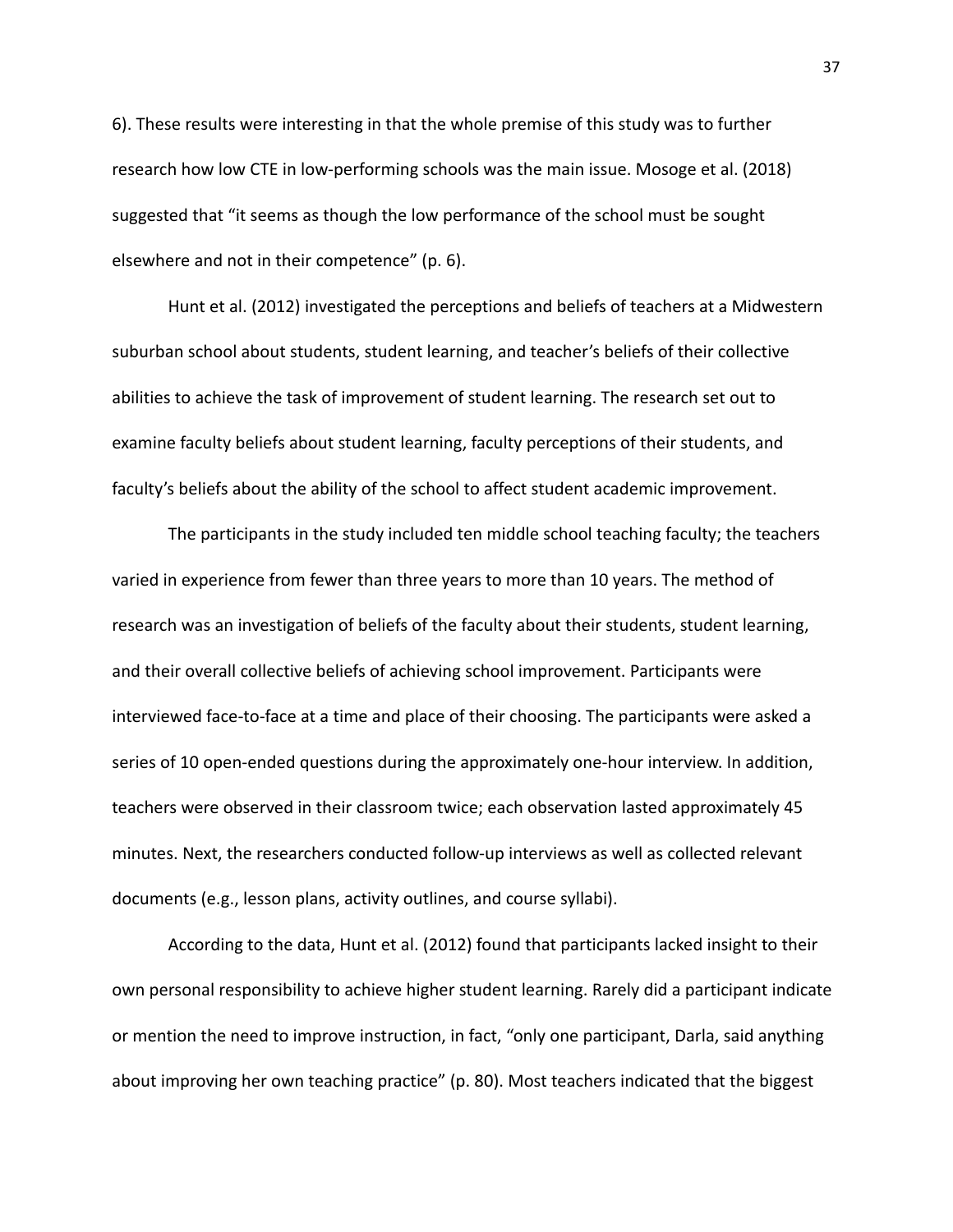6). These results were interesting in that the whole premise of this study was to further research how low CTE in low-performing schools was the main issue. Mosoge et al. (2018) suggested that "it seems as though the low performance of the school must be sought elsewhere and not in their competence" (p. 6).

Hunt et al. (2012) investigated the perceptions and beliefs of teachers at a Midwestern suburban school about students, student learning, and teacher's beliefs of their collective abilities to achieve the task of improvement of student learning. The research set out to examine faculty beliefs about student learning, faculty perceptions of their students, and faculty's beliefs about the ability of the school to affect student academic improvement.

The participants in the study included ten middle school teaching faculty; the teachers varied in experience from fewer than three years to more than 10 years. The method of research was an investigation of beliefs of the faculty about their students, student learning, and their overall collective beliefs of achieving school improvement. Participants were interviewed face-to-face at a time and place of their choosing. The participants were asked a series of 10 open-ended questions during the approximately one-hour interview. In addition, teachers were observed in their classroom twice; each observation lasted approximately 45 minutes. Next, the researchers conducted follow-up interviews as well as collected relevant documents (e.g., lesson plans, activity outlines, and course syllabi).

According to the data, Hunt et al. (2012) found that participants lacked insight to their own personal responsibility to achieve higher student learning. Rarely did a participant indicate or mention the need to improve instruction, in fact, "only one participant, Darla, said anything about improving her own teaching practice" (p. 80). Most teachers indicated that the biggest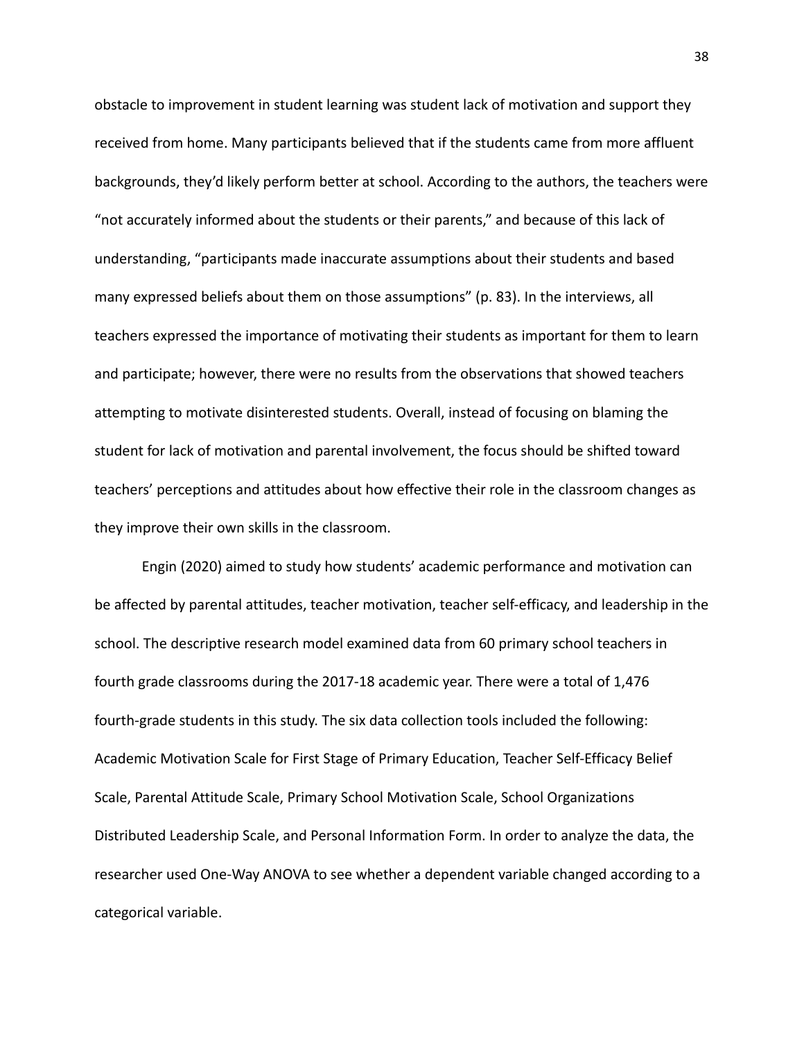obstacle to improvement in student learning was student lack of motivation and support they received from home. Many participants believed that if the students came from more affluent backgrounds, they'd likely perform better at school. According to the authors, the teachers were "not accurately informed about the students or their parents," and because of this lack of understanding, "participants made inaccurate assumptions about their students and based many expressed beliefs about them on those assumptions" (p. 83). In the interviews, all teachers expressed the importance of motivating their students as important for them to learn and participate; however, there were no results from the observations that showed teachers attempting to motivate disinterested students. Overall, instead of focusing on blaming the student for lack of motivation and parental involvement, the focus should be shifted toward teachers' perceptions and attitudes about how effective their role in the classroom changes as they improve their own skills in the classroom.

Engin (2020) aimed to study how students' academic performance and motivation can be affected by parental attitudes, teacher motivation, teacher self-efficacy, and leadership in the school. The descriptive research model examined data from 60 primary school teachers in fourth grade classrooms during the 2017-18 academic year. There were a total of 1,476 fourth-grade students in this study. The six data collection tools included the following: Academic Motivation Scale for First Stage of Primary Education, Teacher Self-Efficacy Belief Scale, Parental Attitude Scale, Primary School Motivation Scale, School Organizations Distributed Leadership Scale, and Personal Information Form. In order to analyze the data, the researcher used One-Way ANOVA to see whether a dependent variable changed according to a categorical variable.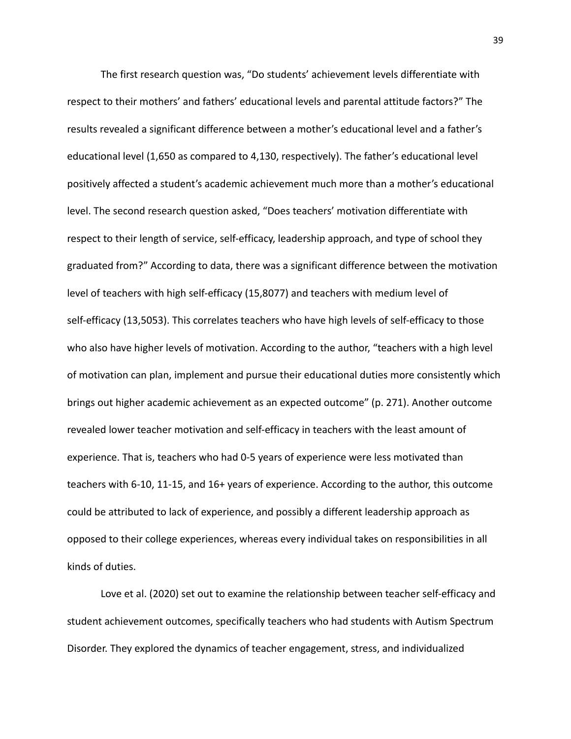The first research question was, "Do students' achievement levels differentiate with respect to their mothers' and fathers' educational levels and parental attitude factors?" The results revealed a significant difference between a mother's educational level and a father's educational level (1,650 as compared to 4,130, respectively). The father's educational level positively affected a student's academic achievement much more than a mother's educational level. The second research question asked, "Does teachers' motivation differentiate with respect to their length of service, self-efficacy, leadership approach, and type of school they graduated from?" According to data, there was a significant difference between the motivation level of teachers with high self-efficacy (15,8077) and teachers with medium level of self-efficacy (13,5053). This correlates teachers who have high levels of self-efficacy to those who also have higher levels of motivation. According to the author, "teachers with a high level of motivation can plan, implement and pursue their educational duties more consistently which brings out higher academic achievement as an expected outcome" (p. 271). Another outcome revealed lower teacher motivation and self-efficacy in teachers with the least amount of experience. That is, teachers who had 0-5 years of experience were less motivated than teachers with 6-10, 11-15, and 16+ years of experience. According to the author, this outcome could be attributed to lack of experience, and possibly a different leadership approach as opposed to their college experiences, whereas every individual takes on responsibilities in all kinds of duties.

Love et al. (2020) set out to examine the relationship between teacher self-efficacy and student achievement outcomes, specifically teachers who had students with Autism Spectrum Disorder. They explored the dynamics of teacher engagement, stress, and individualized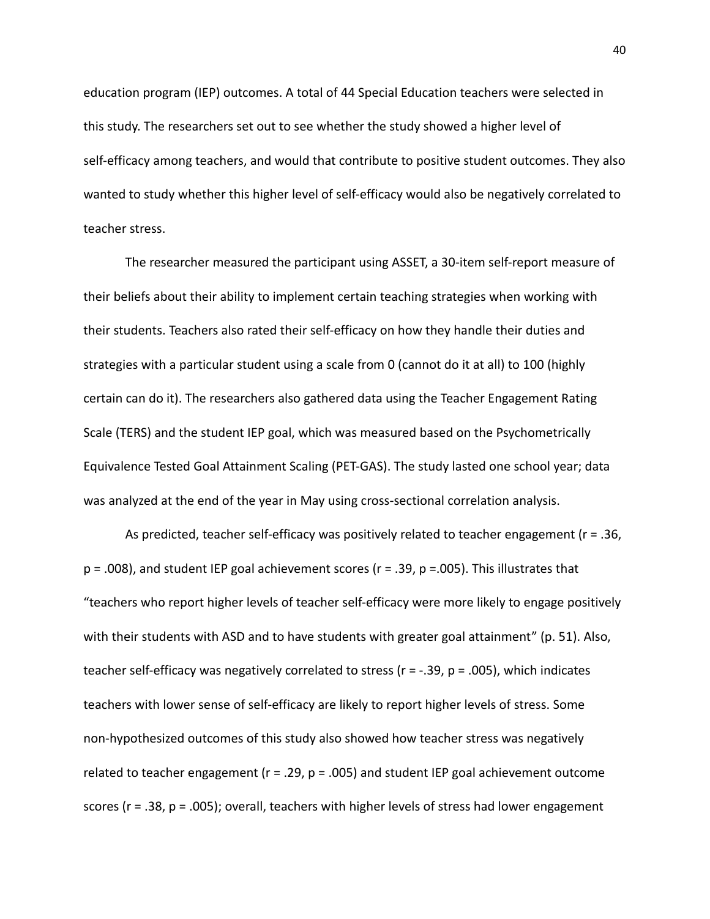education program (IEP) outcomes. A total of 44 Special Education teachers were selected in this study. The researchers set out to see whether the study showed a higher level of self-efficacy among teachers, and would that contribute to positive student outcomes. They also wanted to study whether this higher level of self-efficacy would also be negatively correlated to teacher stress.

The researcher measured the participant using ASSET, a 30-item self-report measure of their beliefs about their ability to implement certain teaching strategies when working with their students. Teachers also rated their self-efficacy on how they handle their duties and strategies with a particular student using a scale from 0 (cannot do it at all) to 100 (highly certain can do it). The researchers also gathered data using the Teacher Engagement Rating Scale (TERS) and the student IEP goal, which was measured based on the Psychometrically Equivalence Tested Goal Attainment Scaling (PET-GAS). The study lasted one school year; data was analyzed at the end of the year in May using cross-sectional correlation analysis.

As predicted, teacher self-efficacy was positively related to teacher engagement ($r = .36$, $p = .008$), and student IEP goal achievement scores ($r = .39$, $p = .005$). This illustrates that "teachers who report higher levels of teacher self-efficacy were more likely to engage positively with their students with ASD and to have students with greater goal attainment" (p. 51). Also, teacher self-efficacy was negatively correlated to stress ($r = -.39$, $p = .005$), which indicates teachers with lower sense of self-efficacy are likely to report higher levels of stress. Some non-hypothesized outcomes of this study also showed how teacher stress was negatively related to teacher engagement ($r = .29$, $p = .005$) and student IEP goal achievement outcome scores ($r = .38$, $p = .005$); overall, teachers with higher levels of stress had lower engagement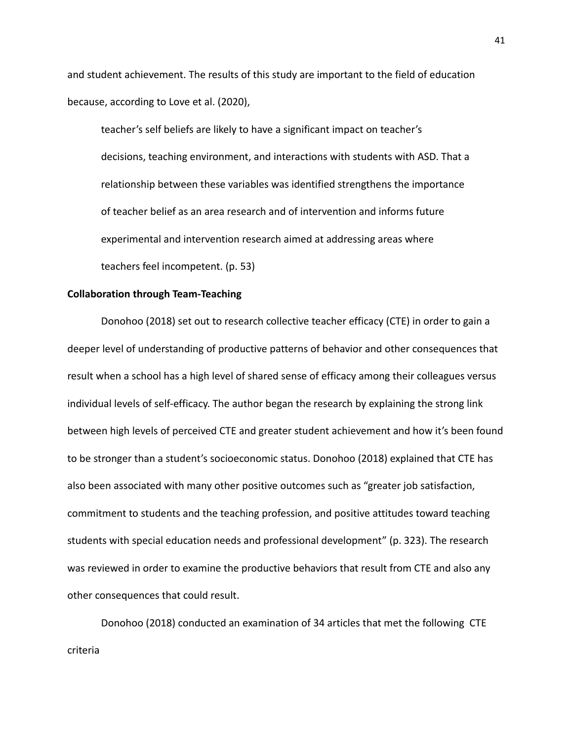and student achievement. The results of this study are important to the field of education because, according to Love et al. (2020),

> teacher's self beliefs are likely to have a significant impact on teacher's decisions, teaching environment, and interactions with students with ASD. That a relationship between these variables was identified strengthens the importance of teacher belief as an area research and of intervention and informs future experimental and intervention research aimed at addressing areas where teachers feel incompetent. (p. 53)

**Collaboration through Team-Teaching**

Donohoo (2018) set out to research collective teacher efficacy (CTE) in order to gain a deeper level of understanding of productive patterns of behavior and other consequences that result when a school has a high level of shared sense of efficacy among their colleagues versus individual levels of self-efficacy. The author began the research by explaining the strong link between high levels of perceived CTE and greater student achievement and how it's been found to be stronger than a student's socioeconomic status. Donohoo (2018) explained that CTE has also been associated with many other positive outcomes such as "greater job satisfaction, commitment to students and the teaching profession, and positive attitudes toward teaching students with special education needs and professional development" (p. 323). The research was reviewed in order to examine the productive behaviors that result from CTE and also any other consequences that could result.

Donohoo (2018) conducted an examination of 34 articles that met the following CTE criteria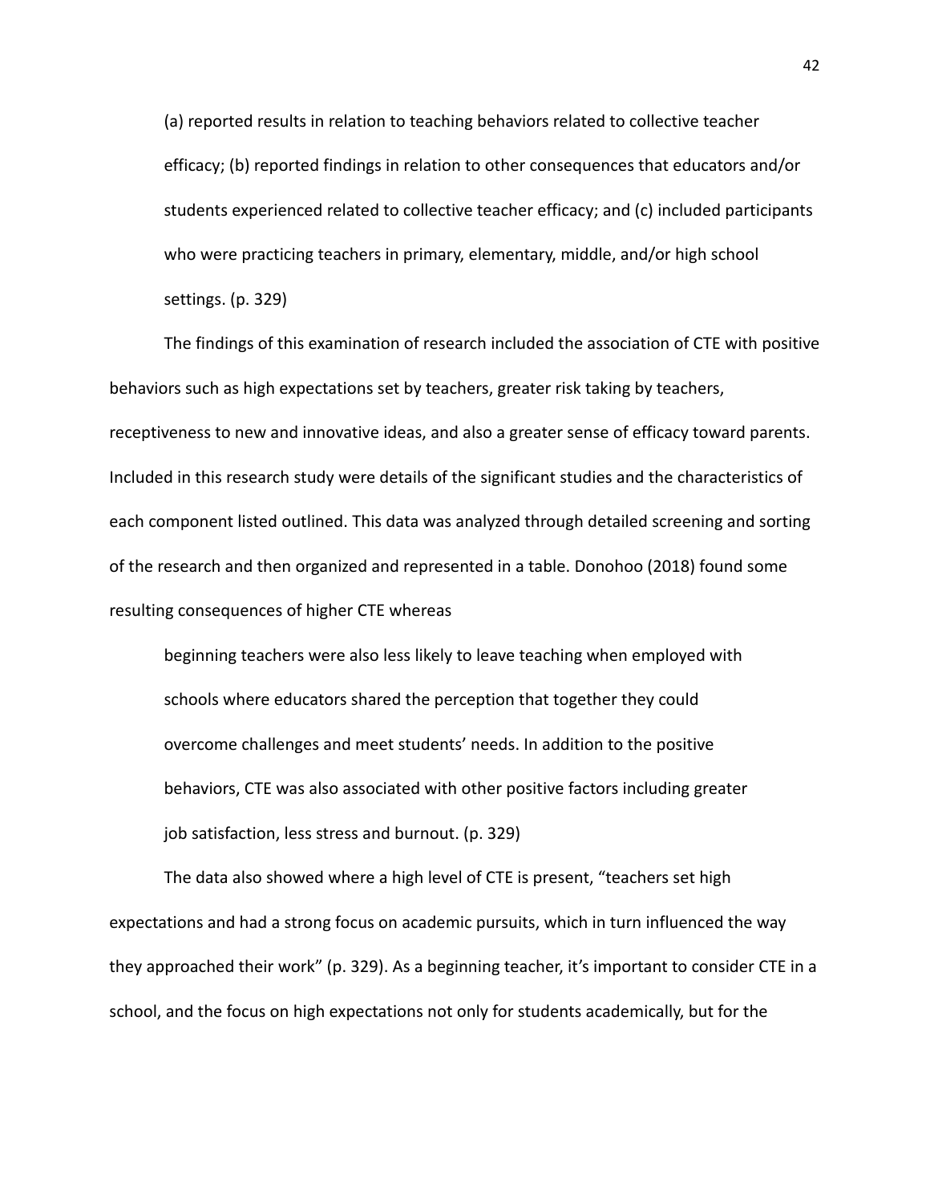> (a) reported results in relation to teaching behaviors related to collective teacher efficacy; (b) reported findings in relation to other consequences that educators and/or students experienced related to collective teacher efficacy; and (c) included participants who were practicing teachers in primary, elementary, middle, and/or high school settings. (p. 329)

The findings of this examination of research included the association of CTE with positive behaviors such as high expectations set by teachers, greater risk taking by teachers, receptiveness to new and innovative ideas, and also a greater sense of efficacy toward parents. Included in this research study were details of the significant studies and the characteristics of each component listed outlined. This data was analyzed through detailed screening and sorting of the research and then organized and represented in a table. Donohoo (2018) found some resulting consequences of higher CTE whereas

> beginning teachers were also less likely to leave teaching when employed with schools where educators shared the perception that together they could overcome challenges and meet students' needs. In addition to the positive behaviors, CTE was also associated with other positive factors including greater job satisfaction, less stress and burnout. (p. 329)

The data also showed where a high level of CTE is present, "teachers set high expectations and had a strong focus on academic pursuits, which in turn influenced the way they approached their work" (p. 329). As a beginning teacher, it's important to consider CTE in a school, and the focus on high expectations not only for students academically, but for the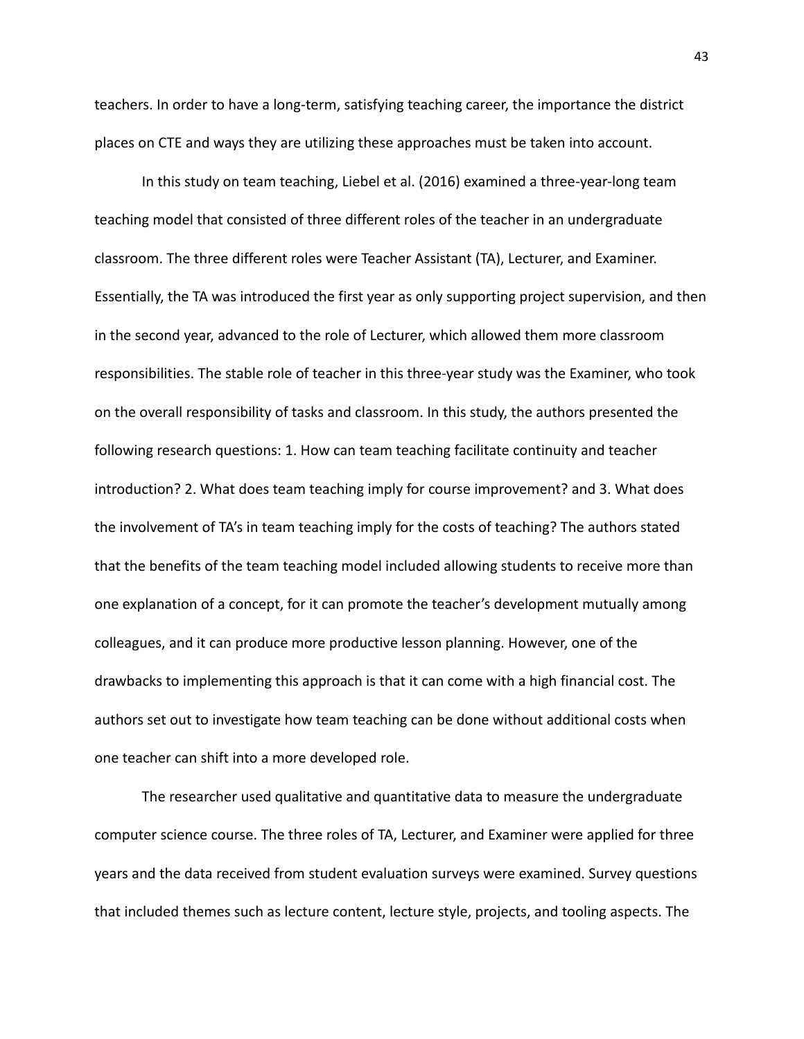teachers. In order to have a long-term, satisfying teaching career, the importance the district places on CTE and ways they are utilizing these approaches must be taken into account.

In this study on team teaching, Liebel et al. (2016) examined a three-year-long team teaching model that consisted of three different roles of the teacher in an undergraduate classroom. The three different roles were Teacher Assistant (TA), Lecturer, and Examiner. Essentially, the TA was introduced the first year as only supporting project supervision, and then in the second year, advanced to the role of Lecturer, which allowed them more classroom responsibilities. The stable role of teacher in this three-year study was the Examiner, who took on the overall responsibility of tasks and classroom. In this study, the authors presented the following research questions: 1. How can team teaching facilitate continuity and teacher introduction? 2. What does team teaching imply for course improvement? and 3. What does the involvement of TA's in team teaching imply for the costs of teaching? The authors stated that the benefits of the team teaching model included allowing students to receive more than one explanation of a concept, for it can promote the teacher's development mutually among colleagues, and it can produce more productive lesson planning. However, one of the drawbacks to implementing this approach is that it can come with a high financial cost. The authors set out to investigate how team teaching can be done without additional costs when one teacher can shift into a more developed role.

The researcher used qualitative and quantitative data to measure the undergraduate computer science course. The three roles of TA, Lecturer, and Examiner were applied for three years and the data received from student evaluation surveys were examined. Survey questions that included themes such as lecture content, lecture style, projects, and tooling aspects. The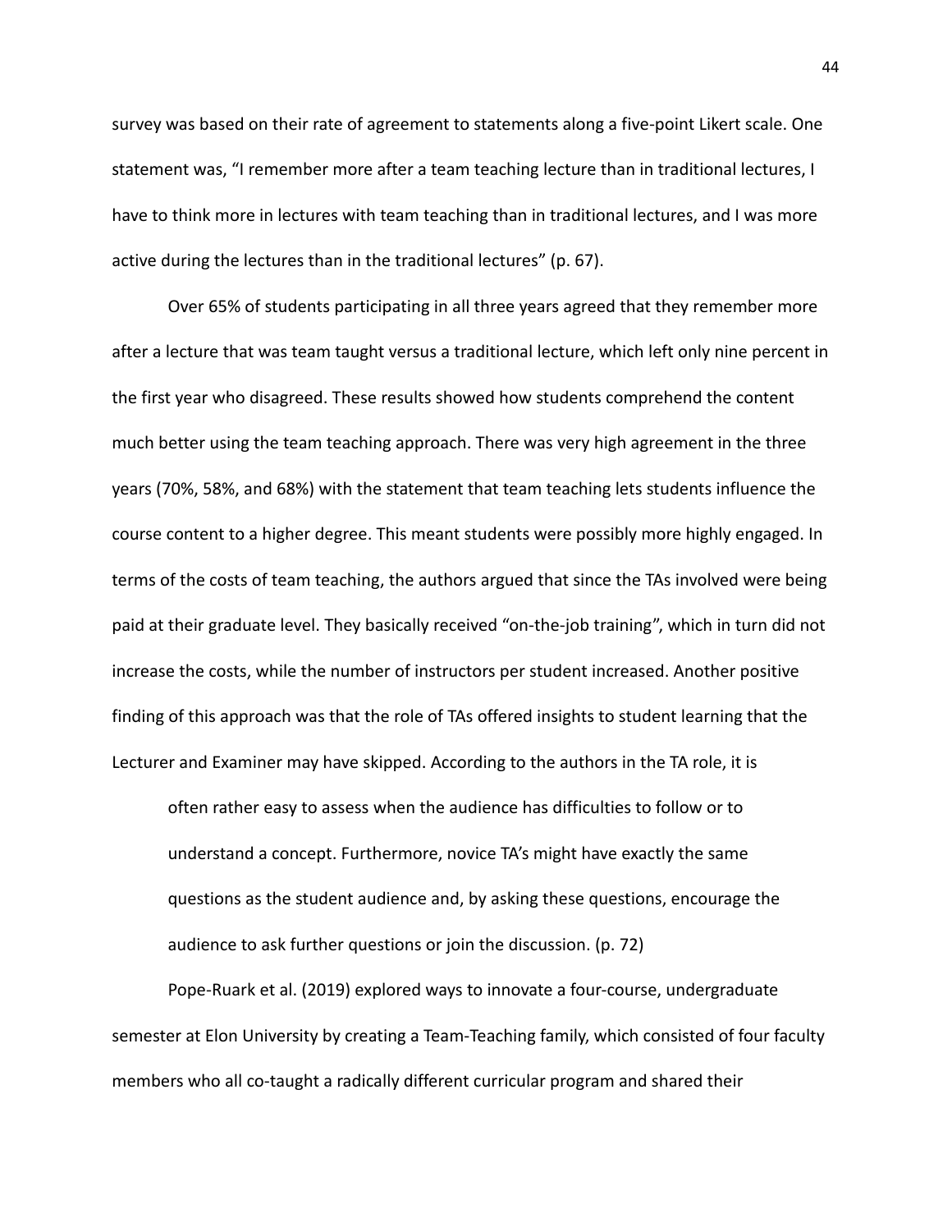survey was based on their rate of agreement to statements along a five-point Likert scale. One statement was, “I remember more after a team teaching lecture than in traditional lectures, I have to think more in lectures with team teaching than in traditional lectures, and I was more active during the lectures than in the traditional lectures” (p. 67).

Over 65% of students participating in all three years agreed that they remember more after a lecture that was team taught versus a traditional lecture, which left only nine percent in the first year who disagreed. These results showed how students comprehend the content much better using the team teaching approach. There was very high agreement in the three years (70%, 58%, and 68%) with the statement that team teaching lets students influence the course content to a higher degree. This meant students were possibly more highly engaged. In terms of the costs of team teaching, the authors argued that since the TAs involved were being paid at their graduate level. They basically received “on-the-job training”, which in turn did not increase the costs, while the number of instructors per student increased. Another positive finding of this approach was that the role of TAs offered insights to student learning that the Lecturer and Examiner may have skipped. According to the authors in the TA role, it is

> often rather easy to assess when the audience has difficulties to follow or to understand a concept. Furthermore, novice TA’s might have exactly the same questions as the student audience and, by asking these questions, encourage the audience to ask further questions or join the discussion. (p. 72)

Pope-Ruark et al. (2019) explored ways to innovate a four-course, undergraduate semester at Elon University by creating a Team-Teaching family, which consisted of four faculty members who all co-taught a radically different curricular program and shared their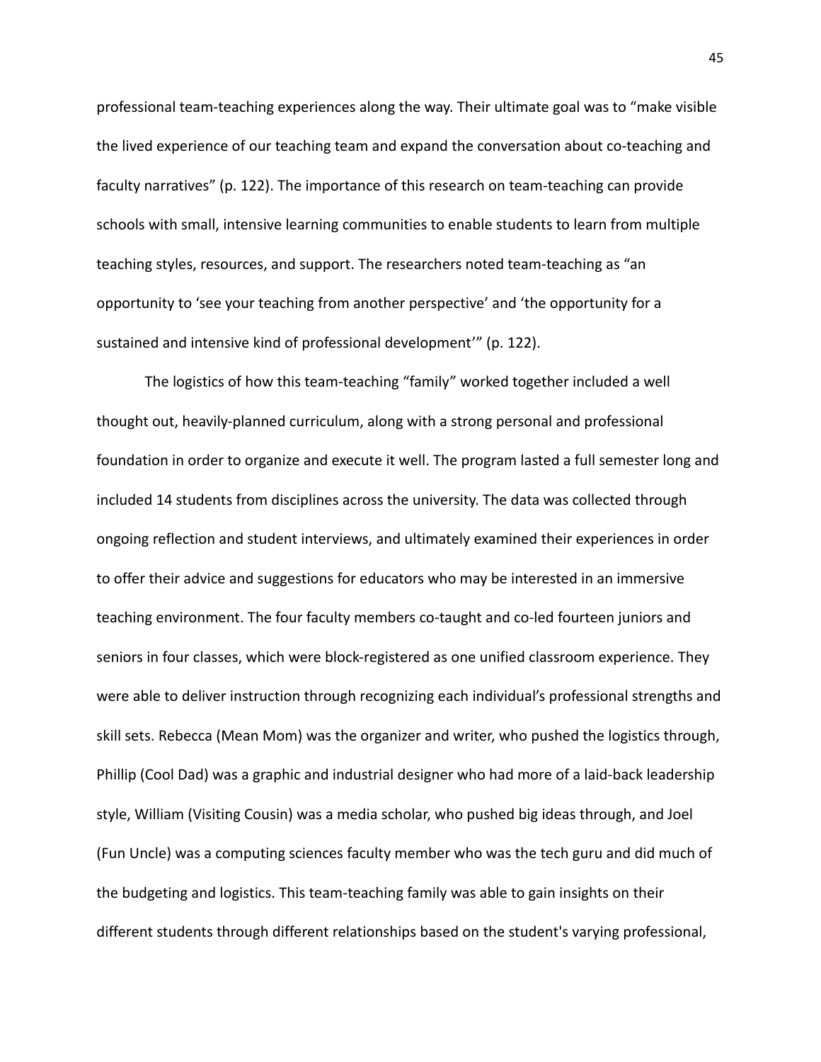professional team-teaching experiences along the way. Their ultimate goal was to "make visible the lived experience of our teaching team and expand the conversation about co-teaching and faculty narratives" (p. 122). The importance of this research on team-teaching can provide schools with small, intensive learning communities to enable students to learn from multiple teaching styles, resources, and support. The researchers noted team-teaching as "an opportunity to 'see your teaching from another perspective' and 'the opportunity for a sustained and intensive kind of professional development'" (p. 122).

The logistics of how this team-teaching "family" worked together included a well thought out, heavily-planned curriculum, along with a strong personal and professional foundation in order to organize and execute it well. The program lasted a full semester long and included 14 students from disciplines across the university. The data was collected through ongoing reflection and student interviews, and ultimately examined their experiences in order to offer their advice and suggestions for educators who may be interested in an immersive teaching environment. The four faculty members co-taught and co-led fourteen juniors and seniors in four classes, which were block-registered as one unified classroom experience. They were able to deliver instruction through recognizing each individual's professional strengths and skill sets. Rebecca (Mean Mom) was the organizer and writer, who pushed the logistics through, Phillip (Cool Dad) was a graphic and industrial designer who had more of a laid-back leadership style, William (Visiting Cousin) was a media scholar, who pushed big ideas through, and Joel (Fun Uncle) was a computing sciences faculty member who was the tech guru and did much of the budgeting and logistics. This team-teaching family was able to gain insights on their different students through different relationships based on the student's varying professional,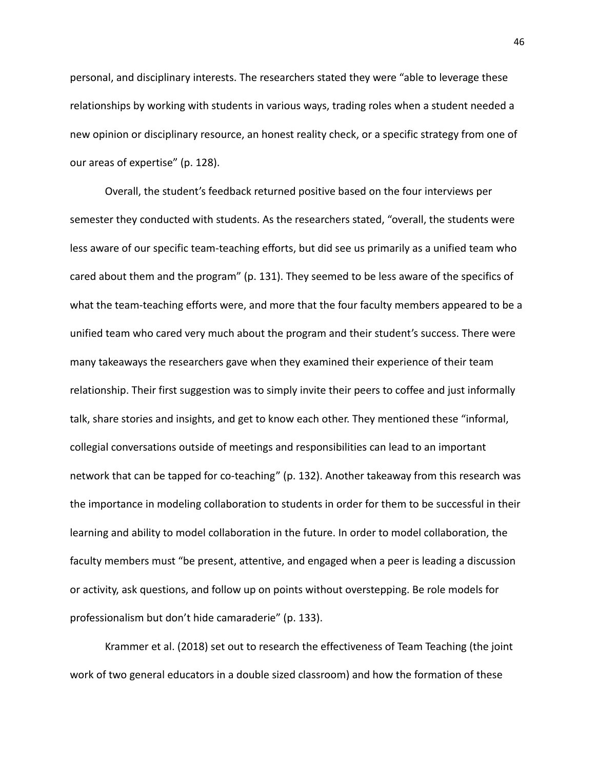personal, and disciplinary interests. The researchers stated they were "able to leverage these relationships by working with students in various ways, trading roles when a student needed a new opinion or disciplinary resource, an honest reality check, or a specific strategy from one of our areas of expertise" (p. 128).

Overall, the student's feedback returned positive based on the four interviews per semester they conducted with students. As the researchers stated, "overall, the students were less aware of our specific team-teaching efforts, but did see us primarily as a unified team who cared about them and the program" (p. 131). They seemed to be less aware of the specifics of what the team-teaching efforts were, and more that the four faculty members appeared to be a unified team who cared very much about the program and their student's success. There were many takeaways the researchers gave when they examined their experience of their team relationship. Their first suggestion was to simply invite their peers to coffee and just informally talk, share stories and insights, and get to know each other. They mentioned these "informal, collegial conversations outside of meetings and responsibilities can lead to an important network that can be tapped for co-teaching" (p. 132). Another takeaway from this research was the importance in modeling collaboration to students in order for them to be successful in their learning and ability to model collaboration in the future. In order to model collaboration, the faculty members must "be present, attentive, and engaged when a peer is leading a discussion or activity, ask questions, and follow up on points without overstepping. Be role models for professionalism but don't hide camaraderie" (p. 133).

Krammer et al. (2018) set out to research the effectiveness of Team Teaching (the joint work of two general educators in a double sized classroom) and how the formation of these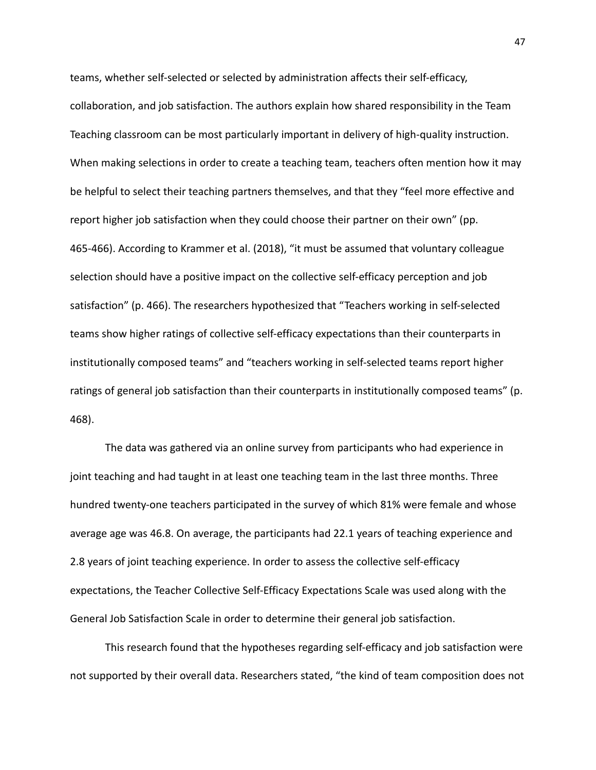teams, whether self-selected or selected by administration affects their self-efficacy, collaboration, and job satisfaction. The authors explain how shared responsibility in the Team Teaching classroom can be most particularly important in delivery of high-quality instruction. When making selections in order to create a teaching team, teachers often mention how it may be helpful to select their teaching partners themselves, and that they "feel more effective and report higher job satisfaction when they could choose their partner on their own" (pp. 465-466). According to Krammer et al. (2018), "it must be assumed that voluntary colleague selection should have a positive impact on the collective self-efficacy perception and job satisfaction" (p. 466). The researchers hypothesized that "Teachers working in self-selected teams show higher ratings of collective self-efficacy expectations than their counterparts in institutionally composed teams" and "teachers working in self-selected teams report higher ratings of general job satisfaction than their counterparts in institutionally composed teams" (p. 468).

The data was gathered via an online survey from participants who had experience in joint teaching and had taught in at least one teaching team in the last three months. Three hundred twenty-one teachers participated in the survey of which 81% were female and whose average age was 46.8. On average, the participants had 22.1 years of teaching experience and 2.8 years of joint teaching experience. In order to assess the collective self-efficacy expectations, the Teacher Collective Self-Efficacy Expectations Scale was used along with the General Job Satisfaction Scale in order to determine their general job satisfaction.

This research found that the hypotheses regarding self-efficacy and job satisfaction were not supported by their overall data. Researchers stated, "the kind of team composition does not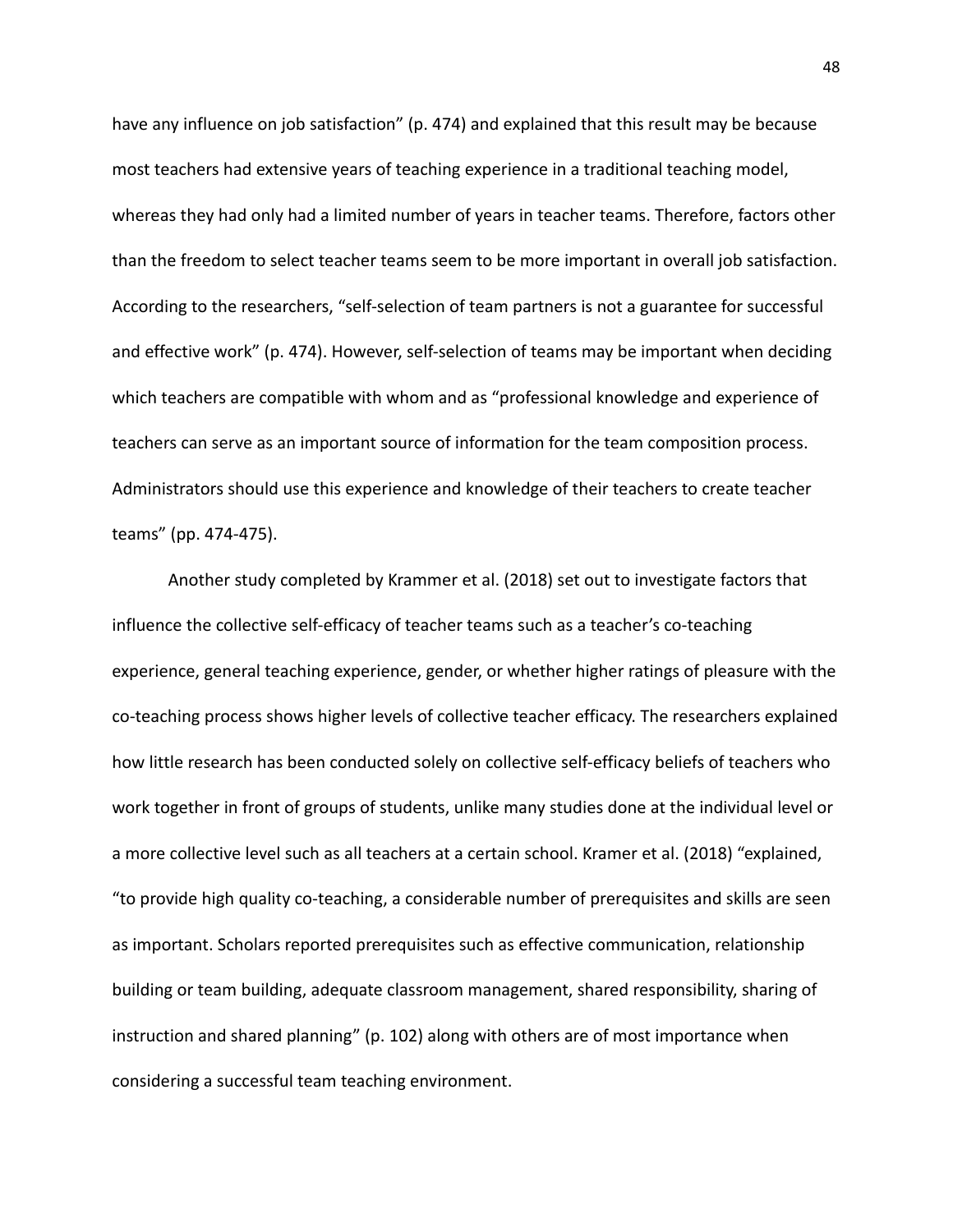have any influence on job satisfaction" (p. 474) and explained that this result may be because most teachers had extensive years of teaching experience in a traditional teaching model, whereas they had only had a limited number of years in teacher teams. Therefore, factors other than the freedom to select teacher teams seem to be more important in overall job satisfaction. According to the researchers, "self-selection of team partners is not a guarantee for successful and effective work" (p. 474). However, self-selection of teams may be important when deciding which teachers are compatible with whom and as "professional knowledge and experience of teachers can serve as an important source of information for the team composition process. Administrators should use this experience and knowledge of their teachers to create teacher teams" (pp. 474-475).

Another study completed by Krammer et al. (2018) set out to investigate factors that influence the collective self-efficacy of teacher teams such as a teacher's co-teaching experience, general teaching experience, gender, or whether higher ratings of pleasure with the co-teaching process shows higher levels of collective teacher efficacy. The researchers explained how little research has been conducted solely on collective self-efficacy beliefs of teachers who work together in front of groups of students, unlike many studies done at the individual level or a more collective level such as all teachers at a certain school. Kramer et al. (2018) "explained, "to provide high quality co-teaching, a considerable number of prerequisites and skills are seen as important. Scholars reported prerequisites such as effective communication, relationship building or team building, adequate classroom management, shared responsibility, sharing of instruction and shared planning" (p. 102) along with others are of most importance when considering a successful team teaching environment.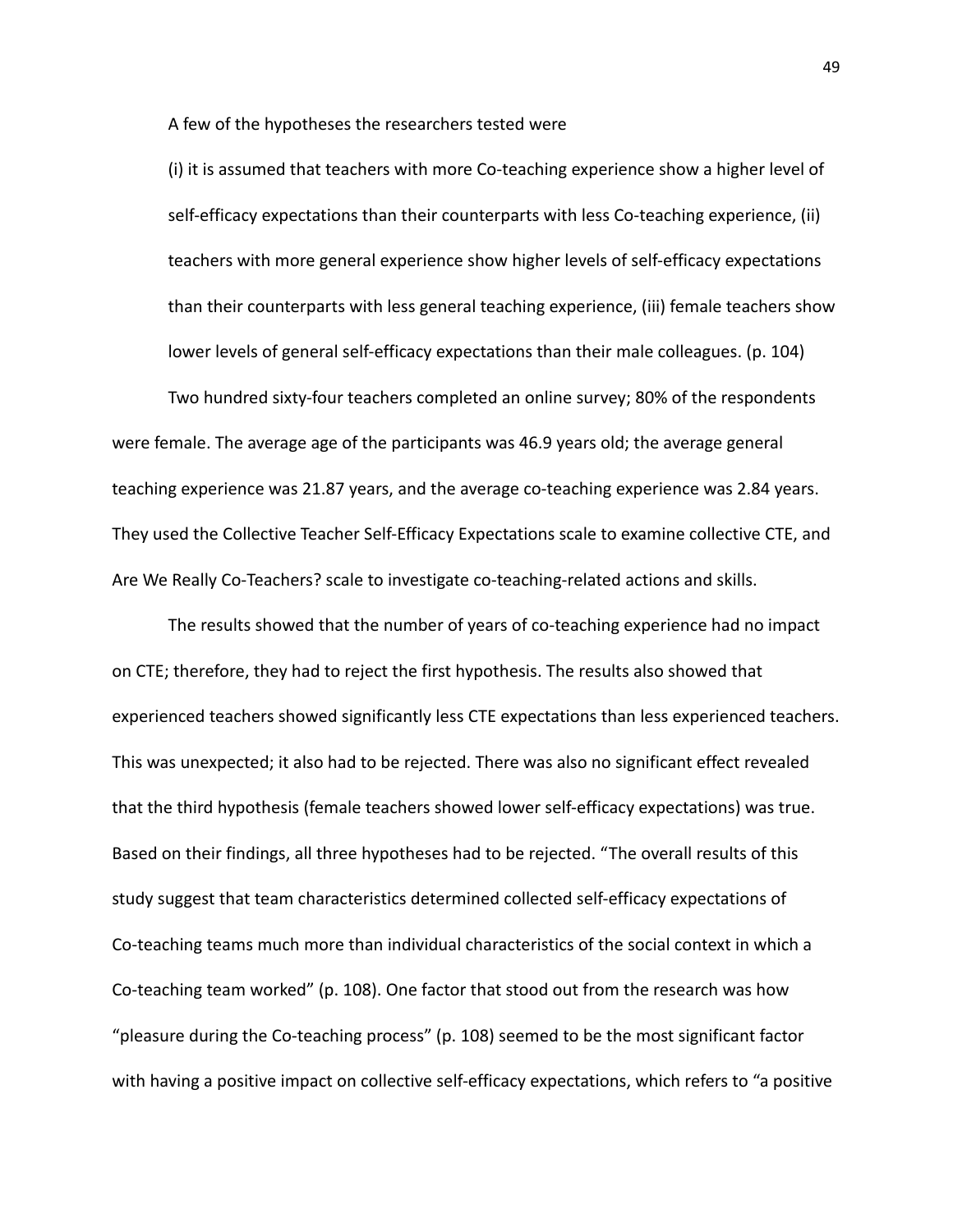A few of the hypotheses the researchers tested were

> (i) it is assumed that teachers with more Co-teaching experience show a higher level of self-efficacy expectations than their counterparts with less Co-teaching experience, (ii) teachers with more general experience show higher levels of self-efficacy expectations than their counterparts with less general teaching experience, (iii) female teachers show lower levels of general self-efficacy expectations than their male colleagues. (p. 104)

Two hundred sixty-four teachers completed an online survey; 80% of the respondents were female. The average age of the participants was 46.9 years old; the average general teaching experience was 21.87 years, and the average co-teaching experience was 2.84 years. They used the Collective Teacher Self-Efficacy Expectations scale to examine collective CTE, and Are We Really Co-Teachers? scale to investigate co-teaching-related actions and skills.

The results showed that the number of years of co-teaching experience had no impact on CTE; therefore, they had to reject the first hypothesis. The results also showed that experienced teachers showed significantly less CTE expectations than less experienced teachers. This was unexpected; it also had to be rejected. There was also no significant effect revealed that the third hypothesis (female teachers showed lower self-efficacy expectations) was true. Based on their findings, all three hypotheses had to be rejected. "The overall results of this study suggest that team characteristics determined collected self-efficacy expectations of Co-teaching teams much more than individual characteristics of the social context in which a Co-teaching team worked" (p. 108). One factor that stood out from the research was how "pleasure during the Co-teaching process" (p. 108) seemed to be the most significant factor with having a positive impact on collective self-efficacy expectations, which refers to "a positive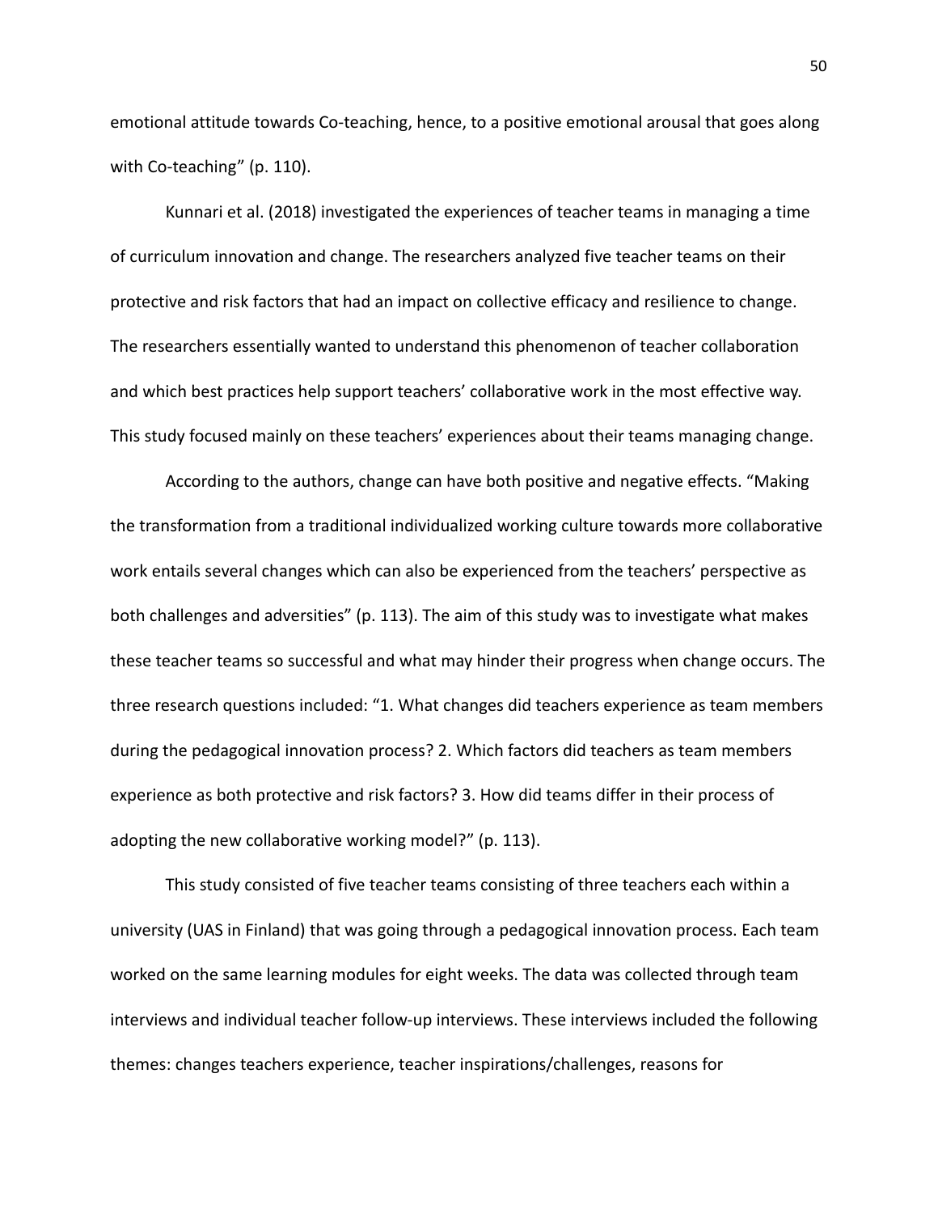emotional attitude towards Co-teaching, hence, to a positive emotional arousal that goes along with Co-teaching" (p. 110).

Kunnari et al. (2018) investigated the experiences of teacher teams in managing a time of curriculum innovation and change. The researchers analyzed five teacher teams on their protective and risk factors that had an impact on collective efficacy and resilience to change. The researchers essentially wanted to understand this phenomenon of teacher collaboration and which best practices help support teachers' collaborative work in the most effective way. This study focused mainly on these teachers' experiences about their teams managing change.

According to the authors, change can have both positive and negative effects. "Making the transformation from a traditional individualized working culture towards more collaborative work entails several changes which can also be experienced from the teachers' perspective as both challenges and adversities" (p. 113). The aim of this study was to investigate what makes these teacher teams so successful and what may hinder their progress when change occurs. The three research questions included: "1. What changes did teachers experience as team members during the pedagogical innovation process? 2. Which factors did teachers as team members experience as both protective and risk factors? 3. How did teams differ in their process of adopting the new collaborative working model?" (p. 113).

This study consisted of five teacher teams consisting of three teachers each within a university (UAS in Finland) that was going through a pedagogical innovation process. Each team worked on the same learning modules for eight weeks. The data was collected through team interviews and individual teacher follow-up interviews. These interviews included the following themes: changes teachers experience, teacher inspirations/challenges, reasons for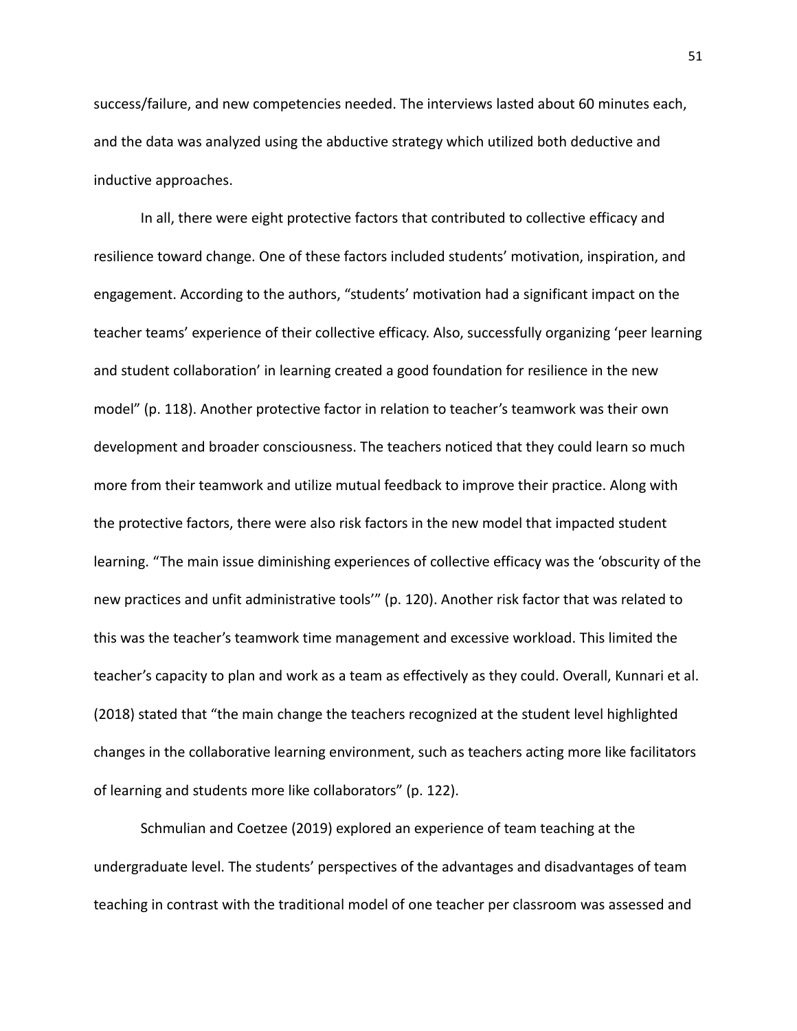success/failure, and new competencies needed. The interviews lasted about 60 minutes each, and the data was analyzed using the abductive strategy which utilized both deductive and inductive approaches.

In all, there were eight protective factors that contributed to collective efficacy and resilience toward change. One of these factors included students' motivation, inspiration, and engagement. According to the authors, "students' motivation had a significant impact on the teacher teams' experience of their collective efficacy. Also, successfully organizing 'peer learning and student collaboration' in learning created a good foundation for resilience in the new model" (p. 118). Another protective factor in relation to teacher's teamwork was their own development and broader consciousness. The teachers noticed that they could learn so much more from their teamwork and utilize mutual feedback to improve their practice. Along with the protective factors, there were also risk factors in the new model that impacted student learning. "The main issue diminishing experiences of collective efficacy was the 'obscurity of the new practices and unfit administrative tools'" (p. 120). Another risk factor that was related to this was the teacher's teamwork time management and excessive workload. This limited the teacher's capacity to plan and work as a team as effectively as they could. Overall, Kunnari et al. (2018) stated that "the main change the teachers recognized at the student level highlighted changes in the collaborative learning environment, such as teachers acting more like facilitators of learning and students more like collaborators" (p. 122).

Schmulian and Coetzee (2019) explored an experience of team teaching at the undergraduate level. The students' perspectives of the advantages and disadvantages of team teaching in contrast with the traditional model of one teacher per classroom was assessed and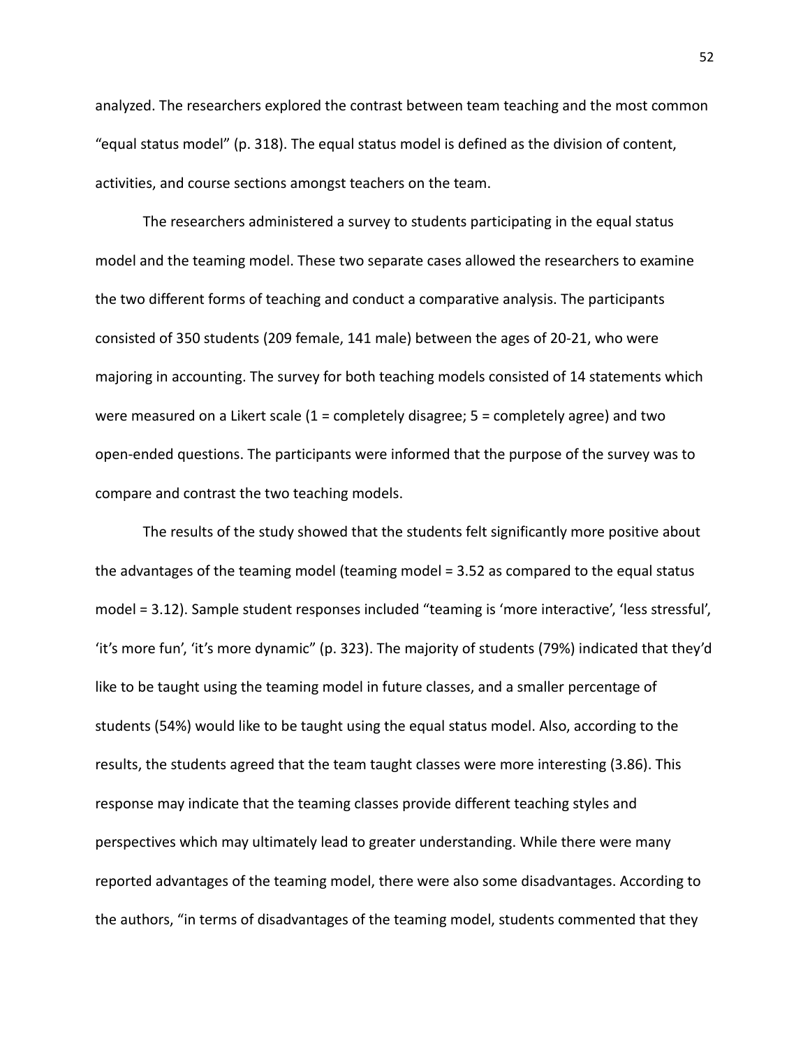analyzed. The researchers explored the contrast between team teaching and the most common "equal status model" (p. 318). The equal status model is defined as the division of content, activities, and course sections amongst teachers on the team.

The researchers administered a survey to students participating in the equal status model and the teaming model. These two separate cases allowed the researchers to examine the two different forms of teaching and conduct a comparative analysis. The participants consisted of 350 students (209 female, 141 male) between the ages of 20-21, who were majoring in accounting. The survey for both teaching models consisted of 14 statements which were measured on a Likert scale (1 = completely disagree; 5 = completely agree) and two open-ended questions. The participants were informed that the purpose of the survey was to compare and contrast the two teaching models.

The results of the study showed that the students felt significantly more positive about the advantages of the teaming model (teaming model = 3.52 as compared to the equal status model = 3.12). Sample student responses included "teaming is 'more interactive', 'less stressful', 'it's more fun', 'it's more dynamic" (p. 323). The majority of students (79%) indicated that they'd like to be taught using the teaming model in future classes, and a smaller percentage of students (54%) would like to be taught using the equal status model. Also, according to the results, the students agreed that the team taught classes were more interesting (3.86). This response may indicate that the teaming classes provide different teaching styles and perspectives which may ultimately lead to greater understanding. While there were many reported advantages of the teaming model, there were also some disadvantages. According to the authors, "in terms of disadvantages of the teaming model, students commented that they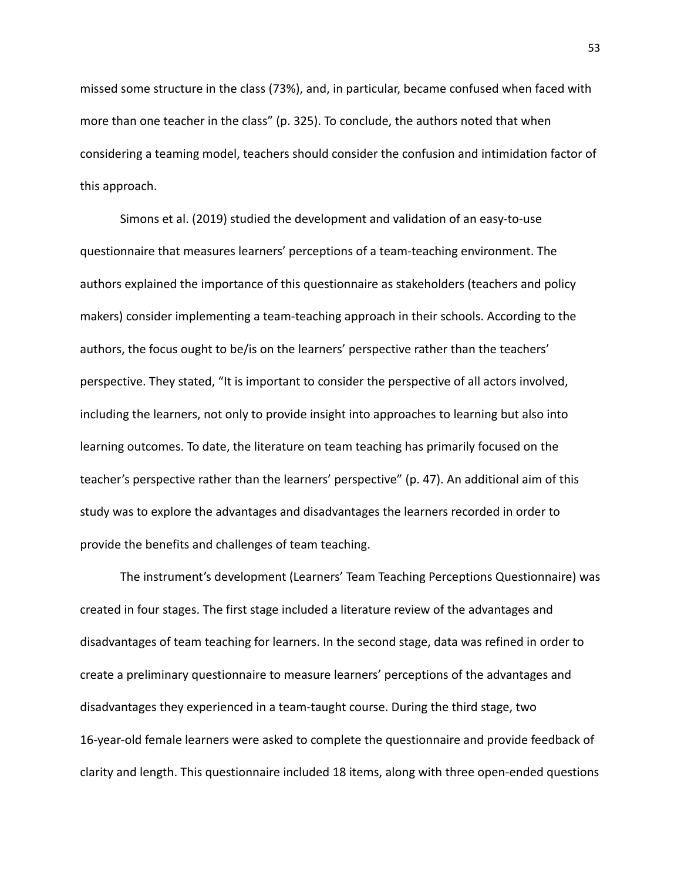missed some structure in the class (73%), and, in particular, became confused when faced with more than one teacher in the class" (p. 325). To conclude, the authors noted that when considering a teaming model, teachers should consider the confusion and intimidation factor of this approach.

Simons et al. (2019) studied the development and validation of an easy-to-use questionnaire that measures learners' perceptions of a team-teaching environment. The authors explained the importance of this questionnaire as stakeholders (teachers and policy makers) consider implementing a team-teaching approach in their schools. According to the authors, the focus ought to be/is on the learners' perspective rather than the teachers' perspective. They stated, "It is important to consider the perspective of all actors involved, including the learners, not only to provide insight into approaches to learning but also into learning outcomes. To date, the literature on team teaching has primarily focused on the teacher's perspective rather than the learners' perspective" (p. 47). An additional aim of this study was to explore the advantages and disadvantages the learners recorded in order to provide the benefits and challenges of team teaching.

The instrument's development (Learners' Team Teaching Perceptions Questionnaire) was created in four stages. The first stage included a literature review of the advantages and disadvantages of team teaching for learners. In the second stage, data was refined in order to create a preliminary questionnaire to measure learners' perceptions of the advantages and disadvantages they experienced in a team-taught course. During the third stage, two 16-year-old female learners were asked to complete the questionnaire and provide feedback of clarity and length. This questionnaire included 18 items, along with three open-ended questions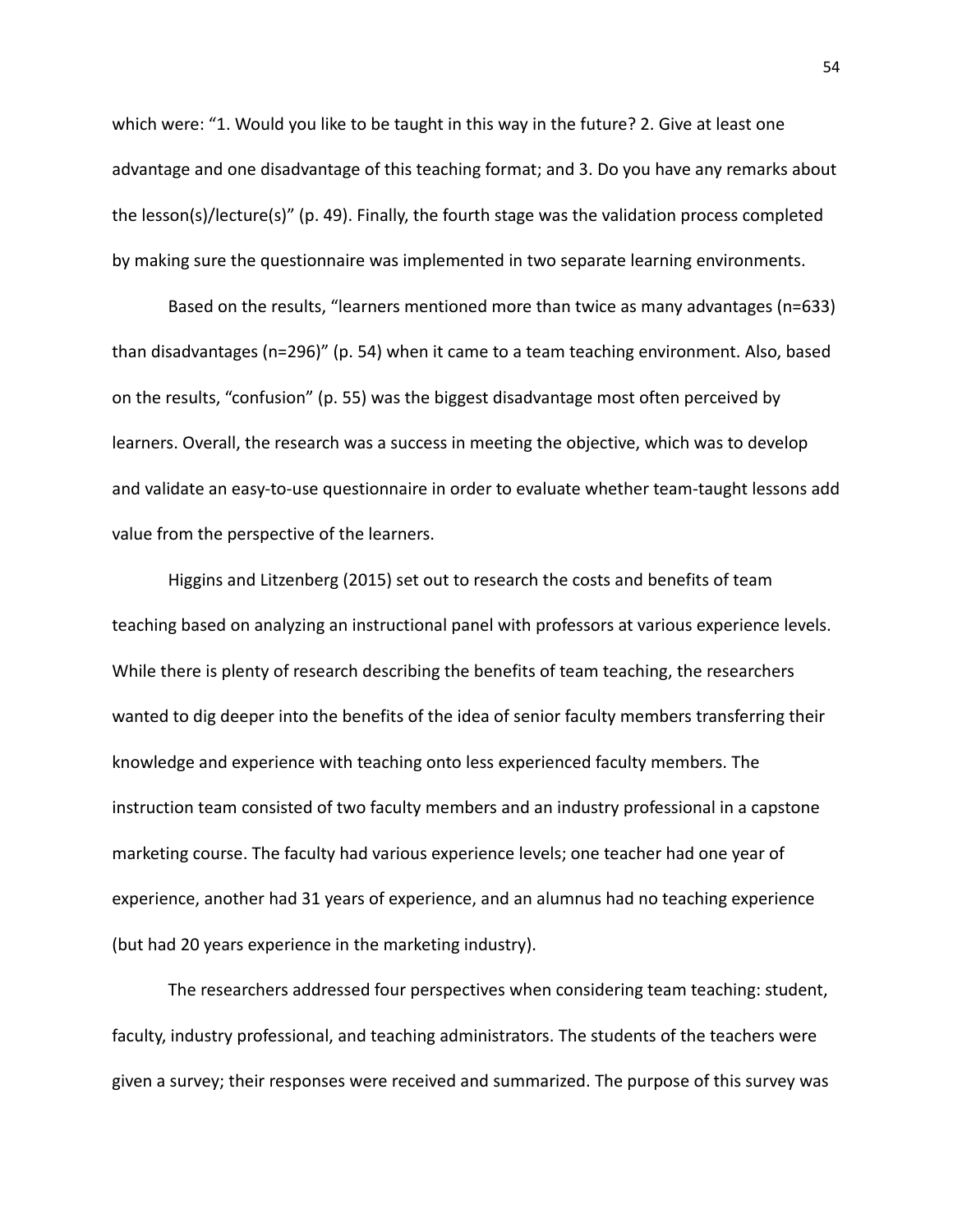which were: “1. Would you like to be taught in this way in the future? 2. Give at least one advantage and one disadvantage of this teaching format; and 3. Do you have any remarks about the lesson(s)/lecture(s)” (p. 49). Finally, the fourth stage was the validation process completed by making sure the questionnaire was implemented in two separate learning environments.

Based on the results, “learners mentioned more than twice as many advantages (n=633) than disadvantages (n=296)” (p. 54) when it came to a team teaching environment. Also, based on the results, “confusion” (p. 55) was the biggest disadvantage most often perceived by learners. Overall, the research was a success in meeting the objective, which was to develop and validate an easy-to-use questionnaire in order to evaluate whether team-taught lessons add value from the perspective of the learners.

Higgins and Litzenberg (2015) set out to research the costs and benefits of team teaching based on analyzing an instructional panel with professors at various experience levels. While there is plenty of research describing the benefits of team teaching, the researchers wanted to dig deeper into the benefits of the idea of senior faculty members transferring their knowledge and experience with teaching onto less experienced faculty members. The instruction team consisted of two faculty members and an industry professional in a capstone marketing course. The faculty had various experience levels; one teacher had one year of experience, another had 31 years of experience, and an alumnus had no teaching experience (but had 20 years experience in the marketing industry).

The researchers addressed four perspectives when considering team teaching: student, faculty, industry professional, and teaching administrators. The students of the teachers were given a survey; their responses were received and summarized. The purpose of this survey was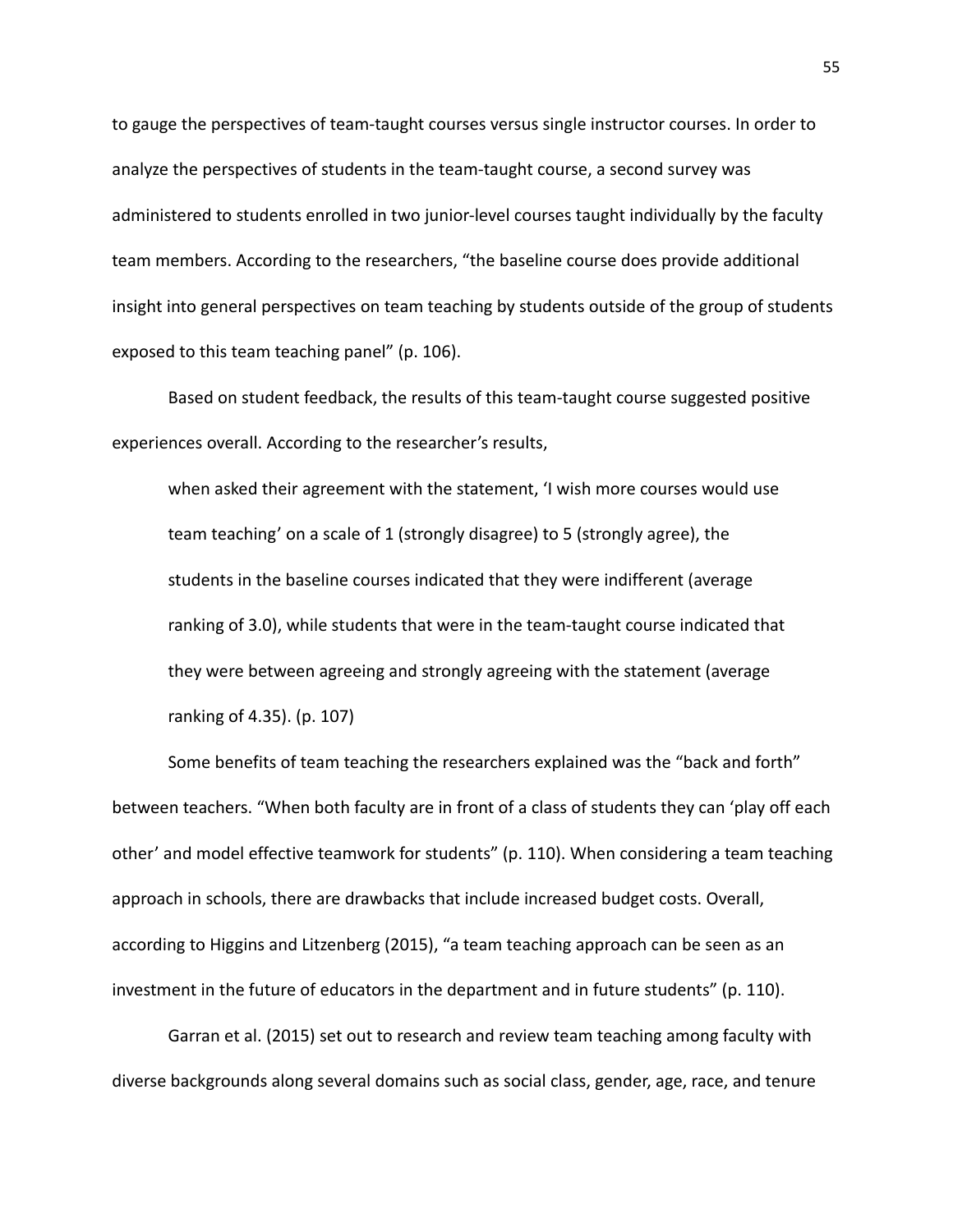to gauge the perspectives of team-taught courses versus single instructor courses. In order to analyze the perspectives of students in the team-taught course, a second survey was administered to students enrolled in two junior-level courses taught individually by the faculty team members. According to the researchers, “the baseline course does provide additional insight into general perspectives on team teaching by students outside of the group of students exposed to this team teaching panel” (p. 106).

Based on student feedback, the results of this team-taught course suggested positive experiences overall. According to the researcher’s results,

> when asked their agreement with the statement, ‘I wish more courses would use team teaching’ on a scale of 1 (strongly disagree) to 5 (strongly agree), the students in the baseline courses indicated that they were indifferent (average ranking of 3.0), while students that were in the team-taught course indicated that they were between agreeing and strongly agreeing with the statement (average ranking of 4.35). (p. 107)

Some benefits of team teaching the researchers explained was the “back and forth” between teachers. “When both faculty are in front of a class of students they can ‘play off each other’ and model effective teamwork for students” (p. 110). When considering a team teaching approach in schools, there are drawbacks that include increased budget costs. Overall, according to Higgins and Litzenberg (2015), “a team teaching approach can be seen as an investment in the future of educators in the department and in future students” (p. 110).

Garran et al. (2015) set out to research and review team teaching among faculty with diverse backgrounds along several domains such as social class, gender, age, race, and tenure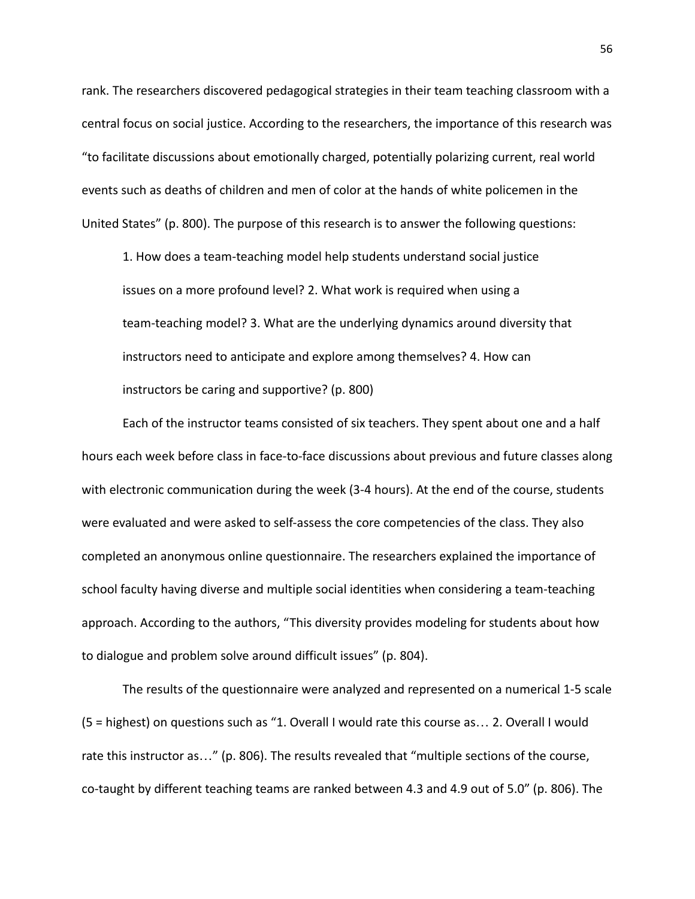rank. The researchers discovered pedagogical strategies in their team teaching classroom with a central focus on social justice. According to the researchers, the importance of this research was "to facilitate discussions about emotionally charged, potentially polarizing current, real world events such as deaths of children and men of color at the hands of white policemen in the United States" (p. 800). The purpose of this research is to answer the following questions:

> 1. How does a team-teaching model help students understand social justice issues on a more profound level? 2. What work is required when using a team-teaching model? 3. What are the underlying dynamics around diversity that instructors need to anticipate and explore among themselves? 4. How can instructors be caring and supportive? (p. 800)

Each of the instructor teams consisted of six teachers. They spent about one and a half hours each week before class in face-to-face discussions about previous and future classes along with electronic communication during the week (3-4 hours). At the end of the course, students were evaluated and were asked to self-assess the core competencies of the class. They also completed an anonymous online questionnaire. The researchers explained the importance of school faculty having diverse and multiple social identities when considering a team-teaching approach. According to the authors, "This diversity provides modeling for students about how to dialogue and problem solve around difficult issues" (p. 804).

The results of the questionnaire were analyzed and represented on a numerical 1-5 scale (5 = highest) on questions such as "1. Overall I would rate this course as… 2. Overall I would rate this instructor as…" (p. 806). The results revealed that "multiple sections of the course, co-taught by different teaching teams are ranked between 4.3 and 4.9 out of 5.0" (p. 806). The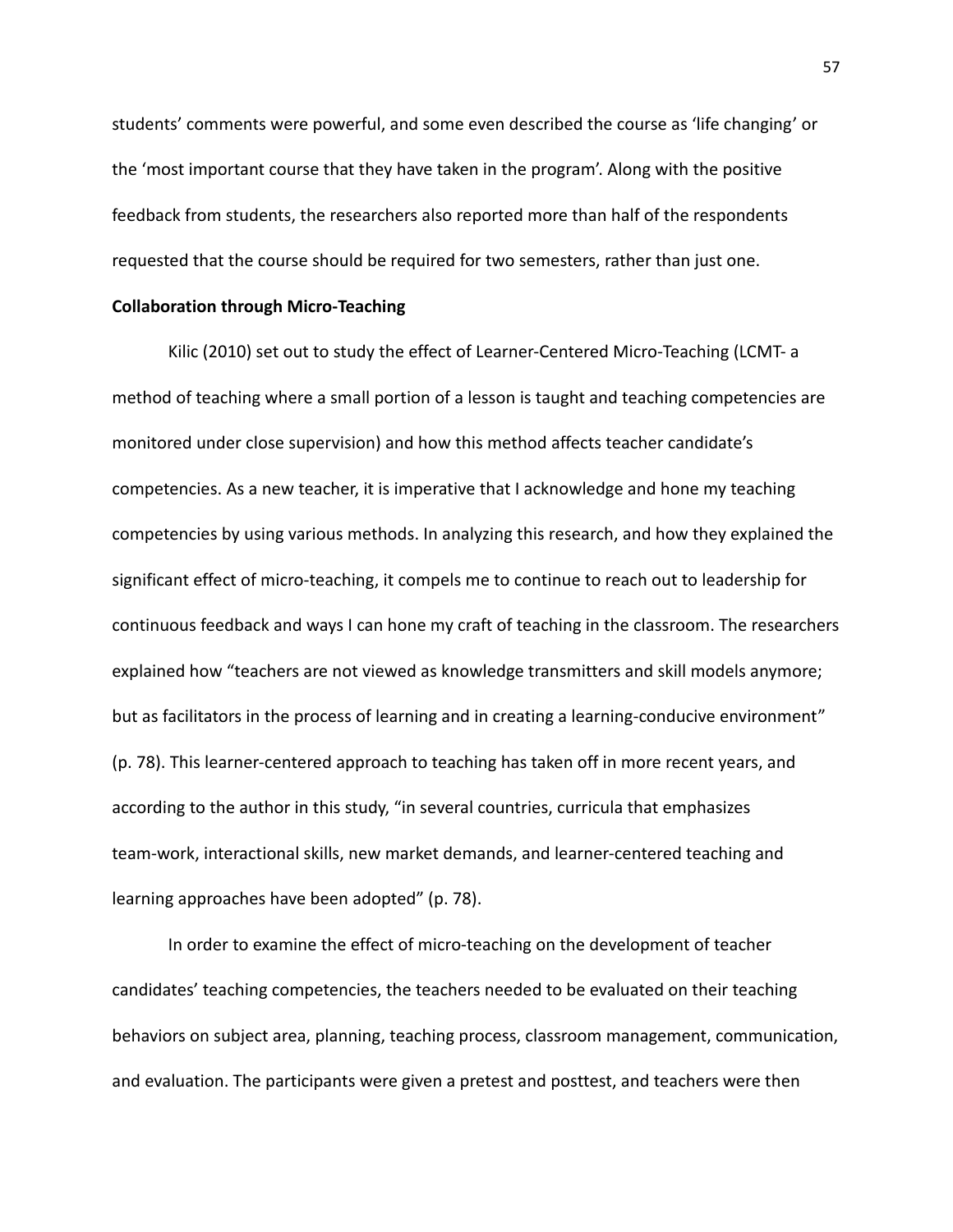students' comments were powerful, and some even described the course as 'life changing' or the 'most important course that they have taken in the program'. Along with the positive feedback from students, the researchers also reported more than half of the respondents requested that the course should be required for two semesters, rather than just one.

**Collaboration through Micro-Teaching**

Kilic (2010) set out to study the effect of Learner-Centered Micro-Teaching (LCMT- a method of teaching where a small portion of a lesson is taught and teaching competencies are monitored under close supervision) and how this method affects teacher candidate's competencies. As a new teacher, it is imperative that I acknowledge and hone my teaching competencies by using various methods. In analyzing this research, and how they explained the significant effect of micro-teaching, it compels me to continue to reach out to leadership for continuous feedback and ways I can hone my craft of teaching in the classroom. The researchers explained how "teachers are not viewed as knowledge transmitters and skill models anymore; but as facilitators in the process of learning and in creating a learning-conducive environment" (p. 78). This learner-centered approach to teaching has taken off in more recent years, and according to the author in this study, "in several countries, curricula that emphasizes team-work, interactional skills, new market demands, and learner-centered teaching and learning approaches have been adopted" (p. 78).

In order to examine the effect of micro-teaching on the development of teacher candidates' teaching competencies, the teachers needed to be evaluated on their teaching behaviors on subject area, planning, teaching process, classroom management, communication, and evaluation. The participants were given a pretest and posttest, and teachers were then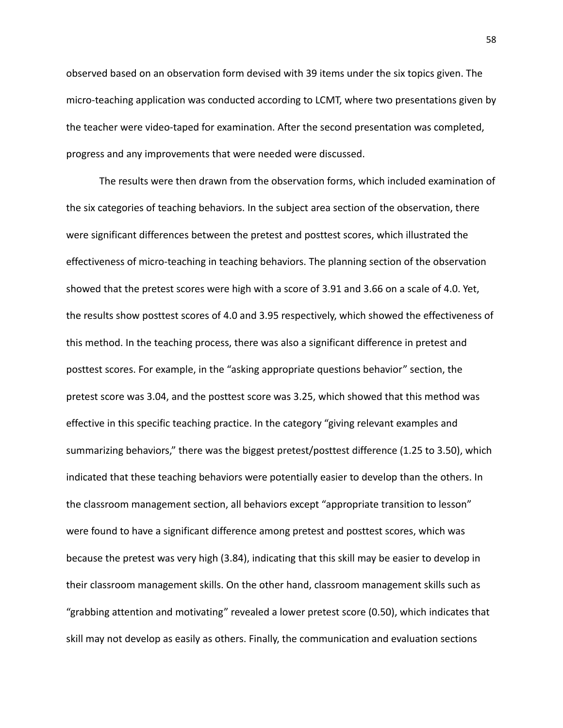observed based on an observation form devised with 39 items under the six topics given. The micro-teaching application was conducted according to LCMT, where two presentations given by the teacher were video-taped for examination. After the second presentation was completed, progress and any improvements that were needed were discussed.

The results were then drawn from the observation forms, which included examination of the six categories of teaching behaviors. In the subject area section of the observation, there were significant differences between the pretest and posttest scores, which illustrated the effectiveness of micro-teaching in teaching behaviors. The planning section of the observation showed that the pretest scores were high with a score of 3.91 and 3.66 on a scale of 4.0. Yet, the results show posttest scores of 4.0 and 3.95 respectively, which showed the effectiveness of this method. In the teaching process, there was also a significant difference in pretest and posttest scores. For example, in the "asking appropriate questions behavior" section, the pretest score was 3.04, and the posttest score was 3.25, which showed that this method was effective in this specific teaching practice. In the category "giving relevant examples and summarizing behaviors," there was the biggest pretest/posttest difference (1.25 to 3.50), which indicated that these teaching behaviors were potentially easier to develop than the others. In the classroom management section, all behaviors except "appropriate transition to lesson" were found to have a significant difference among pretest and posttest scores, which was because the pretest was very high (3.84), indicating that this skill may be easier to develop in their classroom management skills. On the other hand, classroom management skills such as "grabbing attention and motivating" revealed a lower pretest score (0.50), which indicates that skill may not develop as easily as others. Finally, the communication and evaluation sections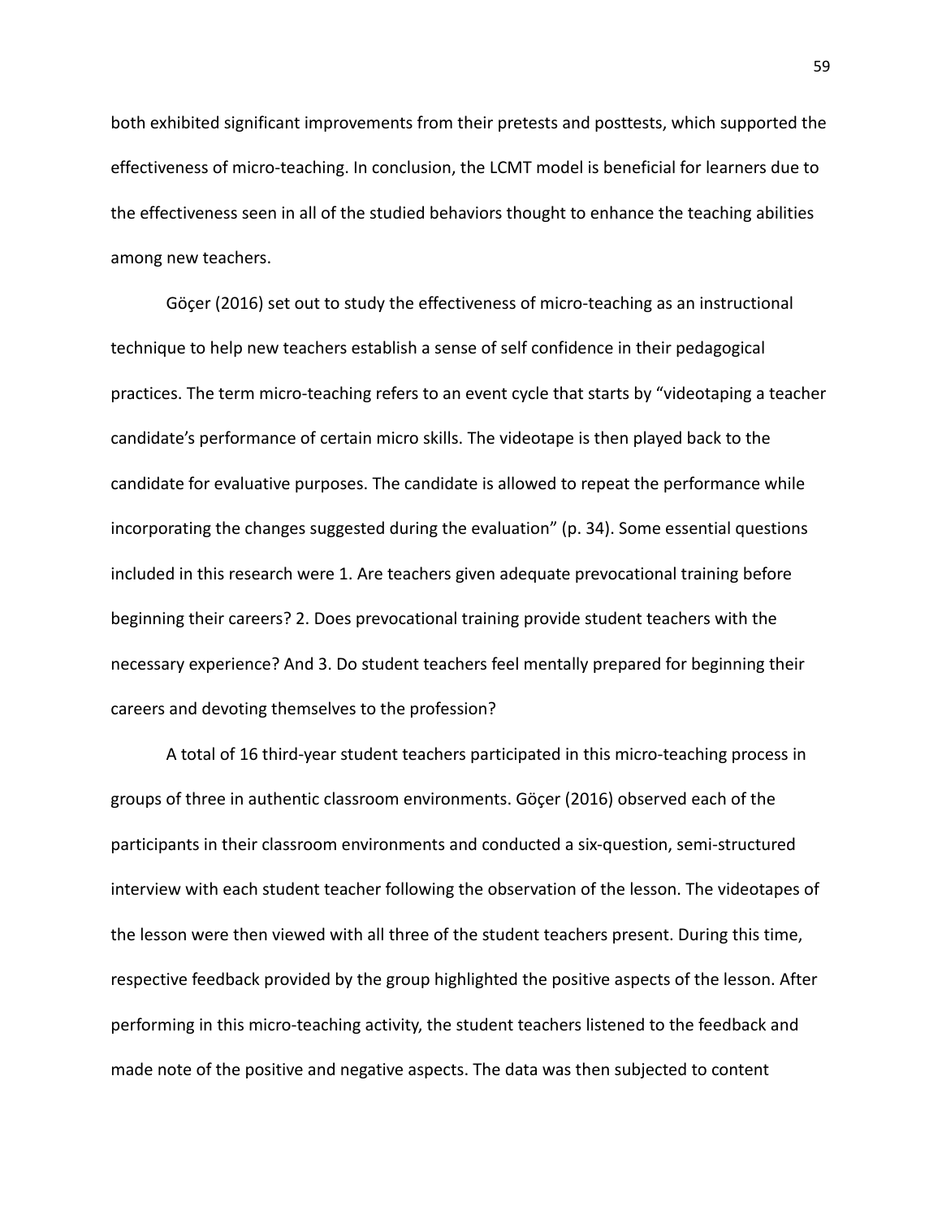both exhibited significant improvements from their pretests and posttests, which supported the effectiveness of micro-teaching. In conclusion, the LCMT model is beneficial for learners due to the effectiveness seen in all of the studied behaviors thought to enhance the teaching abilities among new teachers.

Göçer (2016) set out to study the effectiveness of micro-teaching as an instructional technique to help new teachers establish a sense of self confidence in their pedagogical practices. The term micro-teaching refers to an event cycle that starts by "videotaping a teacher candidate's performance of certain micro skills. The videotape is then played back to the candidate for evaluative purposes. The candidate is allowed to repeat the performance while incorporating the changes suggested during the evaluation" (p. 34). Some essential questions included in this research were 1. Are teachers given adequate prevocational training before beginning their careers? 2. Does prevocational training provide student teachers with the necessary experience? And 3. Do student teachers feel mentally prepared for beginning their careers and devoting themselves to the profession?

A total of 16 third-year student teachers participated in this micro-teaching process in groups of three in authentic classroom environments. Göçer (2016) observed each of the participants in their classroom environments and conducted a six-question, semi-structured interview with each student teacher following the observation of the lesson. The videotapes of the lesson were then viewed with all three of the student teachers present. During this time, respective feedback provided by the group highlighted the positive aspects of the lesson. After performing in this micro-teaching activity, the student teachers listened to the feedback and made note of the positive and negative aspects. The data was then subjected to content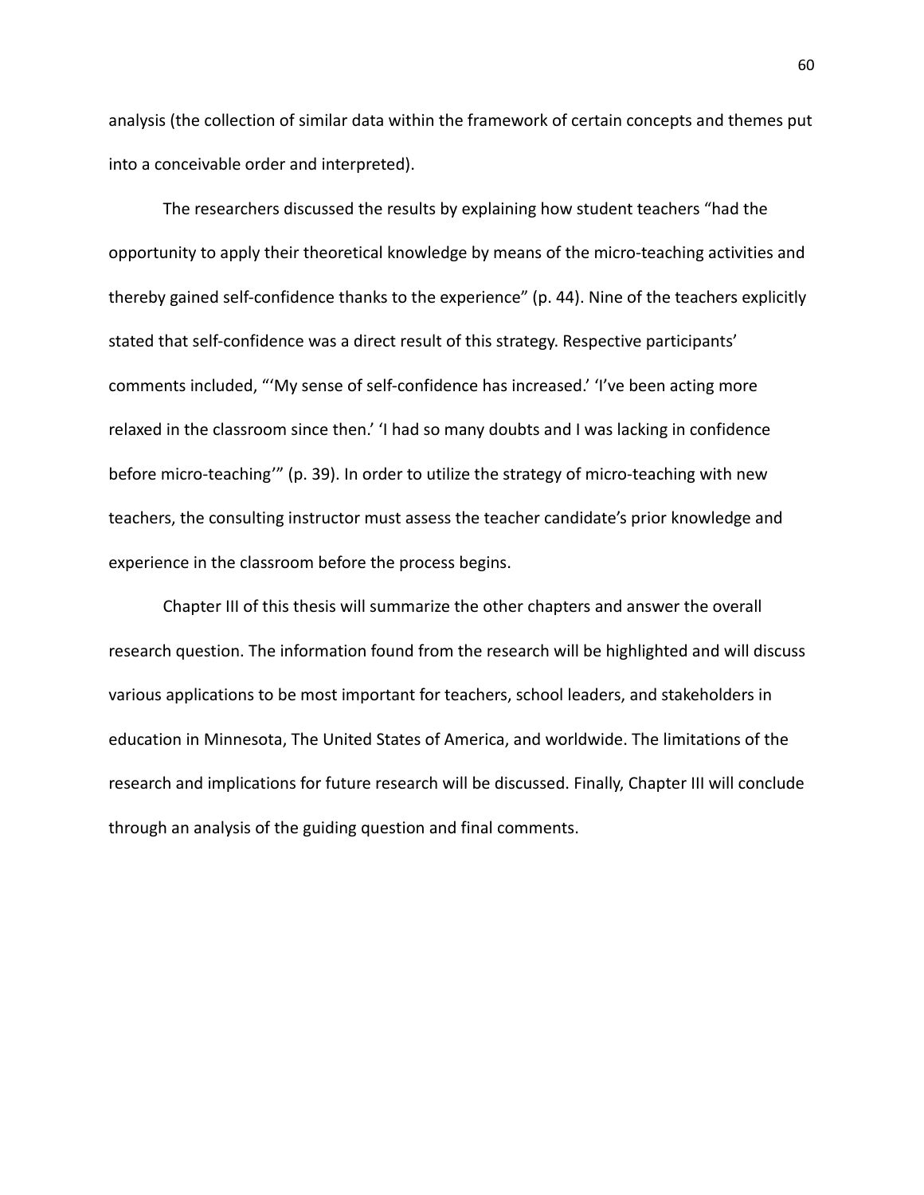analysis (the collection of similar data within the framework of certain concepts and themes put into a conceivable order and interpreted).

The researchers discussed the results by explaining how student teachers "had the opportunity to apply their theoretical knowledge by means of the micro-teaching activities and thereby gained self-confidence thanks to the experience" (p. 44). Nine of the teachers explicitly stated that self-confidence was a direct result of this strategy. Respective participants' comments included, "'My sense of self-confidence has increased.' 'I've been acting more relaxed in the classroom since then.' 'I had so many doubts and I was lacking in confidence before micro-teaching'" (p. 39). In order to utilize the strategy of micro-teaching with new teachers, the consulting instructor must assess the teacher candidate's prior knowledge and experience in the classroom before the process begins.

Chapter III of this thesis will summarize the other chapters and answer the overall research question. The information found from the research will be highlighted and will discuss various applications to be most important for teachers, school leaders, and stakeholders in education in Minnesota, The United States of America, and worldwide. The limitations of the research and implications for future research will be discussed. Finally, Chapter III will conclude through an analysis of the guiding question and final comments.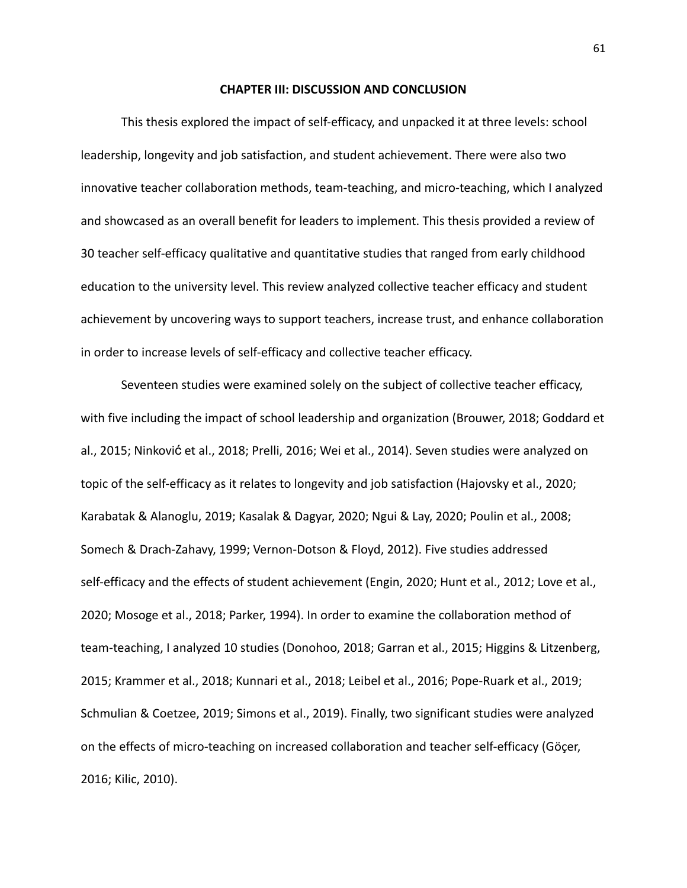# CHAPTER III: DISCUSSION AND CONCLUSION

This thesis explored the impact of self-efficacy, and unpacked it at three levels: school leadership, longevity and job satisfaction, and student achievement. There were also two innovative teacher collaboration methods, team-teaching, and micro-teaching, which I analyzed and showcased as an overall benefit for leaders to implement. This thesis provided a review of 30 teacher self-efficacy qualitative and quantitative studies that ranged from early childhood education to the university level. This review analyzed collective teacher efficacy and student achievement by uncovering ways to support teachers, increase trust, and enhance collaboration in order to increase levels of self-efficacy and collective teacher efficacy.

Seventeen studies were examined solely on the subject of collective teacher efficacy, with five including the impact of school leadership and organization (Brouwer, 2018; Goddard et al., 2015; Ninković et al., 2018; Prelli, 2016; Wei et al., 2014). Seven studies were analyzed on topic of the self-efficacy as it relates to longevity and job satisfaction (Hajovsky et al., 2020; Karabatak & Alanoglu, 2019; Kasalak & Dagyar, 2020; Ngui & Lay, 2020; Poulin et al., 2008; Somech & Drach-Zahavy, 1999; Vernon-Dotson & Floyd, 2012). Five studies addressed self-efficacy and the effects of student achievement (Engin, 2020; Hunt et al., 2012; Love et al., 2020; Mosoge et al., 2018; Parker, 1994). In order to examine the collaboration method of team-teaching, I analyzed 10 studies (Donohoo, 2018; Garran et al., 2015; Higgins & Litzenberg, 2015; Krammer et al., 2018; Kunnari et al., 2018; Leibel et al., 2016; Pope-Ruark et al., 2019; Schmulian & Coetzee, 2019; Simons et al., 2019). Finally, two significant studies were analyzed on the effects of micro-teaching on increased collaboration and teacher self-efficacy (Göçer, 2016; Kilic, 2010).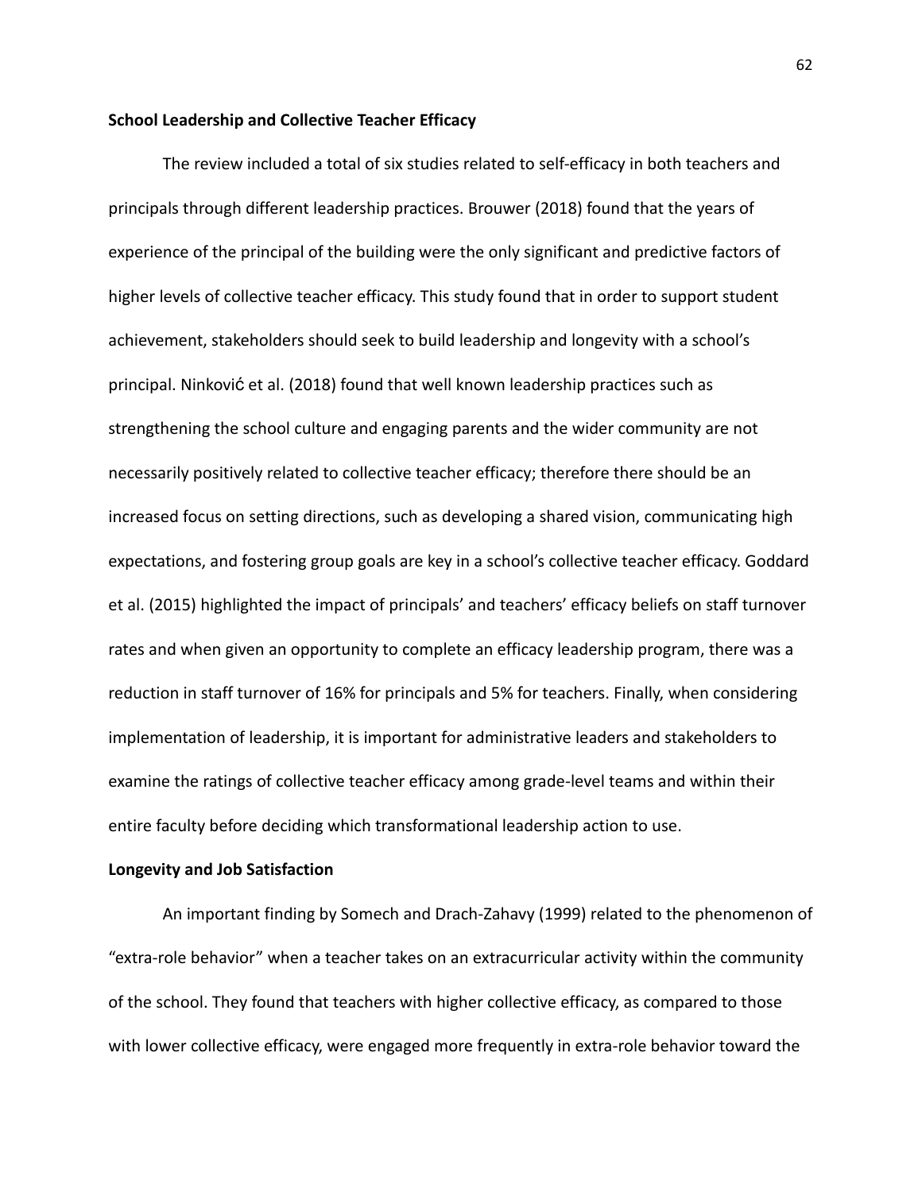**School Leadership and Collective Teacher Efficacy**

The review included a total of six studies related to self-efficacy in both teachers and principals through different leadership practices. Brouwer (2018) found that the years of experience of the principal of the building were the only significant and predictive factors of higher levels of collective teacher efficacy. This study found that in order to support student achievement, stakeholders should seek to build leadership and longevity with a school's principal. Ninković et al. (2018) found that well known leadership practices such as strengthening the school culture and engaging parents and the wider community are not necessarily positively related to collective teacher efficacy; therefore there should be an increased focus on setting directions, such as developing a shared vision, communicating high expectations, and fostering group goals are key in a school's collective teacher efficacy. Goddard et al. (2015) highlighted the impact of principals' and teachers' efficacy beliefs on staff turnover rates and when given an opportunity to complete an efficacy leadership program, there was a reduction in staff turnover of 16% for principals and 5% for teachers. Finally, when considering implementation of leadership, it is important for administrative leaders and stakeholders to examine the ratings of collective teacher efficacy among grade-level teams and within their entire faculty before deciding which transformational leadership action to use.

**Longevity and Job Satisfaction**

An important finding by Somech and Drach-Zahavy (1999) related to the phenomenon of "extra-role behavior" when a teacher takes on an extracurricular activity within the community of the school. They found that teachers with higher collective efficacy, as compared to those with lower collective efficacy, were engaged more frequently in extra-role behavior toward the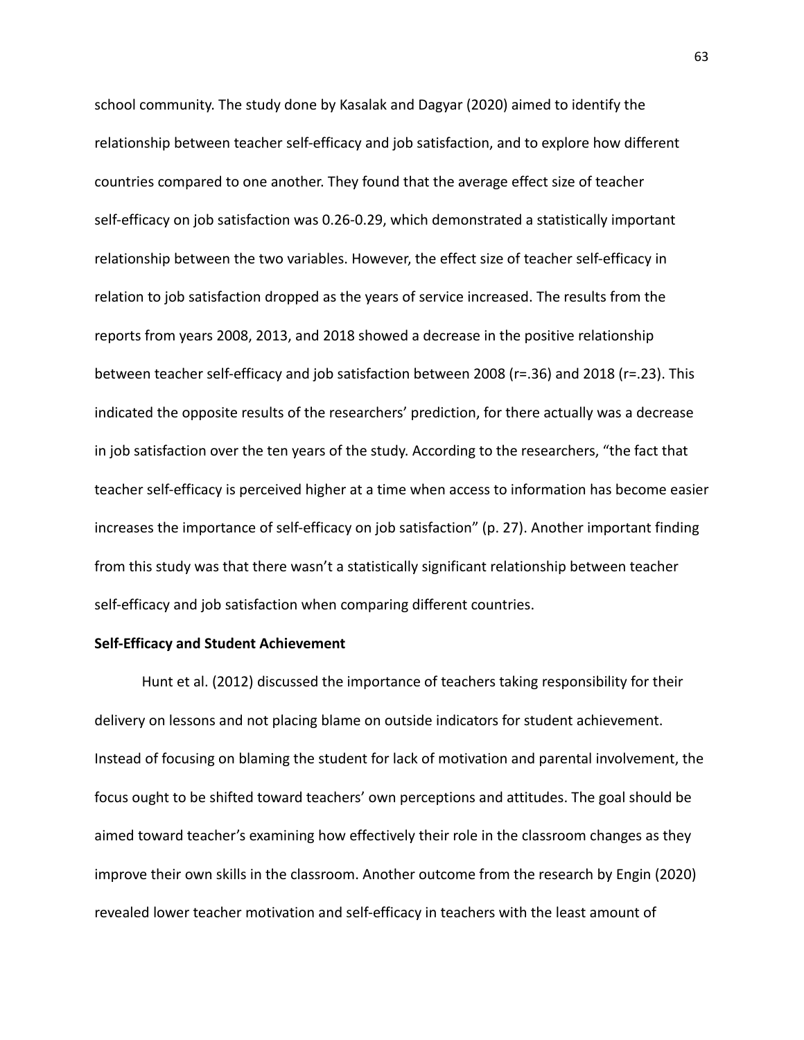school community. The study done by Kasalak and Dagyar (2020) aimed to identify the relationship between teacher self-efficacy and job satisfaction, and to explore how different countries compared to one another. They found that the average effect size of teacher self-efficacy on job satisfaction was 0.26-0.29, which demonstrated a statistically important relationship between the two variables. However, the effect size of teacher self-efficacy in relation to job satisfaction dropped as the years of service increased. The results from the reports from years 2008, 2013, and 2018 showed a decrease in the positive relationship between teacher self-efficacy and job satisfaction between 2008 (r=.36) and 2018 (r=.23). This indicated the opposite results of the researchers' prediction, for there actually was a decrease in job satisfaction over the ten years of the study. According to the researchers, "the fact that teacher self-efficacy is perceived higher at a time when access to information has become easier increases the importance of self-efficacy on job satisfaction" (p. 27). Another important finding from this study was that there wasn't a statistically significant relationship between teacher self-efficacy and job satisfaction when comparing different countries.

**Self-Efficacy and Student Achievement**

Hunt et al. (2012) discussed the importance of teachers taking responsibility for their delivery on lessons and not placing blame on outside indicators for student achievement. Instead of focusing on blaming the student for lack of motivation and parental involvement, the focus ought to be shifted toward teachers' own perceptions and attitudes. The goal should be aimed toward teacher's examining how effectively their role in the classroom changes as they improve their own skills in the classroom. Another outcome from the research by Engin (2020) revealed lower teacher motivation and self-efficacy in teachers with the least amount of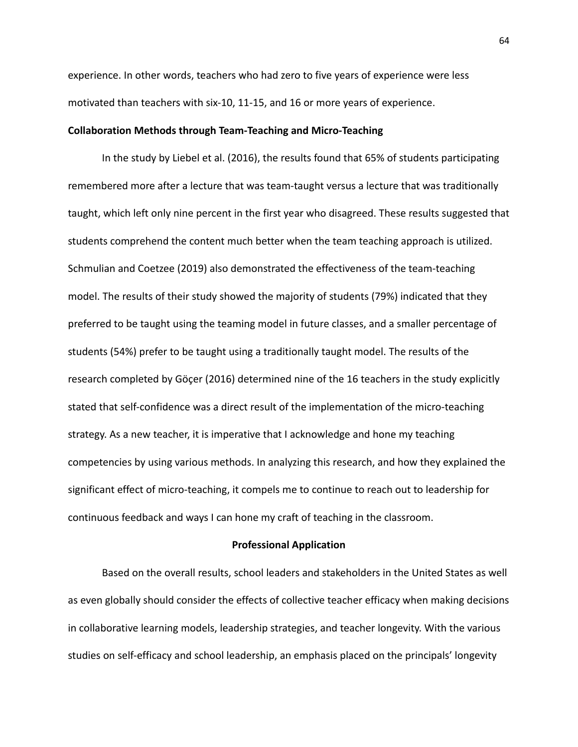experience. In other words, teachers who had zero to five years of experience were less motivated than teachers with six-10, 11-15, and 16 or more years of experience.

**Collaboration Methods through Team-Teaching and Micro-Teaching**

In the study by Liebel et al. (2016), the results found that 65% of students participating remembered more after a lecture that was team-taught versus a lecture that was traditionally taught, which left only nine percent in the first year who disagreed. These results suggested that students comprehend the content much better when the team teaching approach is utilized. Schmulian and Coetzee (2019) also demonstrated the effectiveness of the team-teaching model. The results of their study showed the majority of students (79%) indicated that they preferred to be taught using the teaming model in future classes, and a smaller percentage of students (54%) prefer to be taught using a traditionally taught model. The results of the research completed by Göçer (2016) determined nine of the 16 teachers in the study explicitly stated that self-confidence was a direct result of the implementation of the micro-teaching strategy. As a new teacher, it is imperative that I acknowledge and hone my teaching competencies by using various methods. In analyzing this research, and how they explained the significant effect of micro-teaching, it compels me to continue to reach out to leadership for continuous feedback and ways I can hone my craft of teaching in the classroom.

## Professional Application

Based on the overall results, school leaders and stakeholders in the United States as well as even globally should consider the effects of collective teacher efficacy when making decisions in collaborative learning models, leadership strategies, and teacher longevity. With the various studies on self-efficacy and school leadership, an emphasis placed on the principals' longevity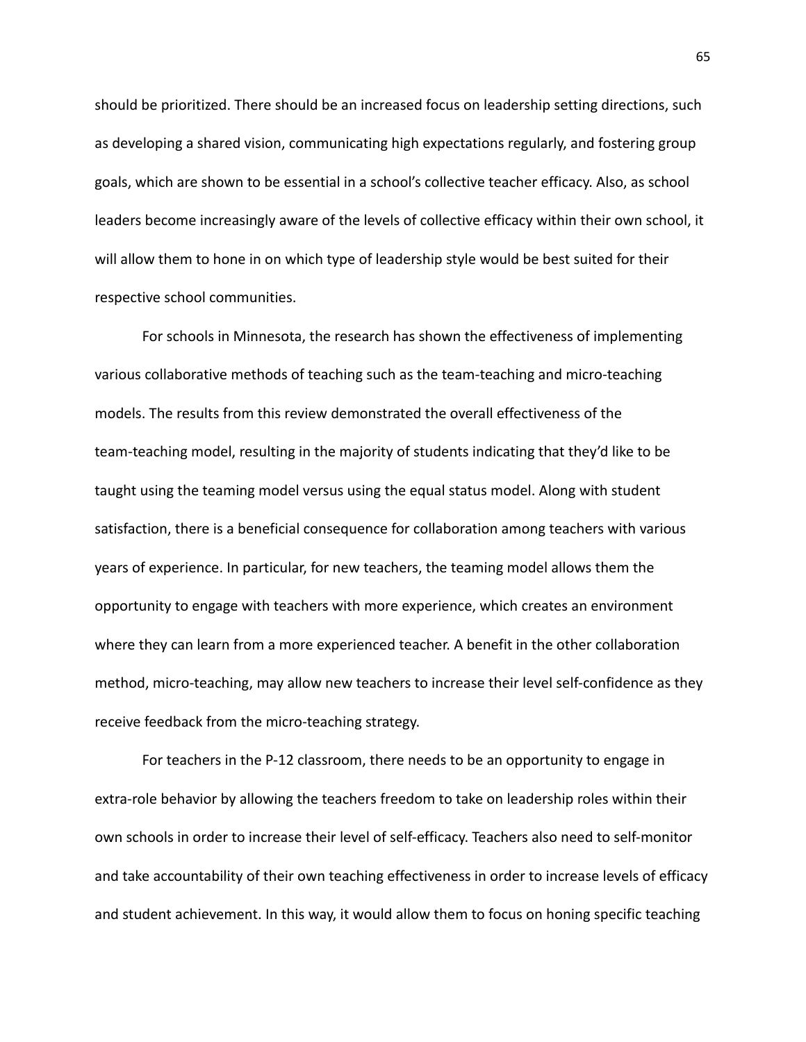should be prioritized. There should be an increased focus on leadership setting directions, such as developing a shared vision, communicating high expectations regularly, and fostering group goals, which are shown to be essential in a school's collective teacher efficacy. Also, as school leaders become increasingly aware of the levels of collective efficacy within their own school, it will allow them to hone in on which type of leadership style would be best suited for their respective school communities.

For schools in Minnesota, the research has shown the effectiveness of implementing various collaborative methods of teaching such as the team-teaching and micro-teaching models. The results from this review demonstrated the overall effectiveness of the team-teaching model, resulting in the majority of students indicating that they'd like to be taught using the teaming model versus using the equal status model. Along with student satisfaction, there is a beneficial consequence for collaboration among teachers with various years of experience. In particular, for new teachers, the teaming model allows them the opportunity to engage with teachers with more experience, which creates an environment where they can learn from a more experienced teacher. A benefit in the other collaboration method, micro-teaching, may allow new teachers to increase their level self-confidence as they receive feedback from the micro-teaching strategy.

For teachers in the P-12 classroom, there needs to be an opportunity to engage in extra-role behavior by allowing the teachers freedom to take on leadership roles within their own schools in order to increase their level of self-efficacy. Teachers also need to self-monitor and take accountability of their own teaching effectiveness in order to increase levels of efficacy and student achievement. In this way, it would allow them to focus on honing specific teaching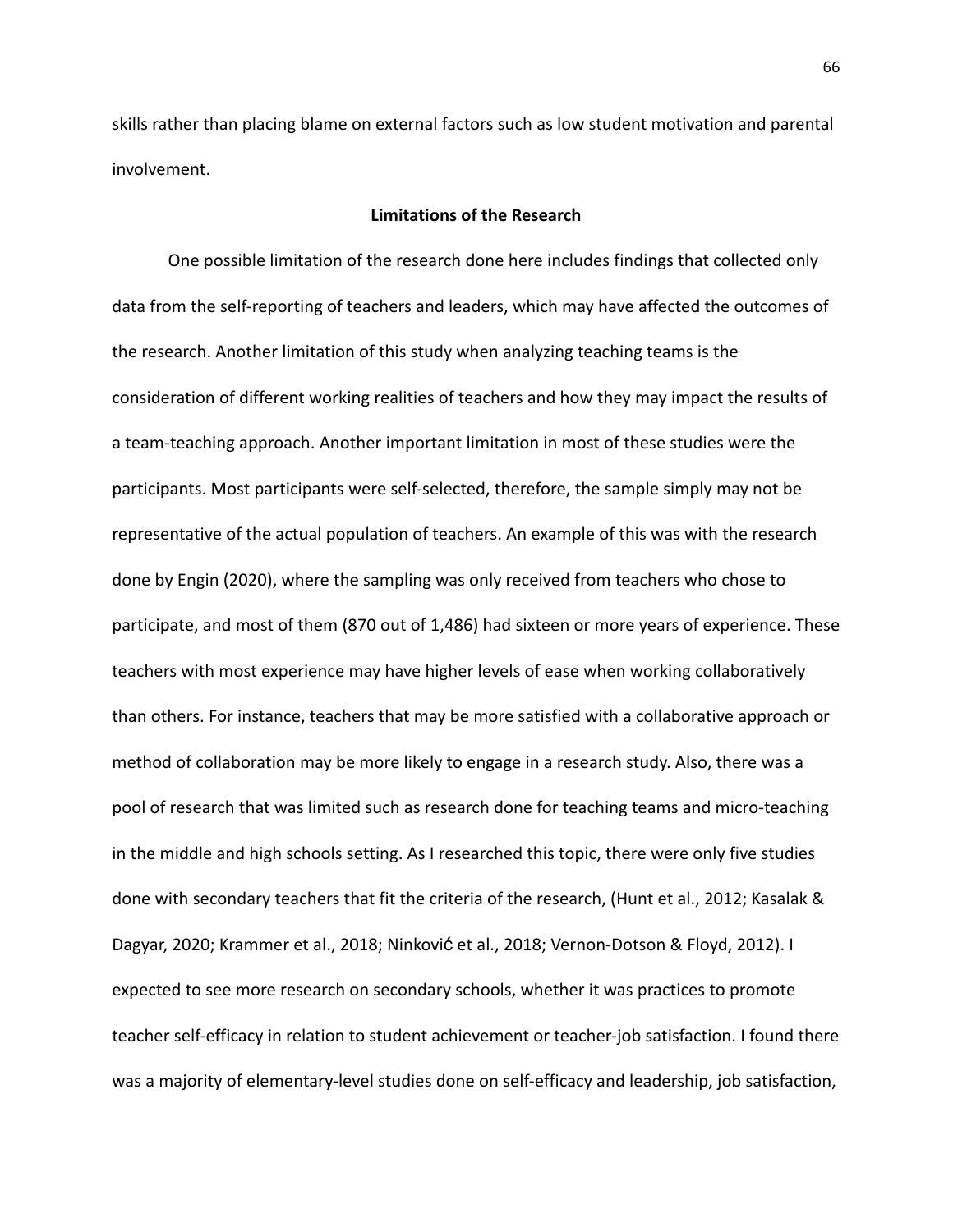skills rather than placing blame on external factors such as low student motivation and parental involvement.

## Limitations of the Research

One possible limitation of the research done here includes findings that collected only data from the self-reporting of teachers and leaders, which may have affected the outcomes of the research. Another limitation of this study when analyzing teaching teams is the consideration of different working realities of teachers and how they may impact the results of a team-teaching approach. Another important limitation in most of these studies were the participants. Most participants were self-selected, therefore, the sample simply may not be representative of the actual population of teachers. An example of this was with the research done by Engin (2020), where the sampling was only received from teachers who chose to participate, and most of them (870 out of 1,486) had sixteen or more years of experience. These teachers with most experience may have higher levels of ease when working collaboratively than others. For instance, teachers that may be more satisfied with a collaborative approach or method of collaboration may be more likely to engage in a research study. Also, there was a pool of research that was limited such as research done for teaching teams and micro-teaching in the middle and high schools setting. As I researched this topic, there were only five studies done with secondary teachers that fit the criteria of the research, (Hunt et al., 2012; Kasalak & Dagyar, 2020; Krammer et al., 2018; Ninković et al., 2018; Vernon-Dotson & Floyd, 2012). I expected to see more research on secondary schools, whether it was practices to promote teacher self-efficacy in relation to student achievement or teacher-job satisfaction. I found there was a majority of elementary-level studies done on self-efficacy and leadership, job satisfaction,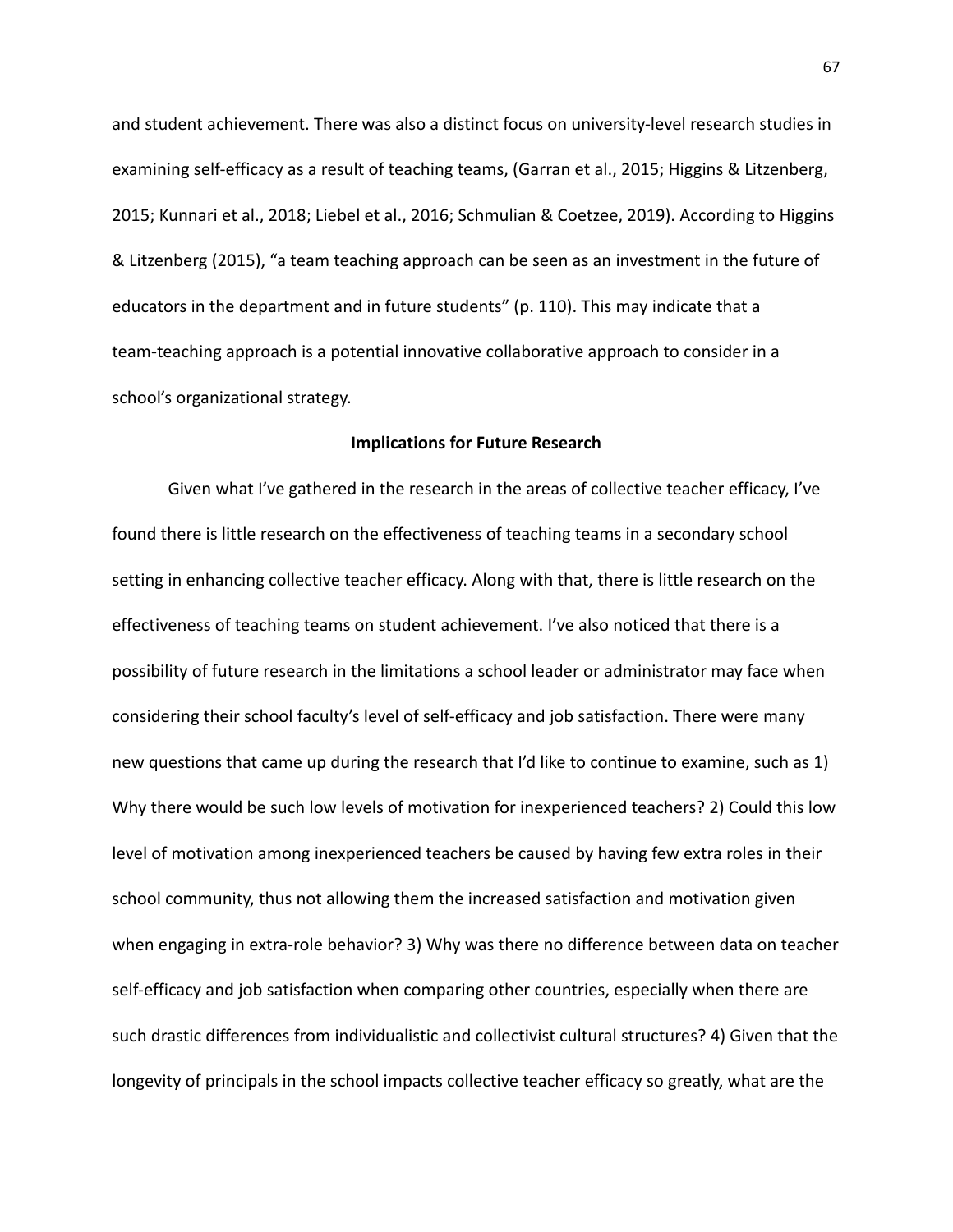and student achievement. There was also a distinct focus on university-level research studies in examining self-efficacy as a result of teaching teams, (Garran et al., 2015; Higgins & Litzenberg, 2015; Kunnari et al., 2018; Liebel et al., 2016; Schmulian & Coetzee, 2019). According to Higgins & Litzenberg (2015), "a team teaching approach can be seen as an investment in the future of educators in the department and in future students" (p. 110). This may indicate that a team-teaching approach is a potential innovative collaborative approach to consider in a school's organizational strategy.

## Implications for Future Research

Given what I've gathered in the research in the areas of collective teacher efficacy, I've found there is little research on the effectiveness of teaching teams in a secondary school setting in enhancing collective teacher efficacy. Along with that, there is little research on the effectiveness of teaching teams on student achievement. I've also noticed that there is a possibility of future research in the limitations a school leader or administrator may face when considering their school faculty's level of self-efficacy and job satisfaction. There were many new questions that came up during the research that I'd like to continue to examine, such as 1) Why there would be such low levels of motivation for inexperienced teachers? 2) Could this low level of motivation among inexperienced teachers be caused by having few extra roles in their school community, thus not allowing them the increased satisfaction and motivation given when engaging in extra-role behavior? 3) Why was there no difference between data on teacher self-efficacy and job satisfaction when comparing other countries, especially when there are such drastic differences from individualistic and collectivist cultural structures? 4) Given that the longevity of principals in the school impacts collective teacher efficacy so greatly, what are the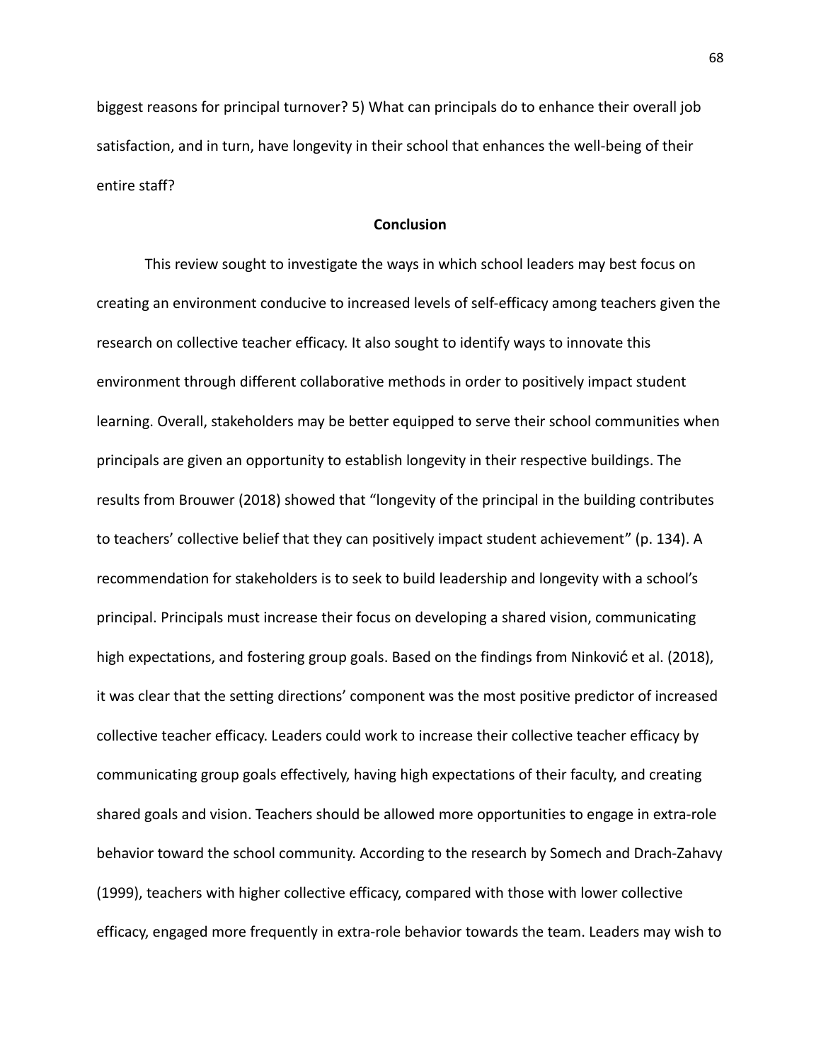biggest reasons for principal turnover? 5) What can principals do to enhance their overall job satisfaction, and in turn, have longevity in their school that enhances the well-being of their entire staff?

## Conclusion

This review sought to investigate the ways in which school leaders may best focus on creating an environment conducive to increased levels of self-efficacy among teachers given the research on collective teacher efficacy. It also sought to identify ways to innovate this environment through different collaborative methods in order to positively impact student learning. Overall, stakeholders may be better equipped to serve their school communities when principals are given an opportunity to establish longevity in their respective buildings. The results from Brouwer (2018) showed that "longevity of the principal in the building contributes to teachers' collective belief that they can positively impact student achievement" (p. 134). A recommendation for stakeholders is to seek to build leadership and longevity with a school's principal. Principals must increase their focus on developing a shared vision, communicating high expectations, and fostering group goals. Based on the findings from Ninković et al. (2018), it was clear that the setting directions' component was the most positive predictor of increased collective teacher efficacy. Leaders could work to increase their collective teacher efficacy by communicating group goals effectively, having high expectations of their faculty, and creating shared goals and vision. Teachers should be allowed more opportunities to engage in extra-role behavior toward the school community. According to the research by Somech and Drach-Zahavy (1999), teachers with higher collective efficacy, compared with those with lower collective efficacy, engaged more frequently in extra-role behavior towards the team. Leaders may wish to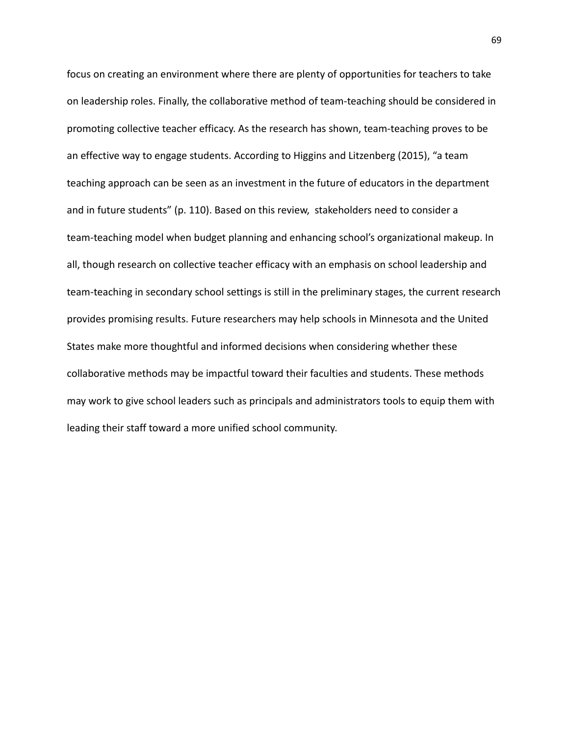focus on creating an environment where there are plenty of opportunities for teachers to take on leadership roles. Finally, the collaborative method of team-teaching should be considered in promoting collective teacher efficacy. As the research has shown, team-teaching proves to be an effective way to engage students. According to Higgins and Litzenberg (2015), "a team teaching approach can be seen as an investment in the future of educators in the department and in future students" (p. 110). Based on this review,  stakeholders need to consider a team-teaching model when budget planning and enhancing school's organizational makeup. In all, though research on collective teacher efficacy with an emphasis on school leadership and team-teaching in secondary school settings is still in the preliminary stages, the current research provides promising results. Future researchers may help schools in Minnesota and the United States make more thoughtful and informed decisions when considering whether these collaborative methods may be impactful toward their faculties and students. These methods may work to give school leaders such as principals and administrators tools to equip them with leading their staff toward a more unified school community.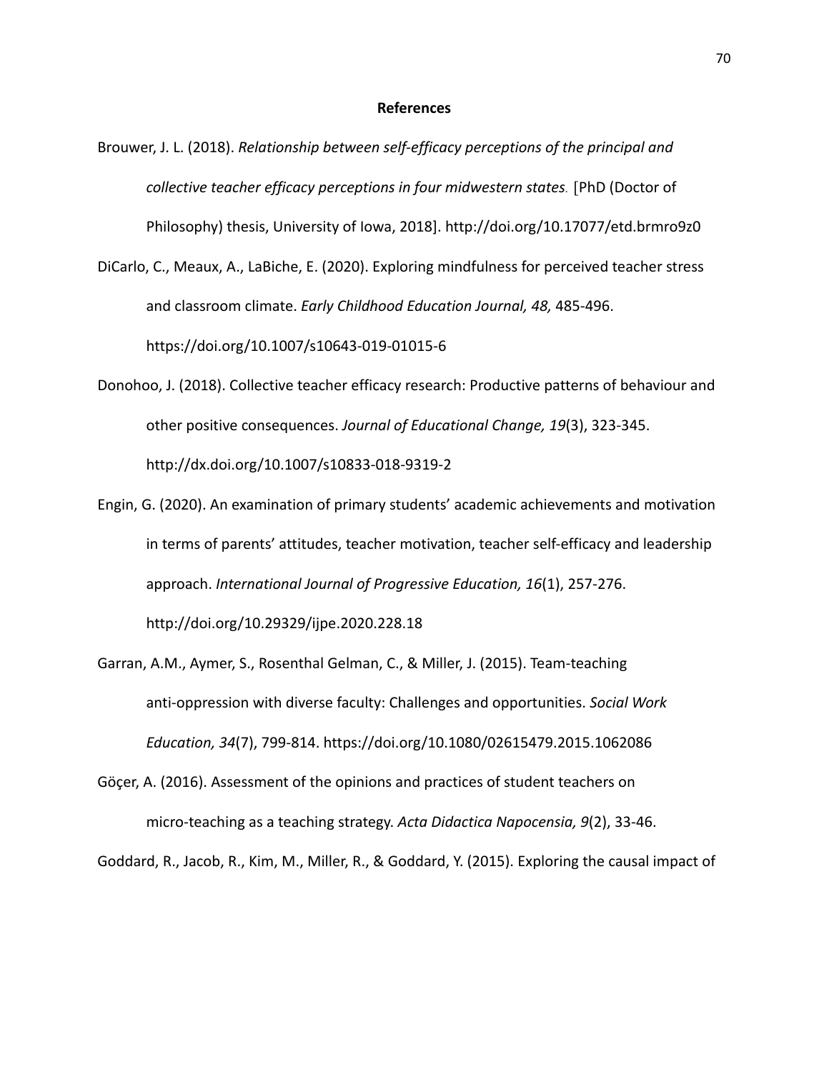# References

Brouwer, J. L. (2018). *Relationship between self-efficacy perceptions of the principal and collective teacher efficacy perceptions in four midwestern states.* [PhD (Doctor of Philosophy) thesis, University of Iowa, 2018]. http://doi.org/10.17077/etd.brmro9z0

DiCarlo, C., Meaux, A., LaBiche, E. (2020). Exploring mindfulness for perceived teacher stress and classroom climate. *Early Childhood Education Journal, 48,* 485-496. https://doi.org/10.1007/s10643-019-01015-6

Donohoo, J. (2018). Collective teacher efficacy research: Productive patterns of behaviour and other positive consequences. *Journal of Educational Change, 19*(3), 323-345. http://dx.doi.org/10.1007/s10833-018-9319-2

Engin, G. (2020). An examination of primary students' academic achievements and motivation in terms of parents' attitudes, teacher motivation, teacher self-efficacy and leadership approach. *International Journal of Progressive Education, 16*(1), 257-276. http://doi.org/10.29329/ijpe.2020.228.18

Garran, A.M., Aymer, S., Rosenthal Gelman, C., & Miller, J. (2015). Team-teaching anti-oppression with diverse faculty: Challenges and opportunities. *Social Work Education, 34*(7), 799-814. https://doi.org/10.1080/02615479.2015.1062086

Göçer, A. (2016). Assessment of the opinions and practices of student teachers on micro-teaching as a teaching strategy. *Acta Didactica Napocensia, 9*(2), 33-46.

Goddard, R., Jacob, R., Kim, M., Miller, R., & Goddard, Y. (2015). Exploring the causal impact of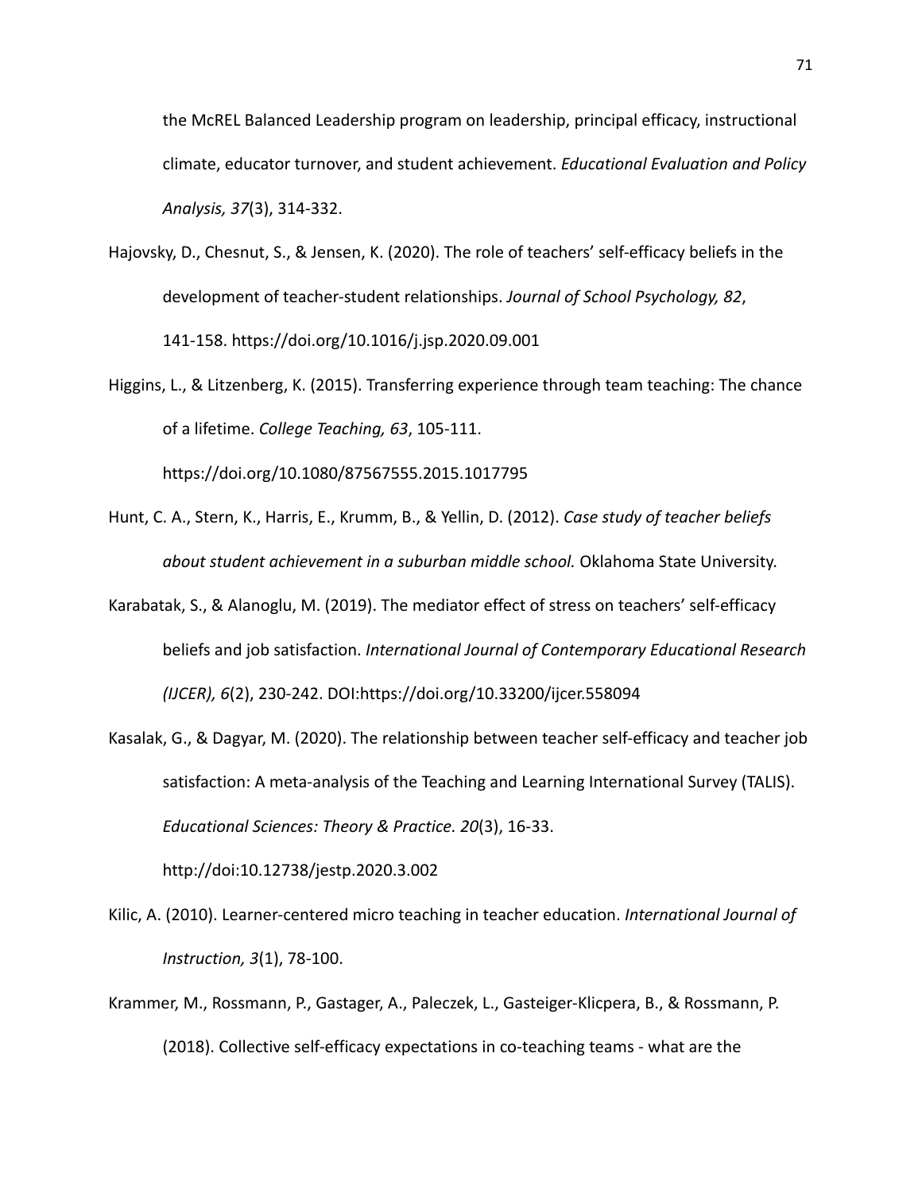the McREL Balanced Leadership program on leadership, principal efficacy, instructional climate, educator turnover, and student achievement. *Educational Evaluation and Policy Analysis, 37*(3), 314-332.

Hajovsky, D., Chesnut, S., & Jensen, K. (2020). The role of teachers' self-efficacy beliefs in the development of teacher-student relationships. *Journal of School Psychology, 82*, 141-158. https://doi.org/10.1016/j.jsp.2020.09.001

Higgins, L., & Litzenberg, K. (2015). Transferring experience through team teaching: The chance of a lifetime. *College Teaching, 63*, 105-111. https://doi.org/10.1080/87567555.2015.1017795

Hunt, C. A., Stern, K., Harris, E., Krumm, B., & Yellin, D. (2012). *Case study of teacher beliefs about student achievement in a suburban middle school.* Oklahoma State University.

Karabatak, S., & Alanoglu, M. (2019). The mediator effect of stress on teachers' self-efficacy beliefs and job satisfaction. *International Journal of Contemporary Educational Research (IJCER), 6*(2), 230-242. DOI:https://doi.org/10.33200/ijcer.558094

Kasalak, G., & Dagyar, M. (2020). The relationship between teacher self-efficacy and teacher job satisfaction: A meta-analysis of the Teaching and Learning International Survey (TALIS). *Educational Sciences: Theory & Practice. 20*(3), 16-33. http://doi:10.12738/jestp.2020.3.002

Kilic, A. (2010). Learner-centered micro teaching in teacher education. *International Journal of Instruction, 3*(1), 78-100.

Krammer, M., Rossmann, P., Gastager, A., Paleczek, L., Gasteiger-Klicpera, B., & Rossmann, P. (2018). Collective self-efficacy expectations in co-teaching teams - what are the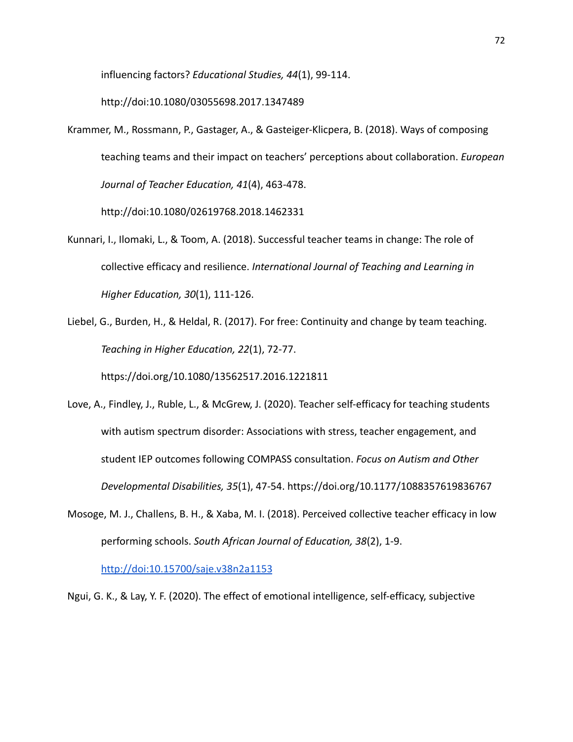influencing factors? *Educational Studies, 44*(1), 99-114. http://doi:10.1080/03055698.2017.1347489

Krammer, M., Rossmann, P., Gastager, A., & Gasteiger-Klicpera, B. (2018). Ways of composing teaching teams and their impact on teachers' perceptions about collaboration. *European Journal of Teacher Education, 41*(4), 463-478. http://doi:10.1080/02619768.2018.1462331

Kunnari, I., Ilomaki, L., & Toom, A. (2018). Successful teacher teams in change: The role of collective efficacy and resilience. *International Journal of Teaching and Learning in Higher Education, 30*(1), 111-126.

Liebel, G., Burden, H., & Heldal, R. (2017). For free: Continuity and change by team teaching. *Teaching in Higher Education, 22*(1), 72-77. https://doi.org/10.1080/13562517.2016.1221811

Love, A., Findley, J., Ruble, L., & McGrew, J. (2020). Teacher self-efficacy for teaching students with autism spectrum disorder: Associations with stress, teacher engagement, and student IEP outcomes following COMPASS consultation. *Focus on Autism and Other Developmental Disabilities, 35*(1), 47-54. https://doi.org/10.1177/1088357619836767

Mosoge, M. J., Challens, B. H., & Xaba, M. I. (2018). Perceived collective teacher efficacy in low performing schools. *South African Journal of Education, 38*(2), 1-9. http://doi:10.15700/saje.v38n2a1153

Ngui, G. K., & Lay, Y. F. (2020). The effect of emotional intelligence, self-efficacy, subjective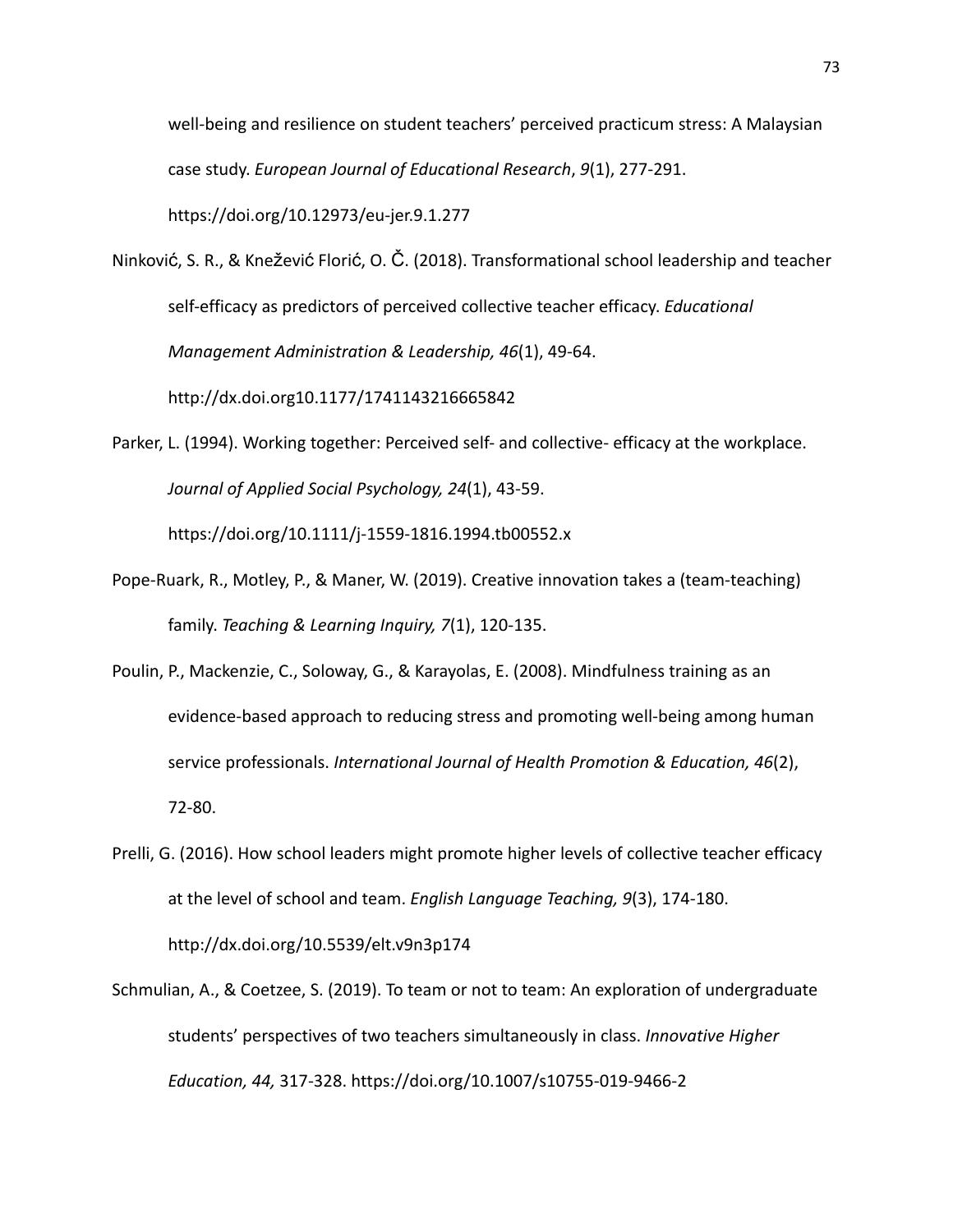well-being and resilience on student teachers' perceived practicum stress: A Malaysian case study. *European Journal of Educational Research*, *9*(1), 277-291. https://doi.org/10.12973/eu-jer.9.1.277

Ninković, S. R., & Knežević Florić, O. Č. (2018). Transformational school leadership and teacher self-efficacy as predictors of perceived collective teacher efficacy. *Educational Management Administration & Leadership, 46*(1), 49-64. http://dx.doi.org10.1177/1741143216665842

Parker, L. (1994). Working together: Perceived self- and collective- efficacy at the workplace. *Journal of Applied Social Psychology, 24*(1), 43-59. https://doi.org/10.1111/j-1559-1816.1994.tb00552.x

Pope-Ruark, R., Motley, P., & Maner, W. (2019). Creative innovation takes a (team-teaching) family. *Teaching & Learning Inquiry, 7*(1), 120-135.

Poulin, P., Mackenzie, C., Soloway, G., & Karayolas, E. (2008). Mindfulness training as an evidence-based approach to reducing stress and promoting well-being among human service professionals. *International Journal of Health Promotion & Education, 46*(2), 72-80.

Prelli, G. (2016). How school leaders might promote higher levels of collective teacher efficacy at the level of school and team. *English Language Teaching, 9*(3), 174-180. http://dx.doi.org/10.5539/elt.v9n3p174

Schmulian, A., & Coetzee, S. (2019). To team or not to team: An exploration of undergraduate students' perspectives of two teachers simultaneously in class. *Innovative Higher Education, 44,* 317-328. https://doi.org/10.1007/s10755-019-9466-2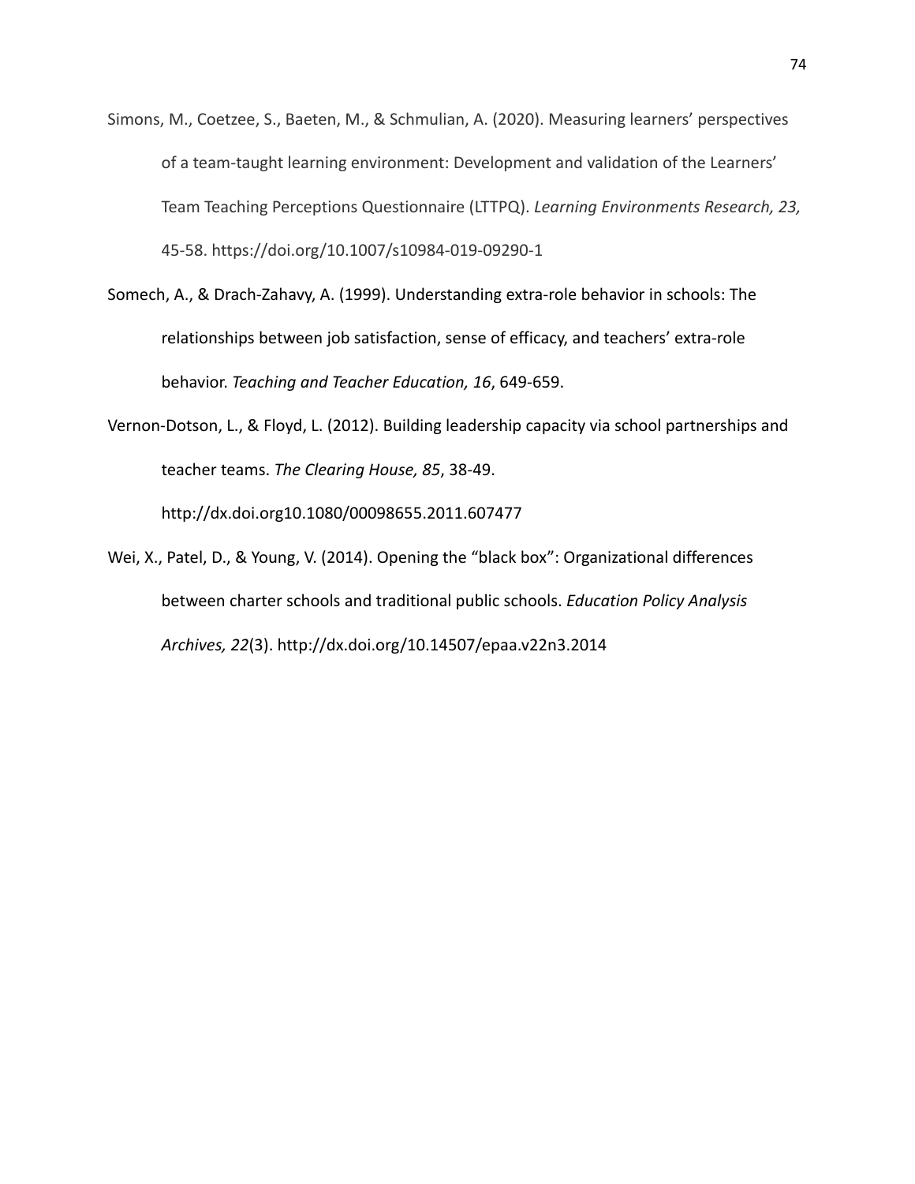Simons, M., Coetzee, S., Baeten, M., & Schmulian, A. (2020). Measuring learners' perspectives of a team-taught learning environment: Development and validation of the Learners' Team Teaching Perceptions Questionnaire (LTTPQ). *Learning Environments Research, 23,* 45-58. https://doi.org/10.1007/s10984-019-09290-1

Somech, A., & Drach-Zahavy, A. (1999). Understanding extra-role behavior in schools: The relationships between job satisfaction, sense of efficacy, and teachers' extra-role behavior. *Teaching and Teacher Education, 16*, 649-659.

Vernon-Dotson, L., & Floyd, L. (2012). Building leadership capacity via school partnerships and teacher teams. *The Clearing House, 85*, 38-49. http://dx.doi.org10.1080/00098655.2011.607477

Wei, X., Patel, D., & Young, V. (2014). Opening the "black box": Organizational differences between charter schools and traditional public schools. *Education Policy Analysis Archives, 22*(3). http://dx.doi.org/10.14507/epaa.v22n3.2014